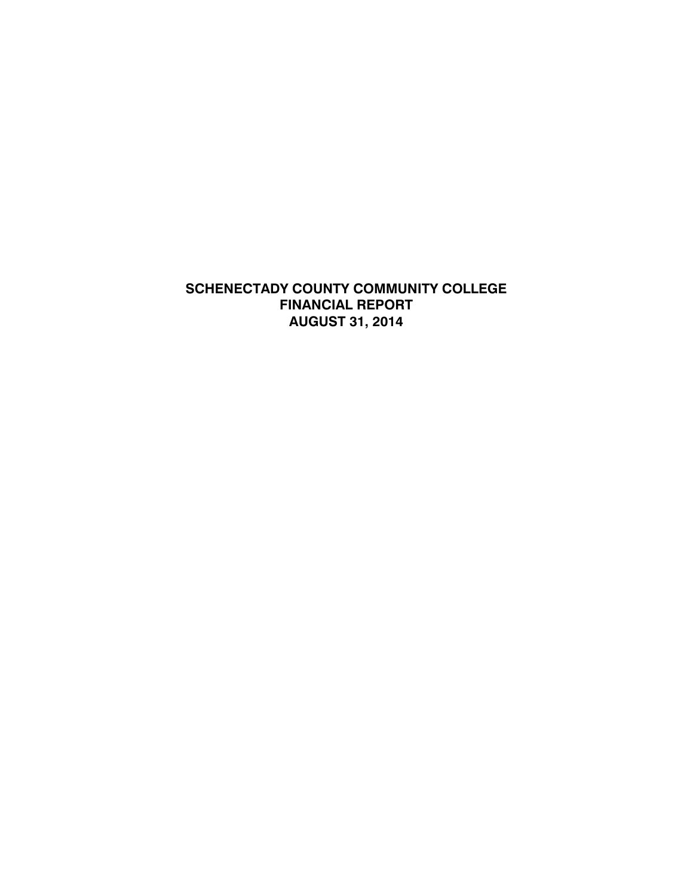# SCHENECTADY COUNTY COMMUNITY COLLEGE
# FINANCIAL REPORT
# AUGUST 31, 2014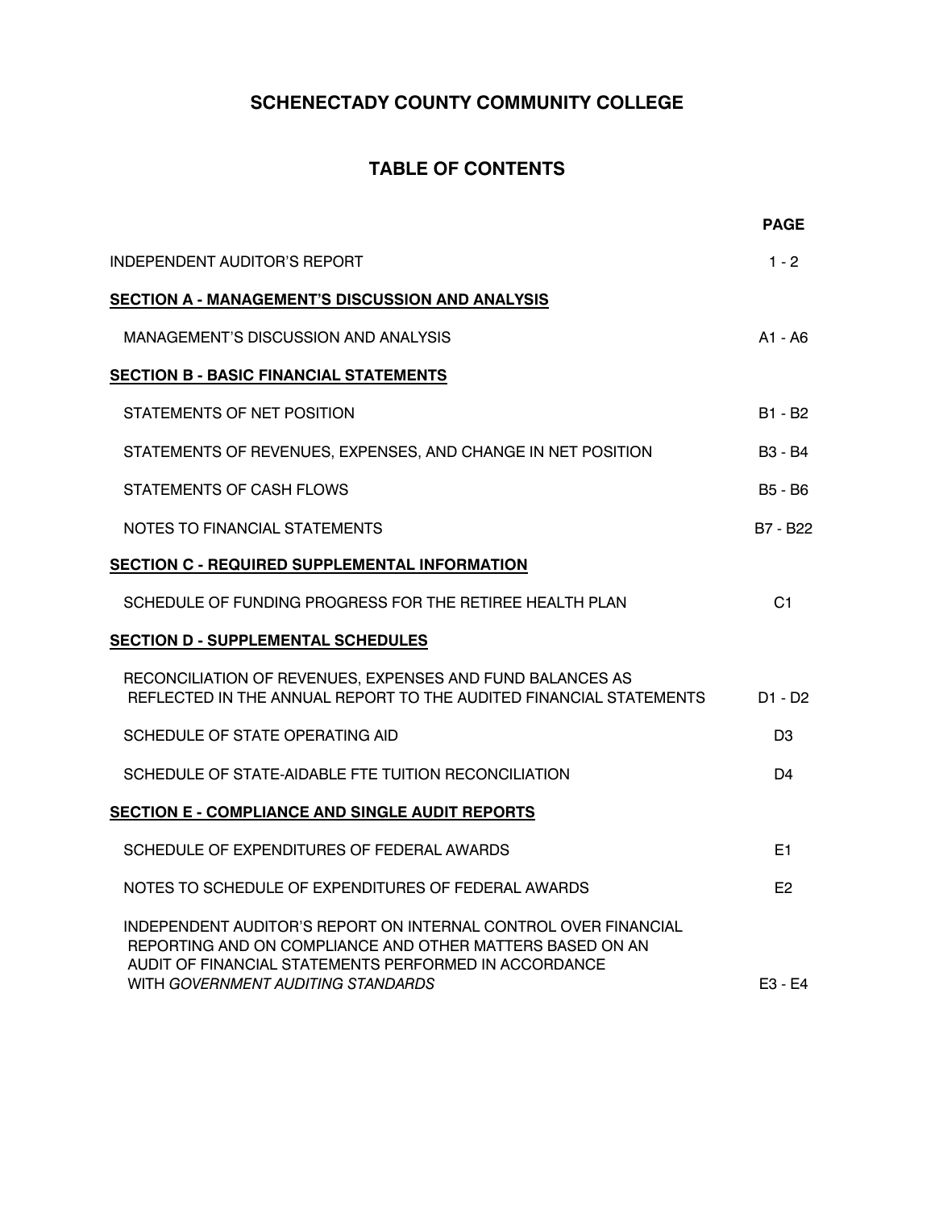# SCHENECTADY COUNTY COMMUNITY COLLEGE

## TABLE OF CONTENTS

| | PAGE |
|---|---|
| INDEPENDENT AUDITOR'S REPORT | 1 - 2 |
| **SECTION A - MANAGEMENT'S DISCUSSION AND ANALYSIS** | |
| MANAGEMENT'S DISCUSSION AND ANALYSIS | A1 - A6 |
| **SECTION B - BASIC FINANCIAL STATEMENTS** | |
| STATEMENTS OF NET POSITION | B1 - B2 |
| STATEMENTS OF REVENUES, EXPENSES, AND CHANGE IN NET POSITION | B3 - B4 |
| STATEMENTS OF CASH FLOWS | B5 - B6 |
| NOTES TO FINANCIAL STATEMENTS | B7 - B22 |
| **SECTION C - REQUIRED SUPPLEMENTAL INFORMATION** | |
| SCHEDULE OF FUNDING PROGRESS FOR THE RETIREE HEALTH PLAN | C1 |
| **SECTION D - SUPPLEMENTAL SCHEDULES** | |
| RECONCILIATION OF REVENUES, EXPENSES AND FUND BALANCES AS REFLECTED IN THE ANNUAL REPORT TO THE AUDITED FINANCIAL STATEMENTS | D1 - D2 |
| SCHEDULE OF STATE OPERATING AID | D3 |
| SCHEDULE OF STATE-AIDABLE FTE TUITION RECONCILIATION | D4 |
| **SECTION E - COMPLIANCE AND SINGLE AUDIT REPORTS** | |
| SCHEDULE OF EXPENDITURES OF FEDERAL AWARDS | E1 |
| NOTES TO SCHEDULE OF EXPENDITURES OF FEDERAL AWARDS | E2 |
| INDEPENDENT AUDITOR'S REPORT ON INTERNAL CONTROL OVER FINANCIAL REPORTING AND ON COMPLIANCE AND OTHER MATTERS BASED ON AN AUDIT OF FINANCIAL STATEMENTS PERFORMED IN ACCORDANCE WITH *GOVERNMENT AUDITING STANDARDS* | E3 - E4 |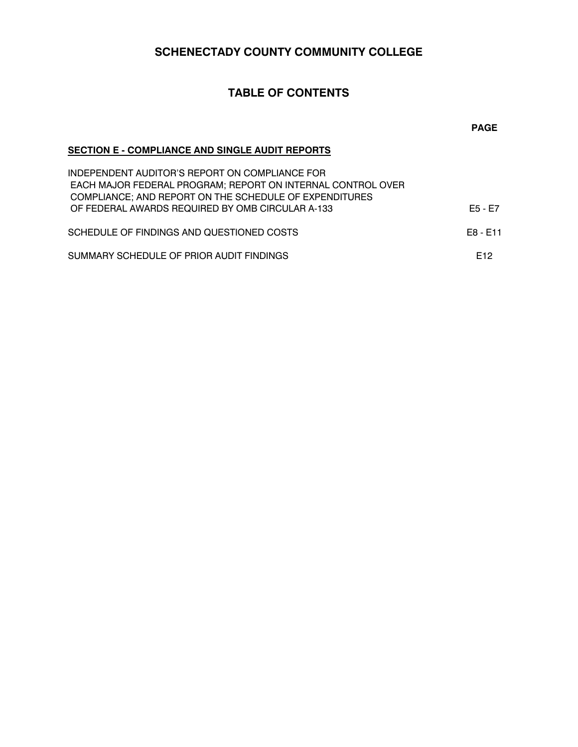# SCHENECTADY COUNTY COMMUNITY COLLEGE

## TABLE OF CONTENTS

| | PAGE |
|---|---|
| **SECTION E - COMPLIANCE AND SINGLE AUDIT REPORTS** | |
| INDEPENDENT AUDITOR'S REPORT ON COMPLIANCE FOR EACH MAJOR FEDERAL PROGRAM; REPORT ON INTERNAL CONTROL OVER COMPLIANCE; AND REPORT ON THE SCHEDULE OF EXPENDITURES OF FEDERAL AWARDS REQUIRED BY OMB CIRCULAR A-133 | E5 - E7 |
| SCHEDULE OF FINDINGS AND QUESTIONED COSTS | E8 - E11 |
| SUMMARY SCHEDULE OF PRIOR AUDIT FINDINGS | E12 |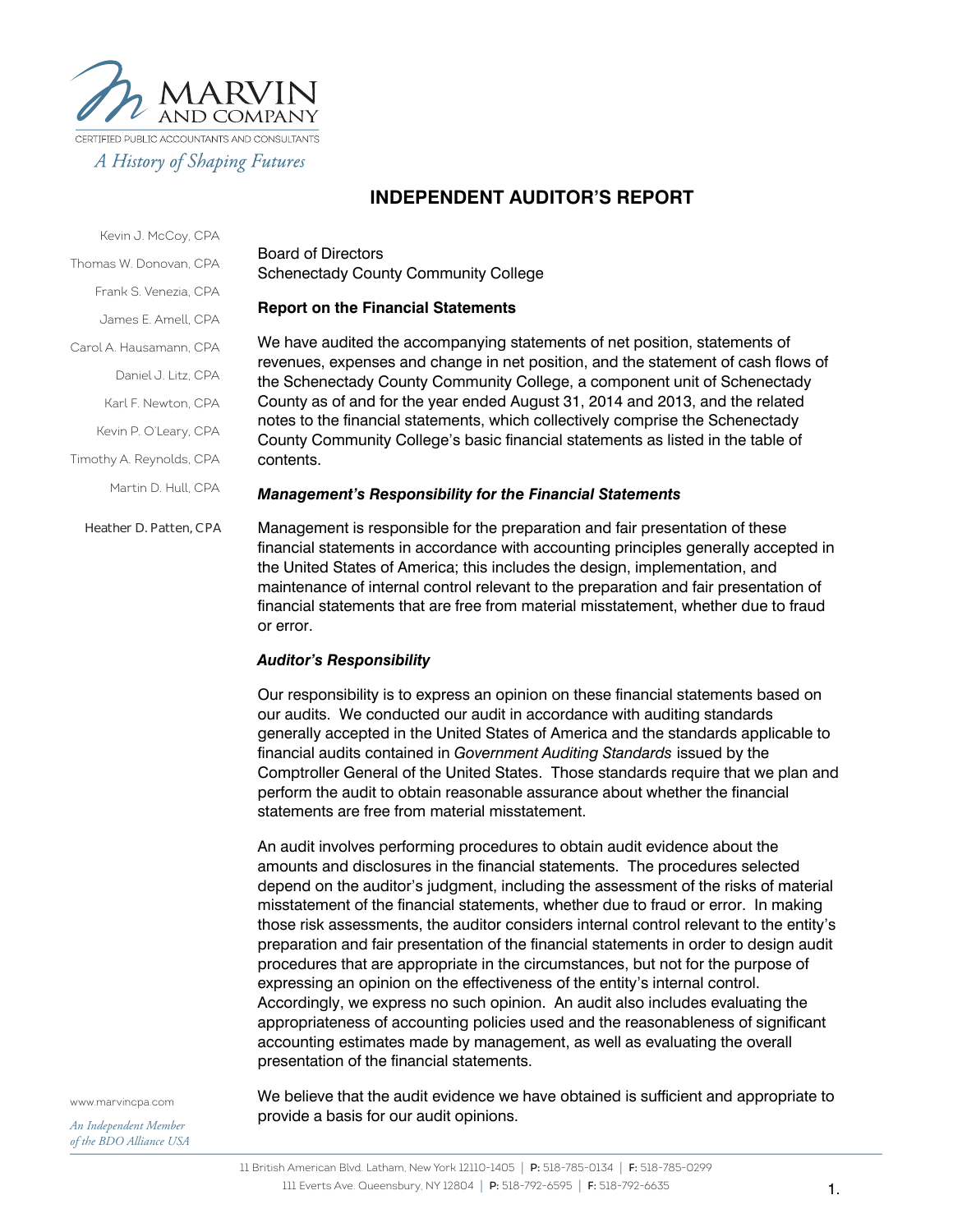MARVIN AND COMPANY

CERTIFIED PUBLIC ACCOUNTANTS AND CONSULTANTS

*A History of Shaping Futures*

# INDEPENDENT AUDITOR'S REPORT

Kevin J. McCoy, CPA
Thomas W. Donovan, CPA
Frank S. Venezia, CPA
James E. Amell, CPA
Carol A. Hausamann, CPA
Daniel J. Litz, CPA
Karl F. Newton, CPA
Kevin P. O'Leary, CPA
Timothy A. Reynolds, CPA
Martin D. Hull, CPA
Heather D. Patten, CPA

Board of Directors
Schenectady County Community College

**Report on the Financial Statements**

We have audited the accompanying statements of net position, statements of revenues, expenses and change in net position, and the statement of cash flows of the Schenectady County Community College, a component unit of Schenectady County as of and for the year ended August 31, 2014 and 2013, and the related notes to the financial statements, which collectively comprise the Schenectady County Community College's basic financial statements as listed in the table of contents.

***Management's Responsibility for the Financial Statements***

Management is responsible for the preparation and fair presentation of these financial statements in accordance with accounting principles generally accepted in the United States of America; this includes the design, implementation, and maintenance of internal control relevant to the preparation and fair presentation of financial statements that are free from material misstatement, whether due to fraud or error.

***Auditor's Responsibility***

Our responsibility is to express an opinion on these financial statements based on our audits. We conducted our audit in accordance with auditing standards generally accepted in the United States of America and the standards applicable to financial audits contained in *Government Auditing Standards* issued by the Comptroller General of the United States. Those standards require that we plan and perform the audit to obtain reasonable assurance about whether the financial statements are free from material misstatement.

An audit involves performing procedures to obtain audit evidence about the amounts and disclosures in the financial statements. The procedures selected depend on the auditor's judgment, including the assessment of the risks of material misstatement of the financial statements, whether due to fraud or error. In making those risk assessments, the auditor considers internal control relevant to the entity's preparation and fair presentation of the financial statements in order to design audit procedures that are appropriate in the circumstances, but not for the purpose of expressing an opinion on the effectiveness of the entity's internal control. Accordingly, we express no such opinion. An audit also includes evaluating the appropriateness of accounting policies used and the reasonableness of significant accounting estimates made by management, as well as evaluating the overall presentation of the financial statements.

We believe that the audit evidence we have obtained is sufficient and appropriate to provide a basis for our audit opinions.

www.marvincpa.com

*An Independent Member of the BDO Alliance USA*

11 British American Blvd. Latham, New York 12110-1405 | P: 518-785-0134 | F: 518-785-0299
111 Everts Ave. Queensbury, NY 12804 | P: 518-792-6595 | F: 518-792-6635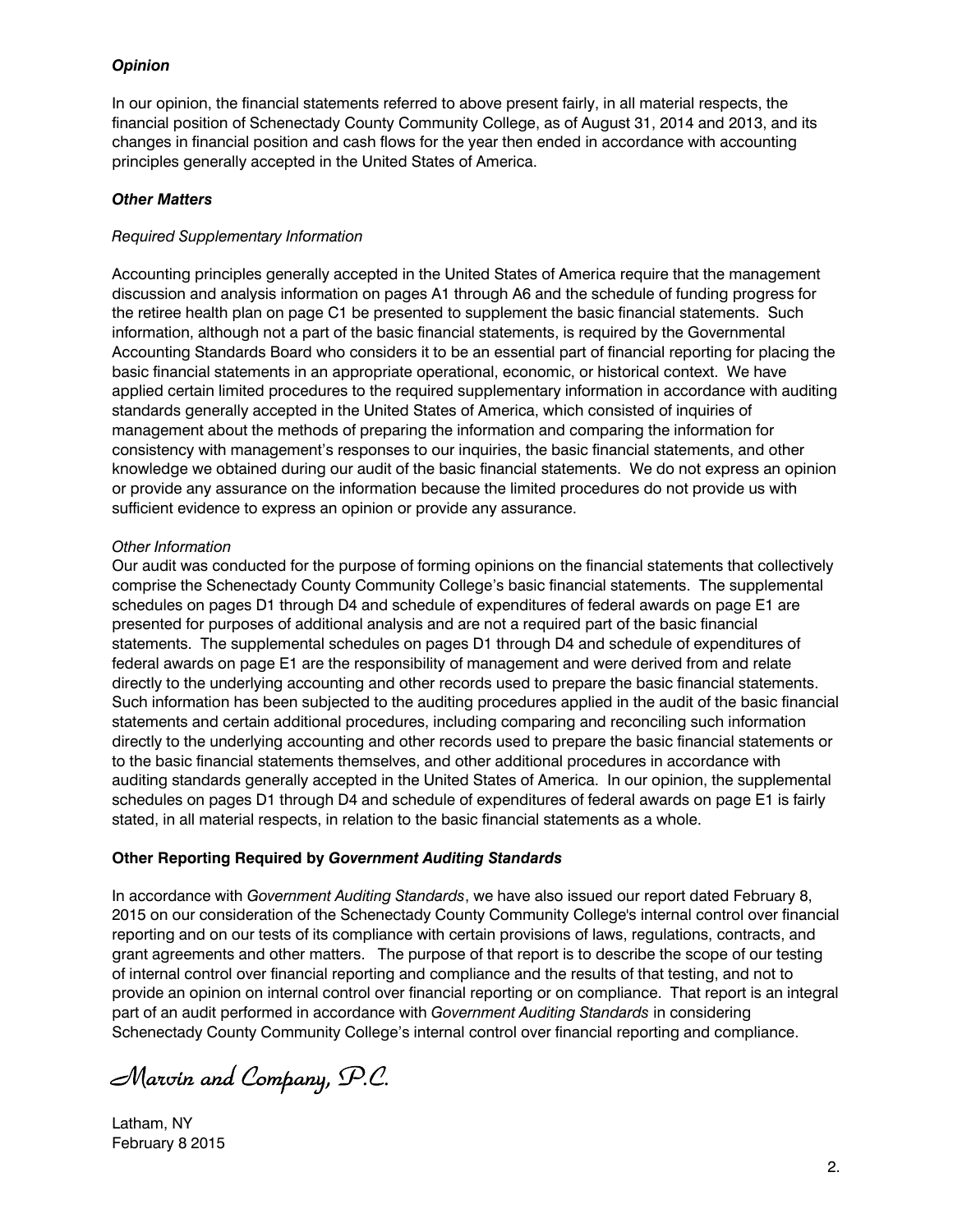***Opinion***

In our opinion, the financial statements referred to above present fairly, in all material respects, the financial position of Schenectady County Community College, as of August 31, 2014 and 2013, and its changes in financial position and cash flows for the year then ended in accordance with accounting principles generally accepted in the United States of America.

***Other Matters***

*Required Supplementary Information*

Accounting principles generally accepted in the United States of America require that the management discussion and analysis information on pages A1 through A6 and the schedule of funding progress for the retiree health plan on page C1 be presented to supplement the basic financial statements. Such information, although not a part of the basic financial statements, is required by the Governmental Accounting Standards Board who considers it to be an essential part of financial reporting for placing the basic financial statements in an appropriate operational, economic, or historical context. We have applied certain limited procedures to the required supplementary information in accordance with auditing standards generally accepted in the United States of America, which consisted of inquiries of management about the methods of preparing the information and comparing the information for consistency with management's responses to our inquiries, the basic financial statements, and other knowledge we obtained during our audit of the basic financial statements. We do not express an opinion or provide any assurance on the information because the limited procedures do not provide us with sufficient evidence to express an opinion or provide any assurance.

*Other Information*

Our audit was conducted for the purpose of forming opinions on the financial statements that collectively comprise the Schenectady County Community College's basic financial statements. The supplemental schedules on pages D1 through D4 and schedule of expenditures of federal awards on page E1 are presented for purposes of additional analysis and are not a required part of the basic financial statements. The supplemental schedules on pages D1 through D4 and schedule of expenditures of federal awards on page E1 are the responsibility of management and were derived from and relate directly to the underlying accounting and other records used to prepare the basic financial statements. Such information has been subjected to the auditing procedures applied in the audit of the basic financial statements and certain additional procedures, including comparing and reconciling such information directly to the underlying accounting and other records used to prepare the basic financial statements or to the basic financial statements themselves, and other additional procedures in accordance with auditing standards generally accepted in the United States of America. In our opinion, the supplemental schedules on pages D1 through D4 and schedule of expenditures of federal awards on page E1 is fairly stated, in all material respects, in relation to the basic financial statements as a whole.

**Other Reporting Required by *Government Auditing Standards***

In accordance with *Government Auditing Standards*, we have also issued our report dated February 8, 2015 on our consideration of the Schenectady County Community College's internal control over financial reporting and on our tests of its compliance with certain provisions of laws, regulations, contracts, and grant agreements and other matters. The purpose of that report is to describe the scope of our testing of internal control over financial reporting and compliance and the results of that testing, and not to provide an opinion on internal control over financial reporting or on compliance. That report is an integral part of an audit performed in accordance with *Government Auditing Standards* in considering Schenectady County Community College's internal control over financial reporting and compliance.

*Marvin and Company, P.C.*

Latham, NY
February 8 2015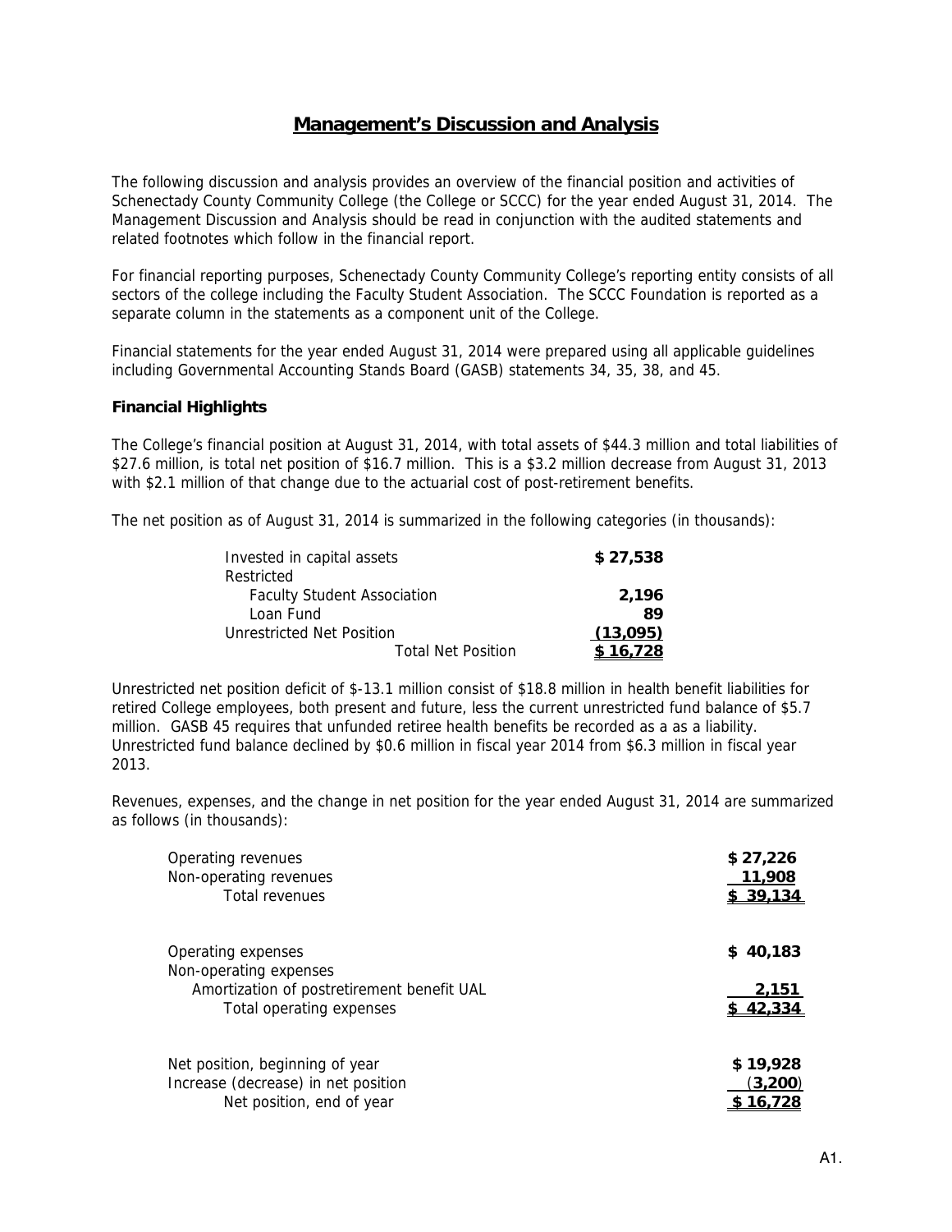# Management's Discussion and Analysis

The following discussion and analysis provides an overview of the financial position and activities of Schenectady County Community College (the College or SCCC) for the year ended August 31, 2014. The Management Discussion and Analysis should be read in conjunction with the audited statements and related footnotes which follow in the financial report.

For financial reporting purposes, Schenectady County Community College's reporting entity consists of all sectors of the college including the Faculty Student Association. The SCCC Foundation is reported as a separate column in the statements as a component unit of the College.

Financial statements for the year ended August 31, 2014 were prepared using all applicable guidelines including Governmental Accounting Stands Board (GASB) statements 34, 35, 38, and 45.

### Financial Highlights

The College's financial position at August 31, 2014, with total assets of $44.3 million and total liabilities of $27.6 million, is total net position of $16.7 million. This is a $3.2 million decrease from August 31, 2013 with $2.1 million of that change due to the actuarial cost of post-retirement benefits.

The net position as of August 31, 2014 is summarized in the following categories (in thousands):

| | |
|---|---|
| Invested in capital assets | **$ 27,538** |
| Restricted | |
| Faculty Student Association | **2,196** |
| Loan Fund | **89** |
| Unrestricted Net Position | **(13,095)** |
| Total Net Position | **$ 16,728** |

Unrestricted net position deficit of $-13.1 million consist of $18.8 million in health benefit liabilities for retired College employees, both present and future, less the current unrestricted fund balance of $5.7 million. GASB 45 requires that unfunded retiree health benefits be recorded as a as a liability. Unrestricted fund balance declined by $0.6 million in fiscal year 2014 from $6.3 million in fiscal year 2013.

Revenues, expenses, and the change in net position for the year ended August 31, 2014 are summarized as follows (in thousands):

| | |
|---|---|
| Operating revenues | **$ 27,226** |
| Non-operating revenues | **11,908** |
| Total revenues | **$ 39,134** |
| | |
| Operating expenses | **$ 40,183** |
| Non-operating expenses | |
| Amortization of postretirement benefit UAL | **2,151** |
| Total operating expenses | **$ 42,334** |
| | |
| Net position, beginning of year | **$ 19,928** |
| Increase (decrease) in net position | **(3,200)** |
| Net position, end of year | **$ 16,728** |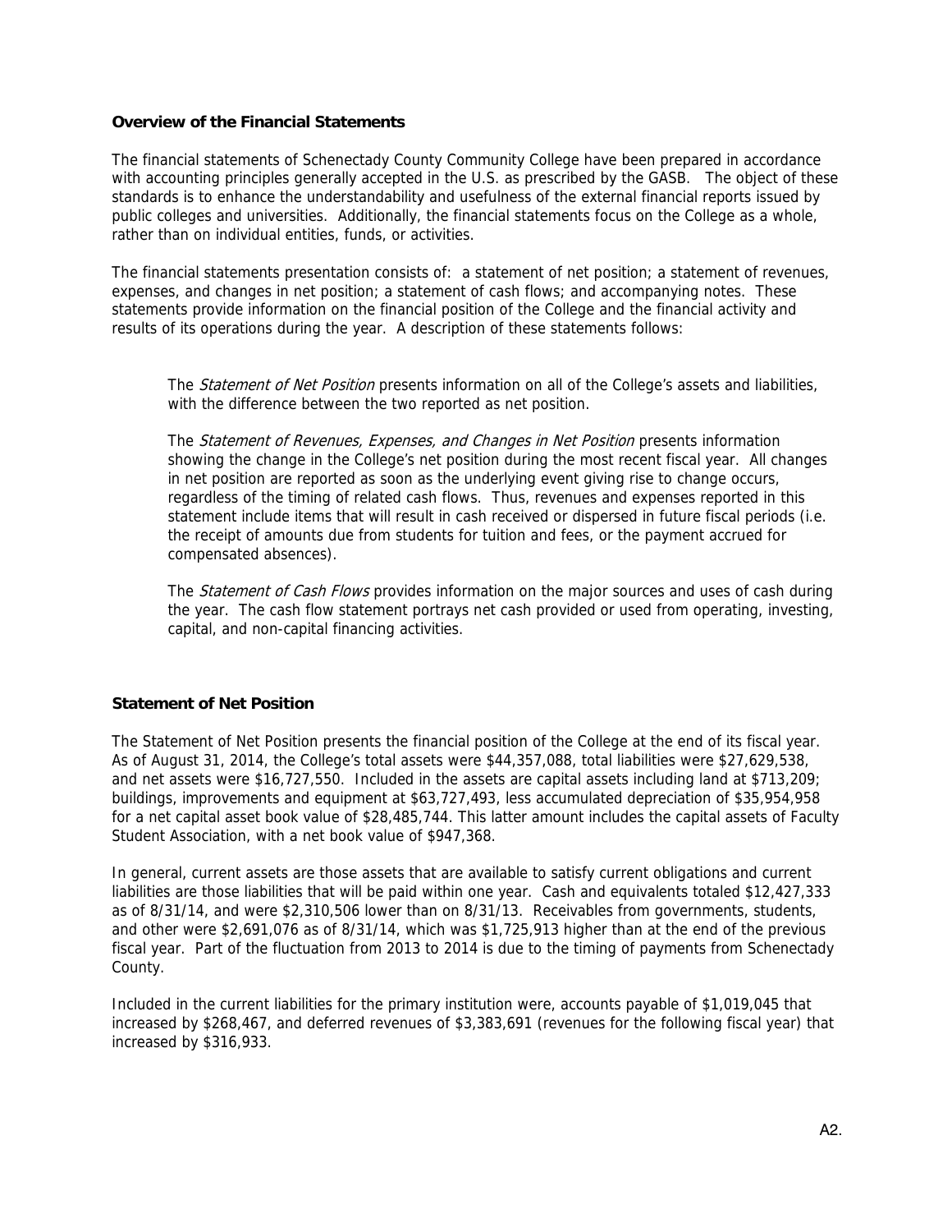### Overview of the Financial Statements

The financial statements of Schenectady County Community College have been prepared in accordance with accounting principles generally accepted in the U.S. as prescribed by the GASB. The object of these standards is to enhance the understandability and usefulness of the external financial reports issued by public colleges and universities. Additionally, the financial statements focus on the College as a whole, rather than on individual entities, funds, or activities.

The financial statements presentation consists of: a statement of net position; a statement of revenues, expenses, and changes in net position; a statement of cash flows; and accompanying notes. These statements provide information on the financial position of the College and the financial activity and results of its operations during the year. A description of these statements follows:

The *Statement of Net Position* presents information on all of the College's assets and liabilities, with the difference between the two reported as net position.

The *Statement of Revenues, Expenses, and Changes in Net Position* presents information showing the change in the College's net position during the most recent fiscal year. All changes in net position are reported as soon as the underlying event giving rise to change occurs, regardless of the timing of related cash flows. Thus, revenues and expenses reported in this statement include items that will result in cash received or dispersed in future fiscal periods (i.e. the receipt of amounts due from students for tuition and fees, or the payment accrued for compensated absences).

The *Statement of Cash Flows* provides information on the major sources and uses of cash during the year. The cash flow statement portrays net cash provided or used from operating, investing, capital, and non-capital financing activities.

### Statement of Net Position

The Statement of Net Position presents the financial position of the College at the end of its fiscal year. As of August 31, 2014, the College's total assets were $44,357,088, total liabilities were $27,629,538, and net assets were $16,727,550. Included in the assets are capital assets including land at $713,209; buildings, improvements and equipment at $63,727,493, less accumulated depreciation of $35,954,958 for a net capital asset book value of $28,485,744. This latter amount includes the capital assets of Faculty Student Association, with a net book value of $947,368.

In general, current assets are those assets that are available to satisfy current obligations and current liabilities are those liabilities that will be paid within one year. Cash and equivalents totaled $12,427,333 as of 8/31/14, and were $2,310,506 lower than on 8/31/13. Receivables from governments, students, and other were $2,691,076 as of 8/31/14, which was $1,725,913 higher than at the end of the previous fiscal year. Part of the fluctuation from 2013 to 2014 is due to the timing of payments from Schenectady County.

Included in the current liabilities for the primary institution were, accounts payable of $1,019,045 that increased by $268,467, and deferred revenues of $3,383,691 (revenues for the following fiscal year) that increased by $316,933.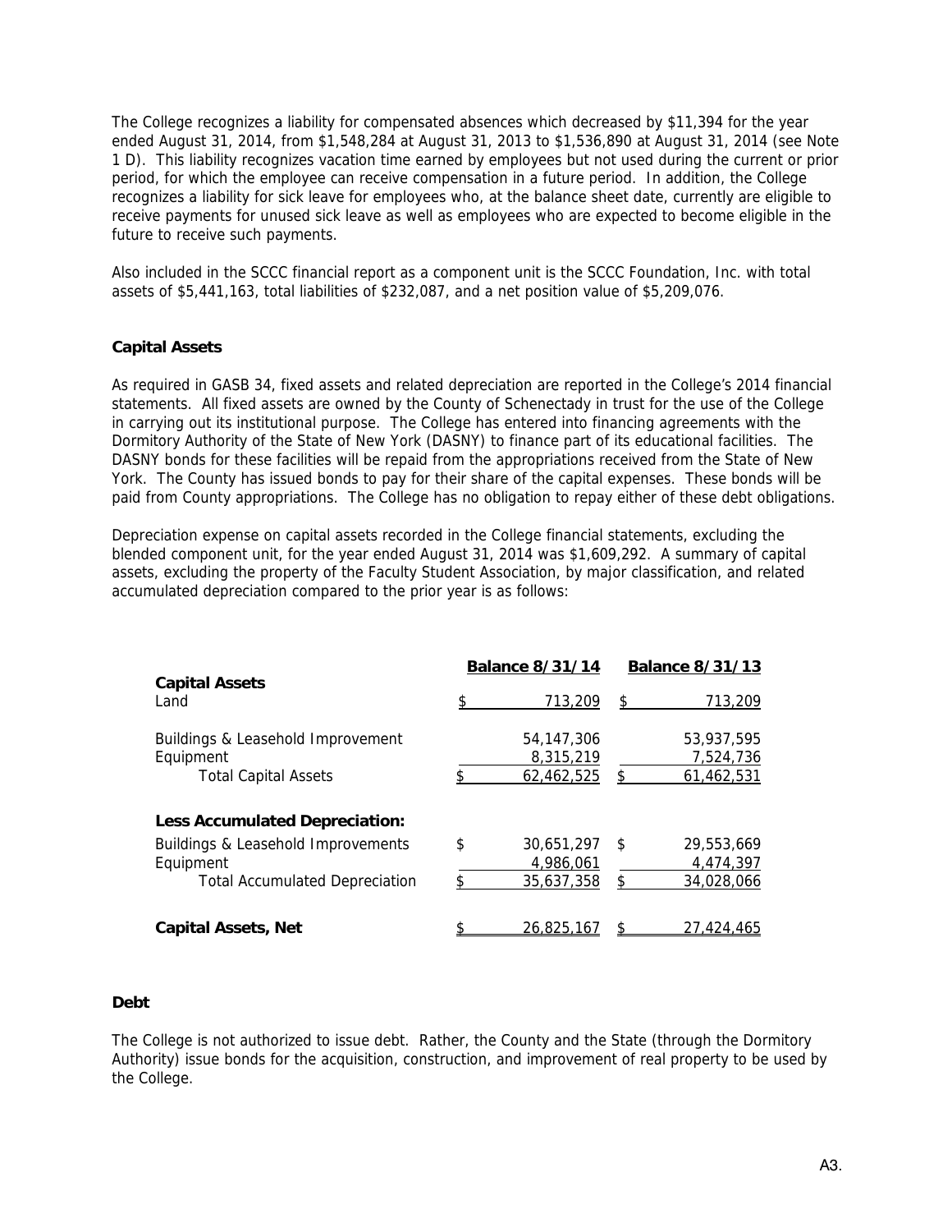The College recognizes a liability for compensated absences which decreased by $11,394 for the year ended August 31, 2014, from $1,548,284 at August 31, 2013 to $1,536,890 at August 31, 2014 (see Note 1 D). This liability recognizes vacation time earned by employees but not used during the current or prior period, for which the employee can receive compensation in a future period. In addition, the College recognizes a liability for sick leave for employees who, at the balance sheet date, currently are eligible to receive payments for unused sick leave as well as employees who are expected to become eligible in the future to receive such payments.

Also included in the SCCC financial report as a component unit is the SCCC Foundation, Inc. with total assets of $5,441,163, total liabilities of $232,087, and a net position value of $5,209,076.

**Capital Assets**

As required in GASB 34, fixed assets and related depreciation are reported in the College's 2014 financial statements. All fixed assets are owned by the County of Schenectady in trust for the use of the College in carrying out its institutional purpose. The College has entered into financing agreements with the Dormitory Authority of the State of New York (DASNY) to finance part of its educational facilities. The DASNY bonds for these facilities will be repaid from the appropriations received from the State of New York. The County has issued bonds to pay for their share of the capital expenses. These bonds will be paid from County appropriations. The College has no obligation to repay either of these debt obligations.

Depreciation expense on capital assets recorded in the College financial statements, excluding the blended component unit, for the year ended August 31, 2014 was $1,609,292. A summary of capital assets, excluding the property of the Faculty Student Association, by major classification, and related accumulated depreciation compared to the prior year is as follows:

| | Balance 8/31/14 | Balance 8/31/13 |
|---|---|---|
| **Capital Assets** | | |
| Land | $ 713,209 | $ 713,209 |
| Buildings & Leasehold Improvement | 54,147,306 | 53,937,595 |
| Equipment | 8,315,219 | 7,524,736 |
| Total Capital Assets | $ 62,462,525 | $ 61,462,531 |
| **Less Accumulated Depreciation:** | | |
| Buildings & Leasehold Improvements | $ 30,651,297 | $ 29,553,669 |
| Equipment | 4,986,061 | 4,474,397 |
| Total Accumulated Depreciation | $ 35,637,358 | $ 34,028,066 |
| **Capital Assets, Net** | $ 26,825,167 | $ 27,424,465 |

**Debt**

The College is not authorized to issue debt. Rather, the County and the State (through the Dormitory Authority) issue bonds for the acquisition, construction, and improvement of real property to be used by the College.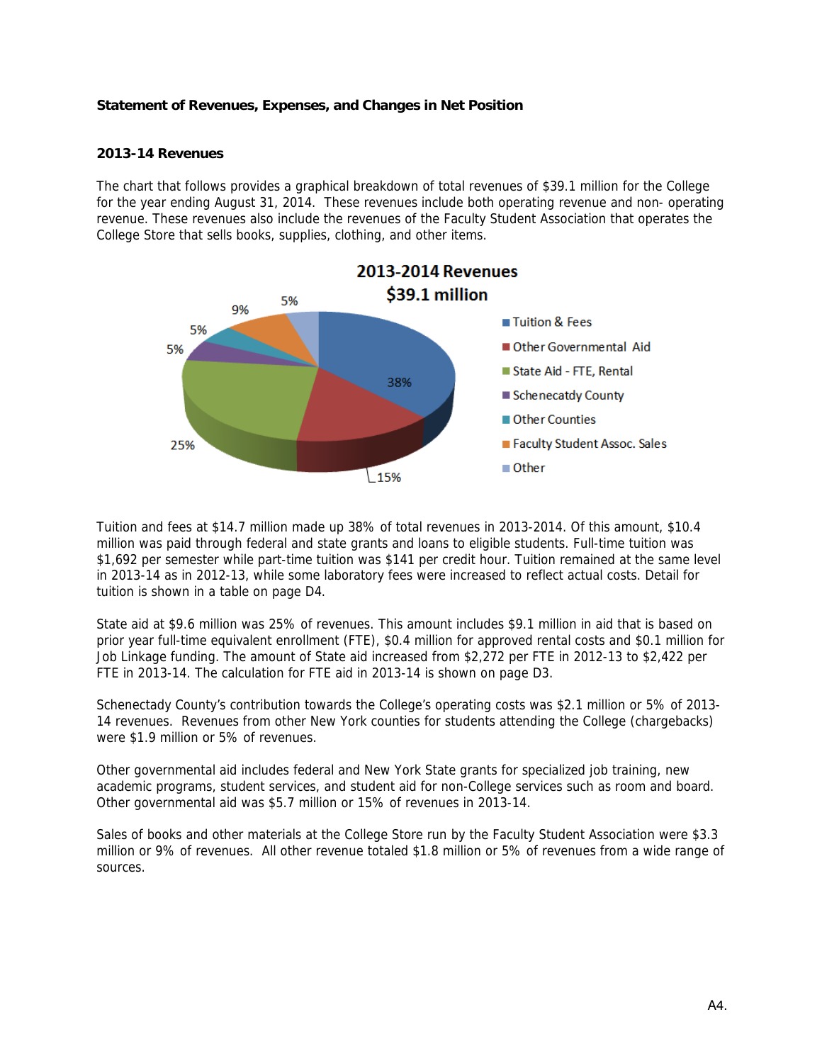**Statement of Revenues, Expenses, and Changes in Net Position**

**2013-14 Revenues**

The chart that follows provides a graphical breakdown of total revenues of $39.1 million for the College for the year ending August 31, 2014. These revenues include both operating revenue and non- operating revenue. These revenues also include the revenues of the Faculty Student Association that operates the College Store that sells books, supplies, clothing, and other items.

Tuition and fees at $14.7 million made up 38% of total revenues in 2013-2014. Of this amount, $10.4 million was paid through federal and state grants and loans to eligible students. Full-time tuition was $1,692 per semester while part-time tuition was $141 per credit hour. Tuition remained at the same level in 2013-14 as in 2012-13, while some laboratory fees were increased to reflect actual costs. Detail for tuition is shown in a table on page D4.

State aid at $9.6 million was 25% of revenues. This amount includes $9.1 million in aid that is based on prior year full-time equivalent enrollment (FTE), $0.4 million for approved rental costs and $0.1 million for Job Linkage funding. The amount of State aid increased from $2,272 per FTE in 2012-13 to $2,422 per FTE in 2013-14. The calculation for FTE aid in 2013-14 is shown on page D3.

Schenectady County's contribution towards the College's operating costs was $2.1 million or 5% of 2013-14 revenues. Revenues from other New York counties for students attending the College (chargebacks) were $1.9 million or 5% of revenues.

Other governmental aid includes federal and New York State grants for specialized job training, new academic programs, student services, and student aid for non-College services such as room and board. Other governmental aid was $5.7 million or 15% of revenues in 2013-14.

Sales of books and other materials at the College Store run by the Faculty Student Association were $3.3 million or 9% of revenues. All other revenue totaled $1.8 million or 5% of revenues from a wide range of sources.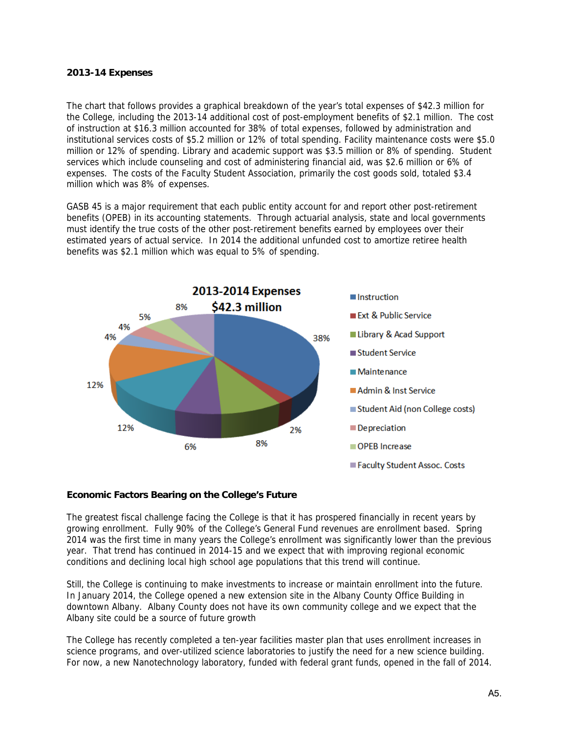**2013-14 Expenses**

The chart that follows provides a graphical breakdown of the year's total expenses of $42.3 million for the College, including the 2013-14 additional cost of post-employment benefits of $2.1 million. The cost of instruction at $16.3 million accounted for 38% of total expenses, followed by administration and institutional services costs of $5.2 million or 12% of total spending. Facility maintenance costs were $5.0 million or 12% of spending. Library and academic support was $3.5 million or 8% of spending. Student services which include counseling and cost of administering financial aid, was $2.6 million or 6% of expenses. The costs of the Faculty Student Association, primarily the cost goods sold, totaled $3.4 million which was 8% of expenses.

GASB 45 is a major requirement that each public entity account for and report other post-retirement benefits (OPEB) in its accounting statements. Through actuarial analysis, state and local governments must identify the true costs of the other post-retirement benefits earned by employees over their estimated years of actual service. In 2014 the additional unfunded cost to amortize retiree health benefits was $2.1 million which was equal to 5% of spending.

**2013-2014 Expenses**
**$42.3 million**

| Category | Percent |
| --- | --- |
| Instruction | 38% |
| Ext & Public Service | 2% |
| Library & Acad Support | 8% |
| Student Service | 6% |
| Maintenance | 12% |
| Admin & Inst Service | 12% |
| Student Aid (non College costs) | 4% |
| Depreciation | 4% |
| OPEB Increase | 5% |
| Faculty Student Assoc. Costs | 8% |

**Economic Factors Bearing on the College's Future**

The greatest fiscal challenge facing the College is that it has prospered financially in recent years by growing enrollment. Fully 90% of the College's General Fund revenues are enrollment based. Spring 2014 was the first time in many years the College's enrollment was significantly lower than the previous year. That trend has continued in 2014-15 and we expect that with improving regional economic conditions and declining local high school age populations that this trend will continue.

Still, the College is continuing to make investments to increase or maintain enrollment into the future. In January 2014, the College opened a new extension site in the Albany County Office Building in downtown Albany. Albany County does not have its own community college and we expect that the Albany site could be a source of future growth

The College has recently completed a ten-year facilities master plan that uses enrollment increases in science programs, and over-utilized science laboratories to justify the need for a new science building. For now, a new Nanotechnology laboratory, funded with federal grant funds, opened in the fall of 2014.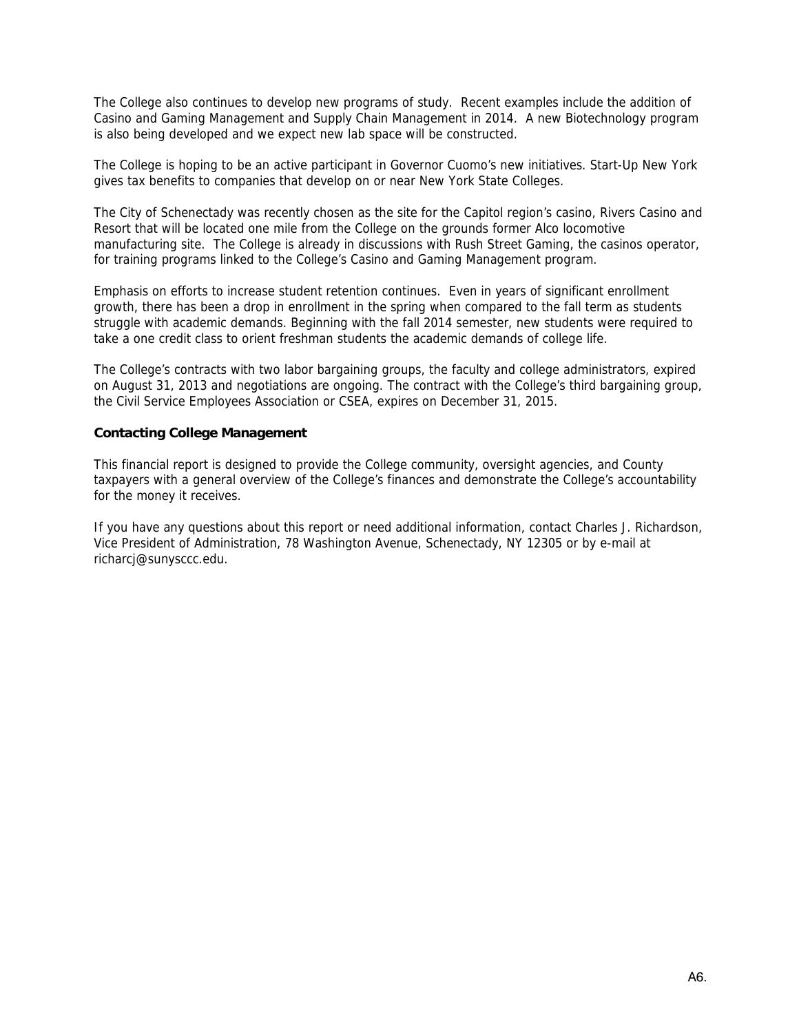The College also continues to develop new programs of study. Recent examples include the addition of Casino and Gaming Management and Supply Chain Management in 2014. A new Biotechnology program is also being developed and we expect new lab space will be constructed.

The College is hoping to be an active participant in Governor Cuomo's new initiatives. Start-Up New York gives tax benefits to companies that develop on or near New York State Colleges.

The City of Schenectady was recently chosen as the site for the Capitol region's casino, Rivers Casino and Resort that will be located one mile from the College on the grounds former Alco locomotive manufacturing site. The College is already in discussions with Rush Street Gaming, the casinos operator, for training programs linked to the College's Casino and Gaming Management program.

Emphasis on efforts to increase student retention continues. Even in years of significant enrollment growth, there has been a drop in enrollment in the spring when compared to the fall term as students struggle with academic demands. Beginning with the fall 2014 semester, new students were required to take a one credit class to orient freshman students the academic demands of college life.

The College's contracts with two labor bargaining groups, the faculty and college administrators, expired on August 31, 2013 and negotiations are ongoing. The contract with the College's third bargaining group, the Civil Service Employees Association or CSEA, expires on December 31, 2015.

**Contacting College Management**

This financial report is designed to provide the College community, oversight agencies, and County taxpayers with a general overview of the College's finances and demonstrate the College's accountability for the money it receives.

If you have any questions about this report or need additional information, contact Charles J. Richardson, Vice President of Administration, 78 Washington Avenue, Schenectady, NY 12305 or by e-mail at richarcj@sunysccc.edu.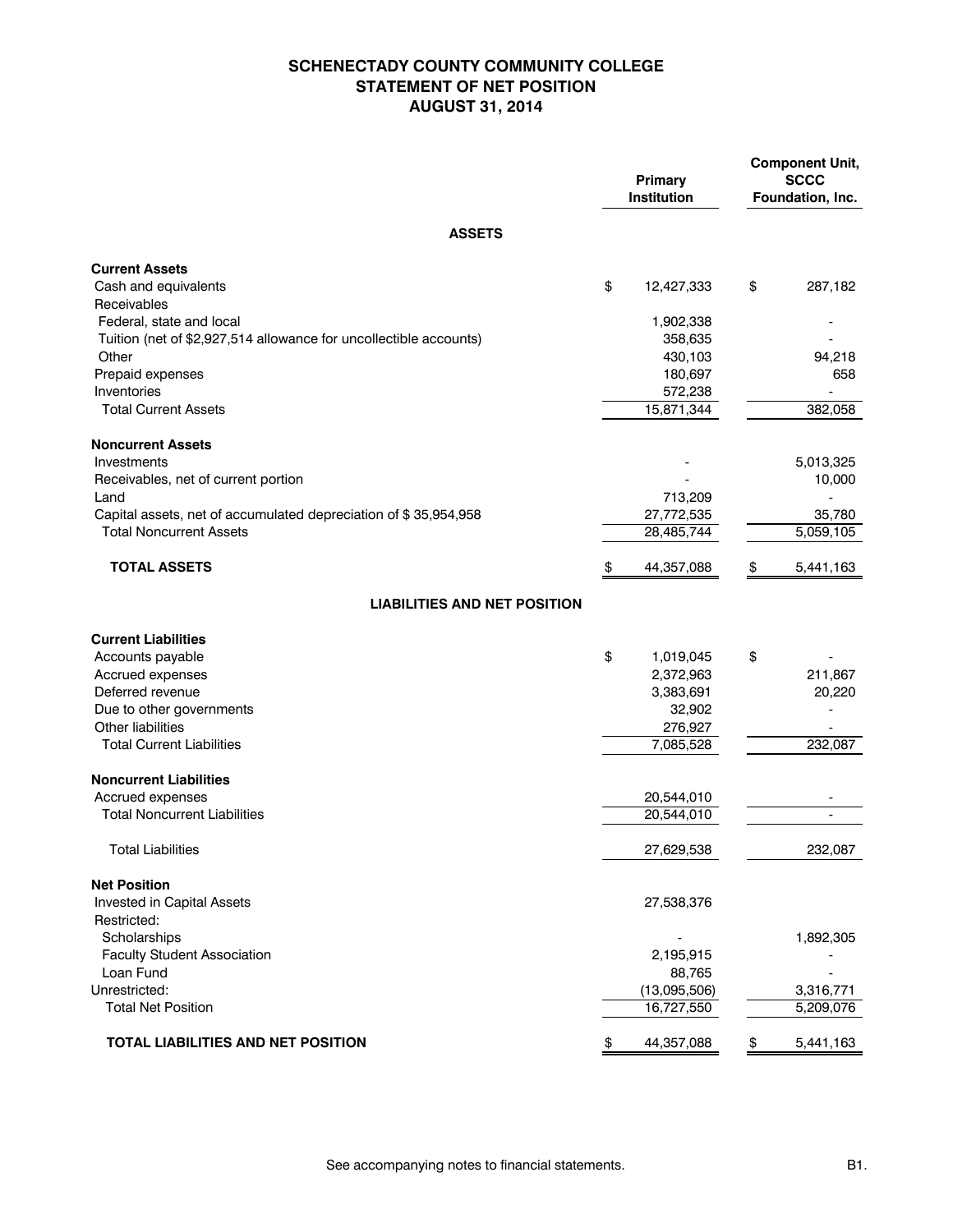# SCHENECTADY COUNTY COMMUNITY COLLEGE
## STATEMENT OF NET POSITION
### AUGUST 31, 2014

| | Primary Institution | Component Unit, SCCC Foundation, Inc. |
|---|---|---|
| **ASSETS** | | |
| **Current Assets** | | |
| Cash and equivalents | $ 12,427,333 | $ 287,182 |
| Receivables | | |
| Federal, state and local | 1,902,338 | - |
| Tuition (net of $2,927,514 allowance for uncollectible accounts) | 358,635 | - |
| Other | 430,103 | 94,218 |
| Prepaid expenses | 180,697 | 658 |
| Inventories | 572,238 | - |
| Total Current Assets | 15,871,344 | 382,058 |
| **Noncurrent Assets** | | |
| Investments | - | 5,013,325 |
| Receivables, net of current portion | - | 10,000 |
| Land | 713,209 | - |
| Capital assets, net of accumulated depreciation of $ 35,954,958 | 27,772,535 | 35,780 |
| Total Noncurrent Assets | 28,485,744 | 5,059,105 |
| **TOTAL ASSETS** | $ 44,357,088 | $ 5,441,163 |
| **LIABILITIES AND NET POSITION** | | |
| **Current Liabilities** | | |
| Accounts payable | $ 1,019,045 | $ - |
| Accrued expenses | 2,372,963 | 211,867 |
| Deferred revenue | 3,383,691 | 20,220 |
| Due to other governments | 32,902 | - |
| Other liabilities | 276,927 | - |
| Total Current Liabilities | 7,085,528 | 232,087 |
| **Noncurrent Liabilities** | | |
| Accrued expenses | 20,544,010 | - |
| Total Noncurrent Liabilities | 20,544,010 | - |
| Total Liabilities | 27,629,538 | 232,087 |
| **Net Position** | | |
| Invested in Capital Assets | 27,538,376 | |
| Restricted: | | |
| Scholarships | - | 1,892,305 |
| Faculty Student Association | 2,195,915 | - |
| Loan Fund | 88,765 | - |
| Unrestricted: | (13,095,506) | 3,316,771 |
| Total Net Position | 16,727,550 | 5,209,076 |
| **TOTAL LIABILITIES AND NET POSITION** | $ 44,357,088 | $ 5,441,163 |

See accompanying notes to financial statements.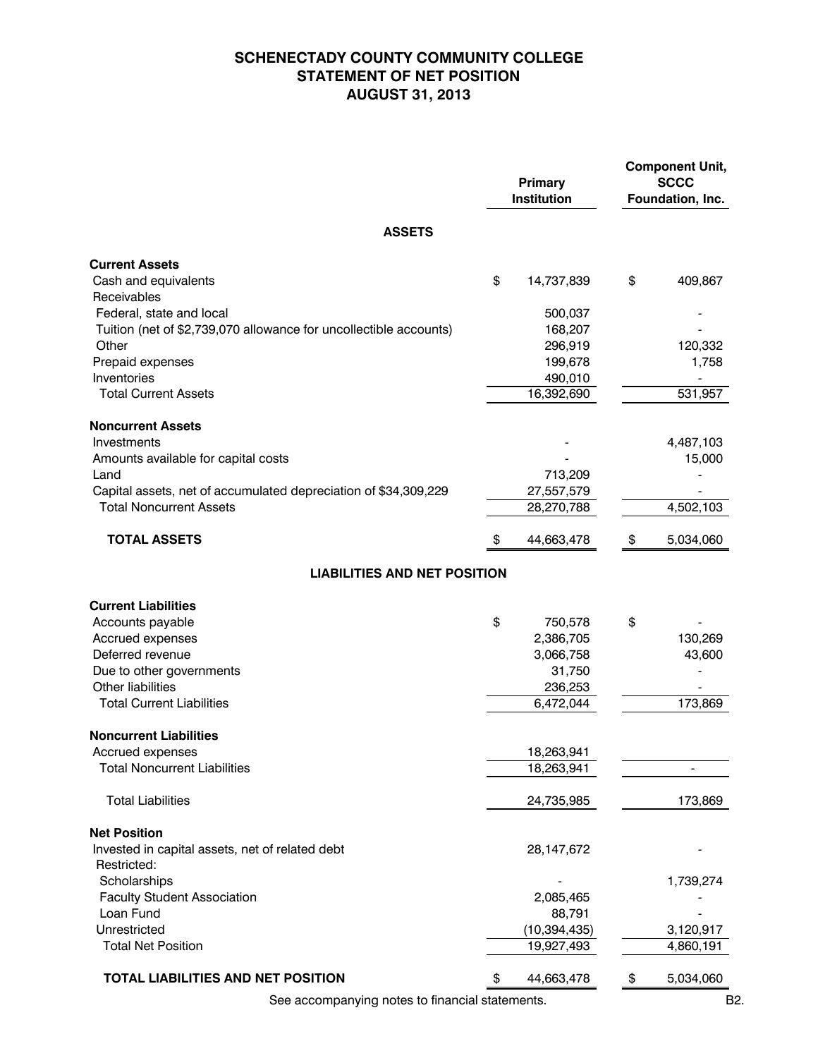# SCHENECTADY COUNTY COMMUNITY COLLEGE
## STATEMENT OF NET POSITION
## AUGUST 31, 2013

| | Primary Institution | Component Unit, SCCC Foundation, Inc. |
|---|---|---|
| **ASSETS** | | |
| **Current Assets** | | |
| Cash and equivalents | $ 14,737,839 | $ 409,867 |
| Receivables | | |
| Federal, state and local | 500,037 | - |
| Tuition (net of $2,739,070 allowance for uncollectible accounts) | 168,207 | - |
| Other | 296,919 | 120,332 |
| Prepaid expenses | 199,678 | 1,758 |
| Inventories | 490,010 | - |
| Total Current Assets | 16,392,690 | 531,957 |
| **Noncurrent Assets** | | |
| Investments | - | 4,487,103 |
| Amounts available for capital costs | - | 15,000 |
| Land | 713,209 | - |
| Capital assets, net of accumulated depreciation of $34,309,229 | 27,557,579 | - |
| Total Noncurrent Assets | 28,270,788 | 4,502,103 |
| **TOTAL ASSETS** | $ 44,663,478 | $ 5,034,060 |
| **LIABILITIES AND NET POSITION** | | |
| **Current Liabilities** | | |
| Accounts payable | $ 750,578 | $ - |
| Accrued expenses | 2,386,705 | 130,269 |
| Deferred revenue | 3,066,758 | 43,600 |
| Due to other governments | 31,750 | - |
| Other liabilities | 236,253 | - |
| Total Current Liabilities | 6,472,044 | 173,869 |
| **Noncurrent Liabilities** | | |
| Accrued expenses | 18,263,941 | |
| Total Noncurrent Liabilities | 18,263,941 | - |
| Total Liabilities | 24,735,985 | 173,869 |
| **Net Position** | | |
| Invested in capital assets, net of related debt | 28,147,672 | - |
| Restricted: | | |
| Scholarships | - | 1,739,274 |
| Faculty Student Association | 2,085,465 | - |
| Loan Fund | 88,791 | - |
| Unrestricted | (10,394,435) | 3,120,917 |
| Total Net Position | 19,927,493 | 4,860,191 |
| **TOTAL LIABILITIES AND NET POSITION** | $ 44,663,478 | $ 5,034,060 |

See accompanying notes to financial statements.

B2.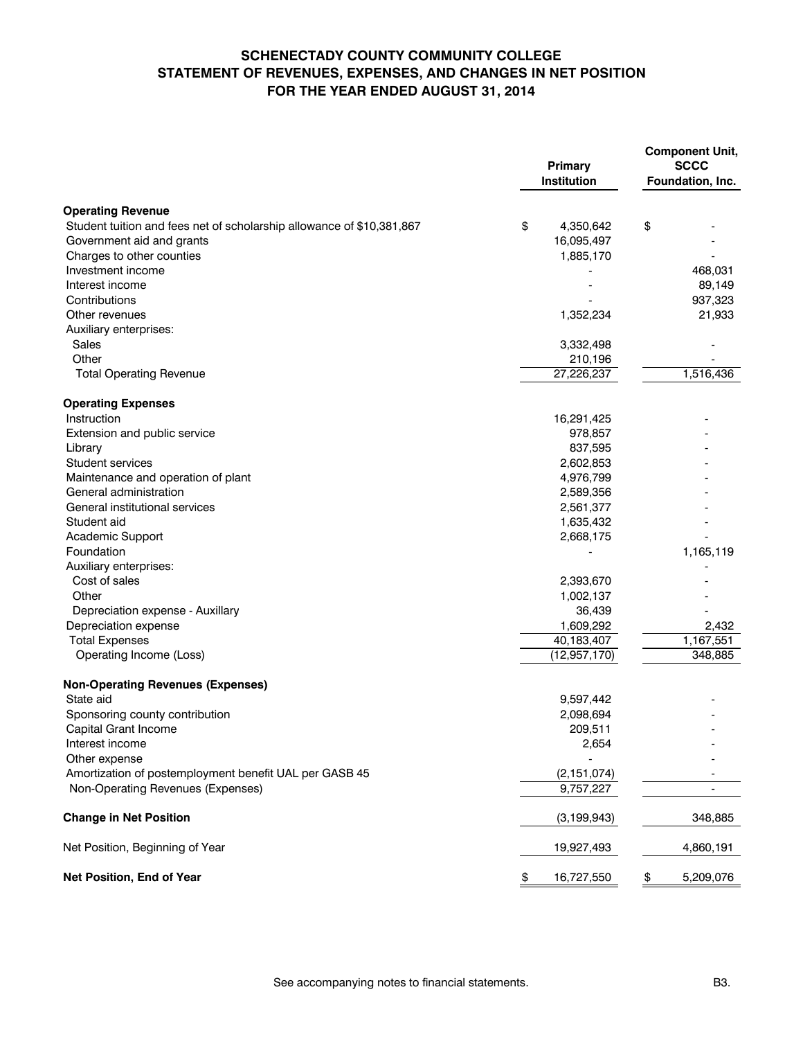# SCHENECTADY COUNTY COMMUNITY COLLEGE
## STATEMENT OF REVENUES, EXPENSES, AND CHANGES IN NET POSITION
### FOR THE YEAR ENDED AUGUST 31, 2014

| | Primary Institution | Component Unit, SCCC Foundation, Inc. |
|---|---|---|
| **Operating Revenue** | | |
| Student tuition and fees net of scholarship allowance of $10,381,867 | $ 4,350,642 | $ - |
| Government aid and grants | 16,095,497 | - |
| Charges to other counties | 1,885,170 | - |
| Investment income | - | 468,031 |
| Interest income | - | 89,149 |
| Contributions | - | 937,323 |
| Other revenues | 1,352,234 | 21,933 |
| Auxiliary enterprises: | | |
| Sales | 3,332,498 | - |
| Other | 210,196 | - |
| Total Operating Revenue | 27,226,237 | 1,516,436 |
| **Operating Expenses** | | |
| Instruction | 16,291,425 | - |
| Extension and public service | 978,857 | - |
| Library | 837,595 | - |
| Student services | 2,602,853 | - |
| Maintenance and operation of plant | 4,976,799 | - |
| General administration | 2,589,356 | - |
| General institutional services | 2,561,377 | - |
| Student aid | 1,635,432 | - |
| Academic Support | 2,668,175 | - |
| Foundation | - | 1,165,119 |
| Auxiliary enterprises: | | - |
| Cost of sales | 2,393,670 | - |
| Other | 1,002,137 | - |
| Depreciation expense - Auxillary | 36,439 | - |
| Depreciation expense | 1,609,292 | 2,432 |
| Total Expenses | 40,183,407 | 1,167,551 |
| Operating Income (Loss) | (12,957,170) | 348,885 |
| **Non-Operating Revenues (Expenses)** | | |
| State aid | 9,597,442 | - |
| Sponsoring county contribution | 2,098,694 | - |
| Capital Grant Income | 209,511 | - |
| Interest income | 2,654 | - |
| Other expense | - | - |
| Amortization of postemployment benefit UAL per GASB 45 | (2,151,074) | - |
| Non-Operating Revenues (Expenses) | 9,757,227 | - |
| **Change in Net Position** | (3,199,943) | 348,885 |
| Net Position, Beginning of Year | 19,927,493 | 4,860,191 |
| **Net Position, End of Year** | $ 16,727,550 | $ 5,209,076 |

See accompanying notes to financial statements.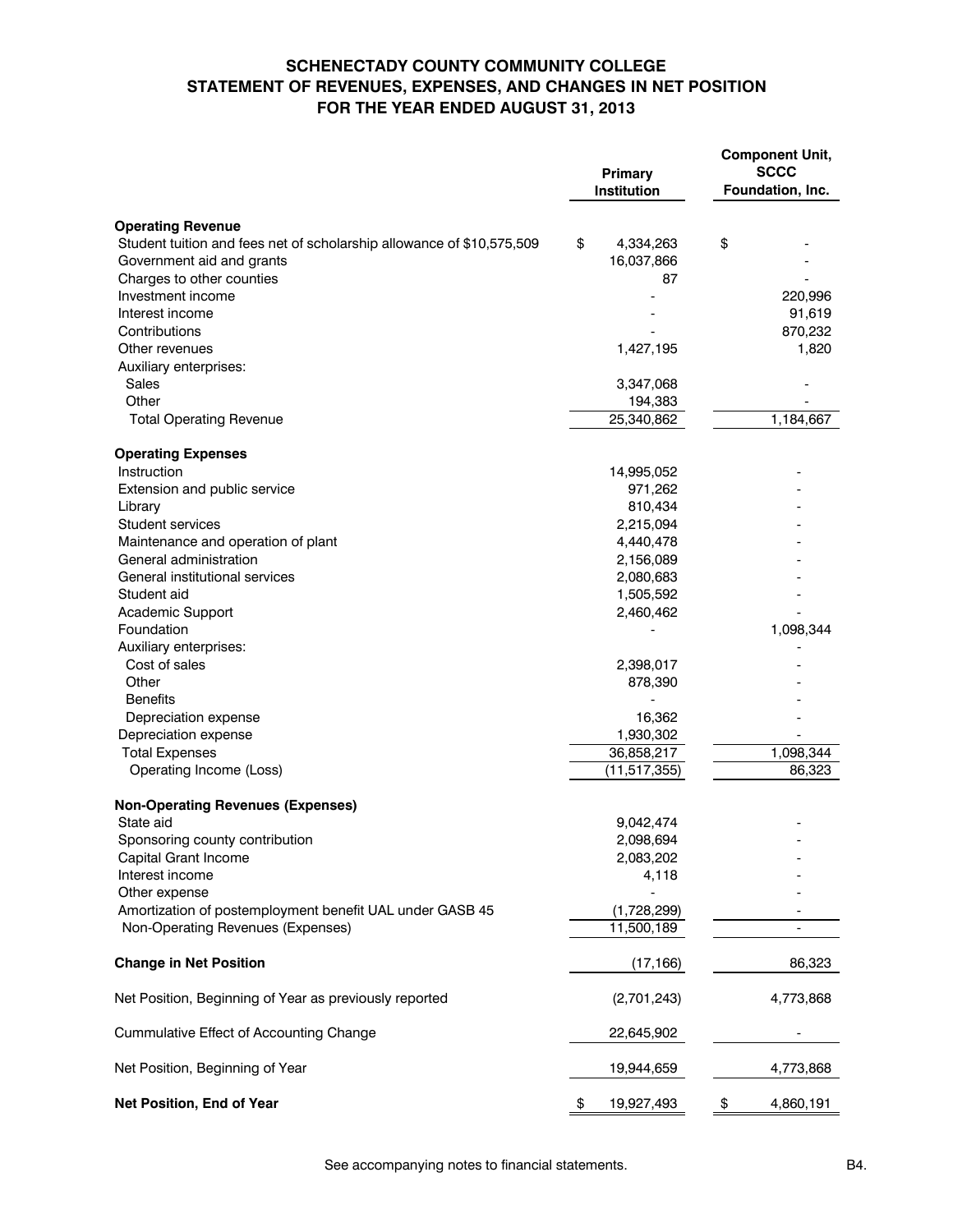# SCHENECTADY COUNTY COMMUNITY COLLEGE
## STATEMENT OF REVENUES, EXPENSES, AND CHANGES IN NET POSITION
### FOR THE YEAR ENDED AUGUST 31, 2013

| | Primary Institution | Component Unit, SCCC Foundation, Inc. |
|---|---|---|
| **Operating Revenue** | | |
| Student tuition and fees net of scholarship allowance of $10,575,509 | $ 4,334,263 | $ - |
| Government aid and grants | 16,037,866 | - |
| Charges to other counties | 87 | - |
| Investment income | - | 220,996 |
| Interest income | - | 91,619 |
| Contributions | - | 870,232 |
| Other revenues | 1,427,195 | 1,820 |
| Auxiliary enterprises: | | |
| Sales | 3,347,068 | - |
| Other | 194,383 | - |
| Total Operating Revenue | 25,340,862 | 1,184,667 |
| **Operating Expenses** | | |
| Instruction | 14,995,052 | - |
| Extension and public service | 971,262 | - |
| Library | 810,434 | - |
| Student services | 2,215,094 | - |
| Maintenance and operation of plant | 4,440,478 | - |
| General administration | 2,156,089 | - |
| General institutional services | 2,080,683 | - |
| Student aid | 1,505,592 | - |
| Academic Support | 2,460,462 | - |
| Foundation | - | 1,098,344 |
| Auxiliary enterprises: | | - |
| Cost of sales | 2,398,017 | - |
| Other | 878,390 | - |
| Benefits | - | - |
| Depreciation expense | 16,362 | - |
| Depreciation expense | 1,930,302 | - |
| Total Expenses | 36,858,217 | 1,098,344 |
| Operating Income (Loss) | (11,517,355) | 86,323 |
| **Non-Operating Revenues (Expenses)** | | |
| State aid | 9,042,474 | - |
| Sponsoring county contribution | 2,098,694 | - |
| Capital Grant Income | 2,083,202 | - |
| Interest income | 4,118 | - |
| Other expense | - | - |
| Amortization of postemployment benefit UAL under GASB 45 | (1,728,299) | - |
| Non-Operating Revenues (Expenses) | 11,500,189 | - |
| **Change in Net Position** | (17,166) | 86,323 |
| Net Position, Beginning of Year as previously reported | (2,701,243) | 4,773,868 |
| Cummulative Effect of Accounting Change | 22,645,902 | - |
| Net Position, Beginning of Year | 19,944,659 | 4,773,868 |
| **Net Position, End of Year** | $ 19,927,493 | $ 4,860,191 |

See accompanying notes to financial statements.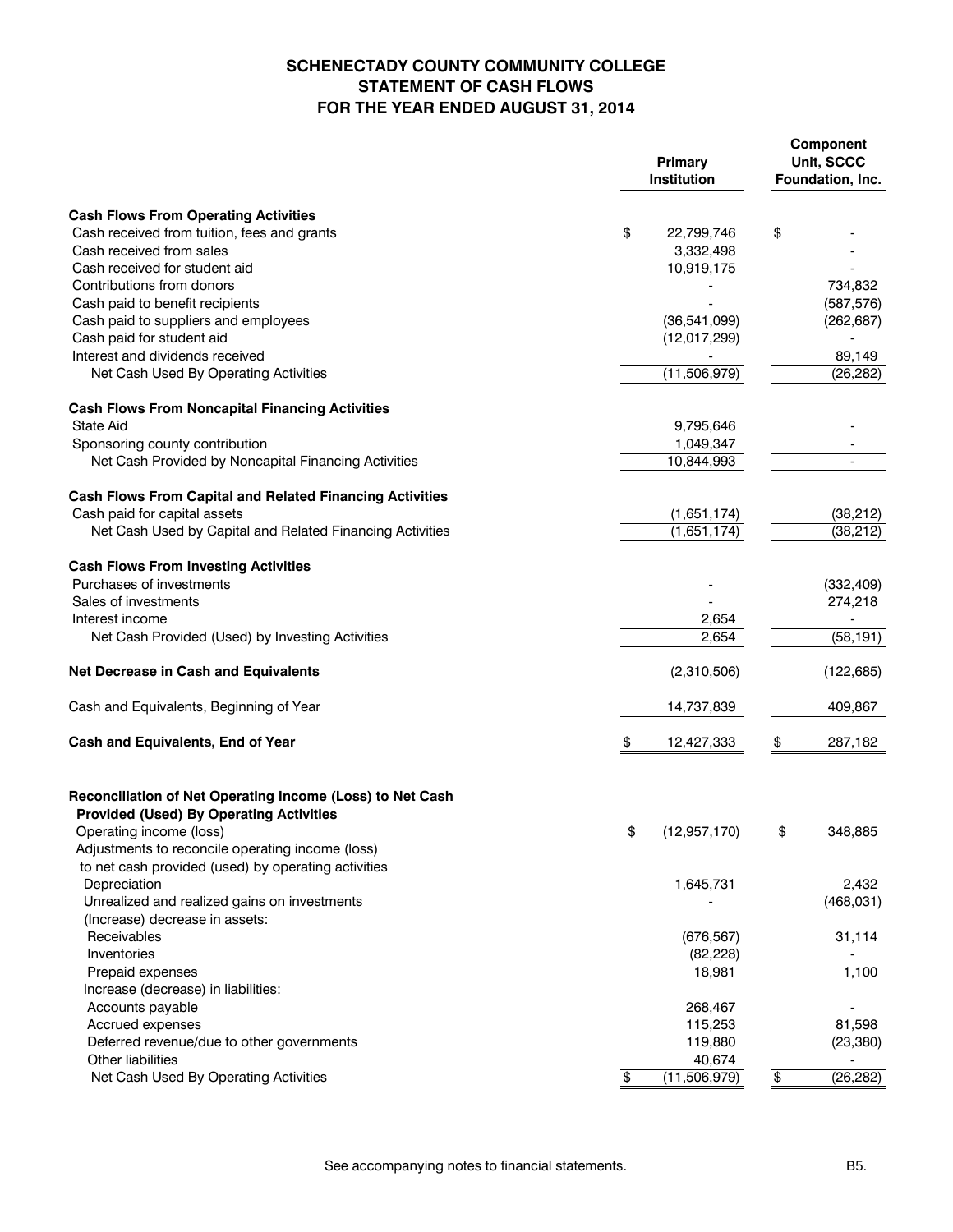# SCHENECTADY COUNTY COMMUNITY COLLEGE
## STATEMENT OF CASH FLOWS
## FOR THE YEAR ENDED AUGUST 31, 2014

| | Primary Institution | Component Unit, SCCC Foundation, Inc. |
|---|---|---|
| **Cash Flows From Operating Activities** | | |
| Cash received from tuition, fees and grants | $ 22,799,746 | $ - |
| Cash received from sales | 3,332,498 | - |
| Cash received for student aid | 10,919,175 | - |
| Contributions from donors | - | 734,832 |
| Cash paid to benefit recipients | - | (587,576) |
| Cash paid to suppliers and employees | (36,541,099) | (262,687) |
| Cash paid for student aid | (12,017,299) | - |
| Interest and dividends received | - | 89,149 |
| Net Cash Used By Operating Activities | (11,506,979) | (26,282) |
| **Cash Flows From Noncapital Financing Activities** | | |
| State Aid | 9,795,646 | - |
| Sponsoring county contribution | 1,049,347 | - |
| Net Cash Provided by Noncapital Financing Activities | 10,844,993 | - |
| **Cash Flows From Capital and Related Financing Activities** | | |
| Cash paid for capital assets | (1,651,174) | (38,212) |
| Net Cash Used by Capital and Related Financing Activities | (1,651,174) | (38,212) |
| **Cash Flows From Investing Activities** | | |
| Purchases of investments | - | (332,409) |
| Sales of investments | - | 274,218 |
| Interest income | 2,654 | - |
| Net Cash Provided (Used) by Investing Activities | 2,654 | (58,191) |
| **Net Decrease in Cash and Equivalents** | (2,310,506) | (122,685) |
| Cash and Equivalents, Beginning of Year | 14,737,839 | 409,867 |
| **Cash and Equivalents, End of Year** | $ 12,427,333 | $ 287,182 |
| **Reconciliation of Net Operating Income (Loss) to Net Cash Provided (Used) By Operating Activities** | | |
| Operating income (loss) | $ (12,957,170) | $ 348,885 |
| Adjustments to reconcile operating income (loss) to net cash provided (used) by operating activities | | |
| Depreciation | 1,645,731 | 2,432 |
| Unrealized and realized gains on investments | - | (468,031) |
| (Increase) decrease in assets: | | |
| Receivables | (676,567) | 31,114 |
| Inventories | (82,228) | - |
| Prepaid expenses | 18,981 | 1,100 |
| Increase (decrease) in liabilities: | | |
| Accounts payable | 268,467 | - |
| Accrued expenses | 115,253 | 81,598 |
| Deferred revenue/due to other governments | 119,880 | (23,380) |
| Other liabilities | 40,674 | - |
| Net Cash Used By Operating Activities | $ (11,506,979) | $ (26,282) |

See accompanying notes to financial statements.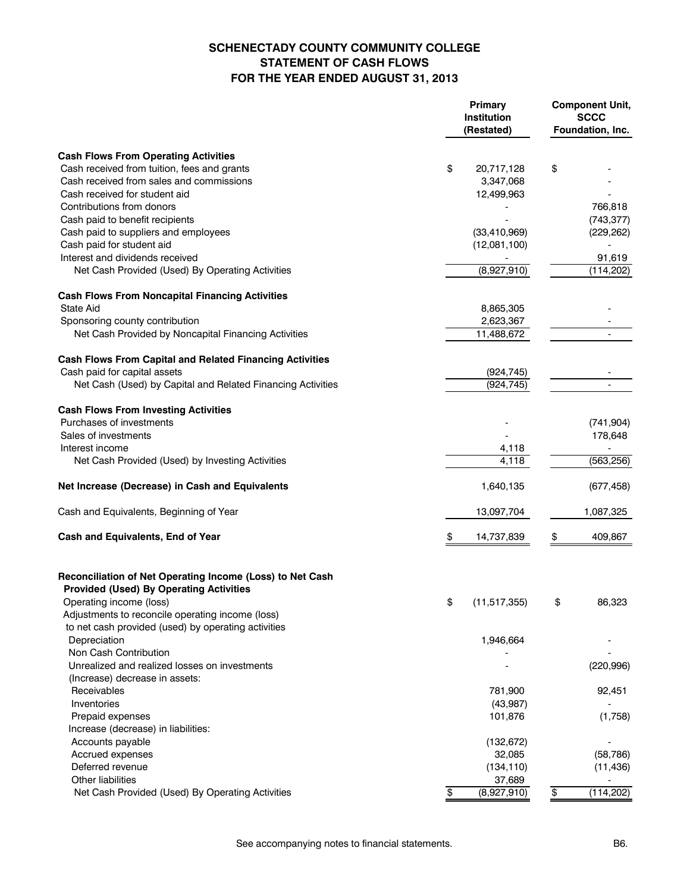# SCHENECTADY COUNTY COMMUNITY COLLEGE
## STATEMENT OF CASH FLOWS
### FOR THE YEAR ENDED AUGUST 31, 2013

| | Primary Institution (Restated) | Component Unit, SCCC Foundation, Inc. |
|---|---|---|
| **Cash Flows From Operating Activities** | | |
| Cash received from tuition, fees and grants | $ 20,717,128 | $ - |
| Cash received from sales and commissions | 3,347,068 | - |
| Cash received for student aid | 12,499,963 | - |
| Contributions from donors | - | 766,818 |
| Cash paid to benefit recipients | - | (743,377) |
| Cash paid to suppliers and employees | (33,410,969) | (229,262) |
| Cash paid for student aid | (12,081,100) | - |
| Interest and dividends received | - | 91,619 |
| Net Cash Provided (Used) By Operating Activities | (8,927,910) | (114,202) |
| **Cash Flows From Noncapital Financing Activities** | | |
| State Aid | 8,865,305 | - |
| Sponsoring county contribution | 2,623,367 | - |
| Net Cash Provided by Noncapital Financing Activities | 11,488,672 | - |
| **Cash Flows From Capital and Related Financing Activities** | | |
| Cash paid for capital assets | (924,745) | - |
| Net Cash (Used) by Capital and Related Financing Activities | (924,745) | - |
| **Cash Flows From Investing Activities** | | |
| Purchases of investments | - | (741,904) |
| Sales of investments | - | 178,648 |
| Interest income | 4,118 | - |
| Net Cash Provided (Used) by Investing Activities | 4,118 | (563,256) |
| **Net Increase (Decrease) in Cash and Equivalents** | 1,640,135 | (677,458) |
| Cash and Equivalents, Beginning of Year | 13,097,704 | 1,087,325 |
| **Cash and Equivalents, End of Year** | $ 14,737,839 | $ 409,867 |

| | Primary Institution (Restated) | Component Unit, SCCC Foundation, Inc. |
|---|---|---|
| **Reconciliation of Net Operating Income (Loss) to Net Cash Provided (Used) By Operating Activities** | | |
| Operating income (loss) | $ (11,517,355) | $ 86,323 |
| Adjustments to reconcile operating income (loss) to net cash provided (used) by operating activities | | |
| Depreciation | 1,946,664 | - |
| Non Cash Contribution | - | - |
| Unrealized and realized losses on investments | - | (220,996) |
| (Increase) decrease in assets: | | |
| Receivables | 781,900 | 92,451 |
| Inventories | (43,987) | - |
| Prepaid expenses | 101,876 | (1,758) |
| Increase (decrease) in liabilities: | | |
| Accounts payable | (132,672) | - |
| Accrued expenses | 32,085 | (58,786) |
| Deferred revenue | (134,110) | (11,436) |
| Other liabilities | 37,689 | - |
| Net Cash Provided (Used) By Operating Activities | $ (8,927,910) | $ (114,202) |

See accompanying notes to financial statements.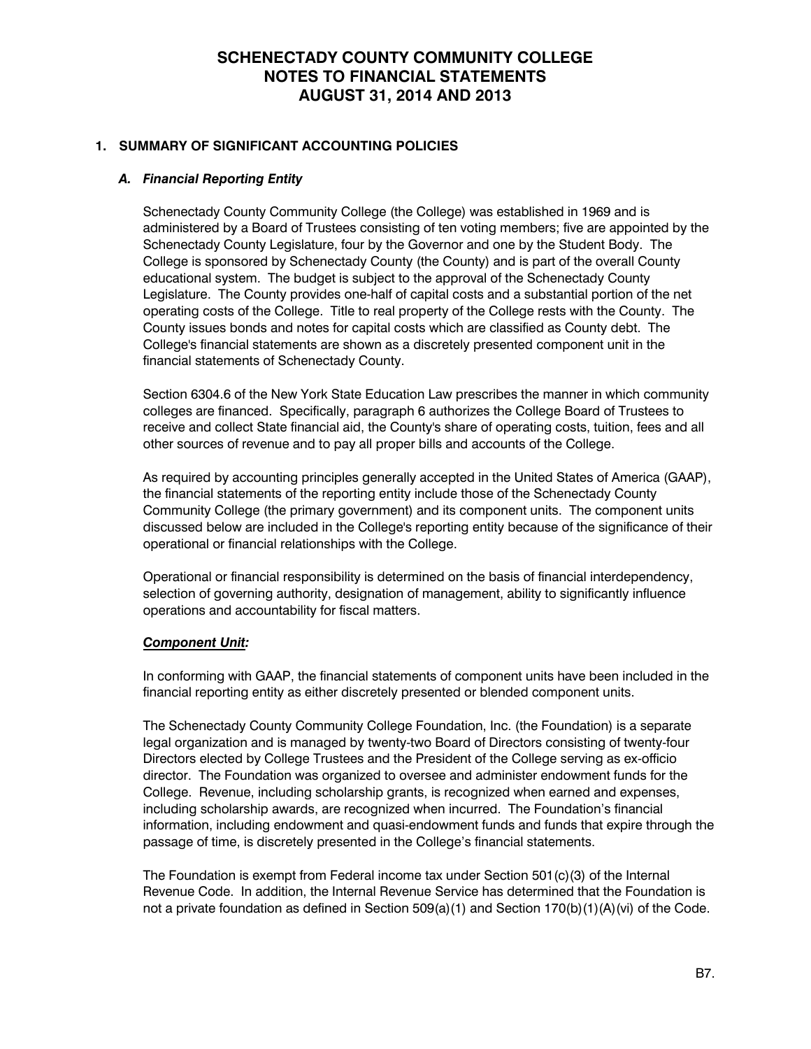# SCHENECTADY COUNTY COMMUNITY COLLEGE
# NOTES TO FINANCIAL STATEMENTS
# AUGUST 31, 2014 AND 2013

## 1. SUMMARY OF SIGNIFICANT ACCOUNTING POLICIES

### *A. Financial Reporting Entity*

Schenectady County Community College (the College) was established in 1969 and is administered by a Board of Trustees consisting of ten voting members; five are appointed by the Schenectady County Legislature, four by the Governor and one by the Student Body. The College is sponsored by Schenectady County (the County) and is part of the overall County educational system. The budget is subject to the approval of the Schenectady County Legislature. The County provides one-half of capital costs and a substantial portion of the net operating costs of the College. Title to real property of the College rests with the County. The County issues bonds and notes for capital costs which are classified as County debt. The College's financial statements are shown as a discretely presented component unit in the financial statements of Schenectady County.

Section 6304.6 of the New York State Education Law prescribes the manner in which community colleges are financed. Specifically, paragraph 6 authorizes the College Board of Trustees to receive and collect State financial aid, the County's share of operating costs, tuition, fees and all other sources of revenue and to pay all proper bills and accounts of the College.

As required by accounting principles generally accepted in the United States of America (GAAP), the financial statements of the reporting entity include those of the Schenectady County Community College (the primary government) and its component units. The component units discussed below are included in the College's reporting entity because of the significance of their operational or financial relationships with the College.

Operational or financial responsibility is determined on the basis of financial interdependency, selection of governing authority, designation of management, ability to significantly influence operations and accountability for fiscal matters.

***Component Unit:***

In conforming with GAAP, the financial statements of component units have been included in the financial reporting entity as either discretely presented or blended component units.

The Schenectady County Community College Foundation, Inc. (the Foundation) is a separate legal organization and is managed by twenty-two Board of Directors consisting of twenty-four Directors elected by College Trustees and the President of the College serving as ex-officio director. The Foundation was organized to oversee and administer endowment funds for the College. Revenue, including scholarship grants, is recognized when earned and expenses, including scholarship awards, are recognized when incurred. The Foundation's financial information, including endowment and quasi-endowment funds and funds that expire through the passage of time, is discretely presented in the College's financial statements.

The Foundation is exempt from Federal income tax under Section 501(c)(3) of the Internal Revenue Code. In addition, the Internal Revenue Service has determined that the Foundation is not a private foundation as defined in Section 509(a)(1) and Section 170(b)(1)(A)(vi) of the Code.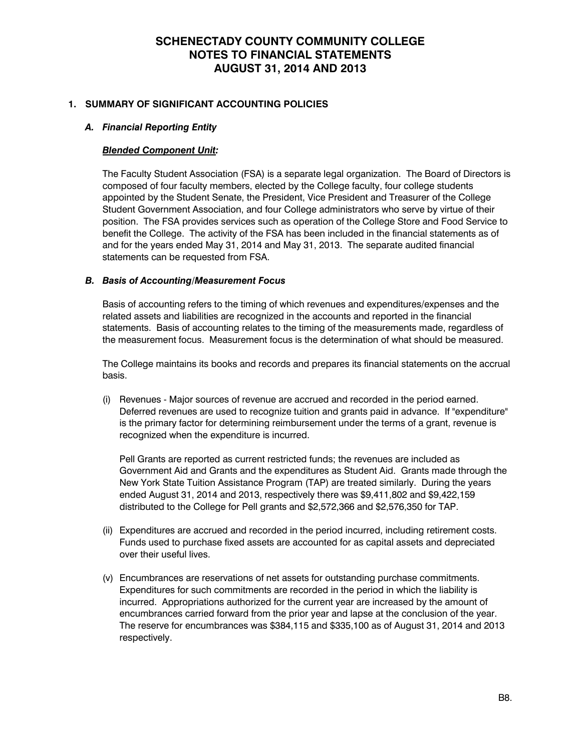# SCHENECTADY COUNTY COMMUNITY COLLEGE
# NOTES TO FINANCIAL STATEMENTS
# AUGUST 31, 2014 AND 2013

## 1. SUMMARY OF SIGNIFICANT ACCOUNTING POLICIES

### *A. Financial Reporting Entity*

***Blended Component Unit:***

The Faculty Student Association (FSA) is a separate legal organization. The Board of Directors is composed of four faculty members, elected by the College faculty, four college students appointed by the Student Senate, the President, Vice President and Treasurer of the College Student Government Association, and four College administrators who serve by virtue of their position. The FSA provides services such as operation of the College Store and Food Service to benefit the College. The activity of the FSA has been included in the financial statements as of and for the years ended May 31, 2014 and May 31, 2013. The separate audited financial statements can be requested from FSA.

### *B. Basis of Accounting/Measurement Focus*

Basis of accounting refers to the timing of which revenues and expenditures/expenses and the related assets and liabilities are recognized in the accounts and reported in the financial statements. Basis of accounting relates to the timing of the measurements made, regardless of the measurement focus. Measurement focus is the determination of what should be measured.

The College maintains its books and records and prepares its financial statements on the accrual basis.

(i) Revenues - Major sources of revenue are accrued and recorded in the period earned. Deferred revenues are used to recognize tuition and grants paid in advance. If "expenditure" is the primary factor for determining reimbursement under the terms of a grant, revenue is recognized when the expenditure is incurred.

Pell Grants are reported as current restricted funds; the revenues are included as Government Aid and Grants and the expenditures as Student Aid. Grants made through the New York State Tuition Assistance Program (TAP) are treated similarly. During the years ended August 31, 2014 and 2013, respectively there was $9,411,802 and $9,422,159 distributed to the College for Pell grants and $2,572,366 and $2,576,350 for TAP.

(ii) Expenditures are accrued and recorded in the period incurred, including retirement costs. Funds used to purchase fixed assets are accounted for as capital assets and depreciated over their useful lives.

(v) Encumbrances are reservations of net assets for outstanding purchase commitments. Expenditures for such commitments are recorded in the period in which the liability is incurred. Appropriations authorized for the current year are increased by the amount of encumbrances carried forward from the prior year and lapse at the conclusion of the year. The reserve for encumbrances was $384,115 and $335,100 as of August 31, 2014 and 2013 respectively.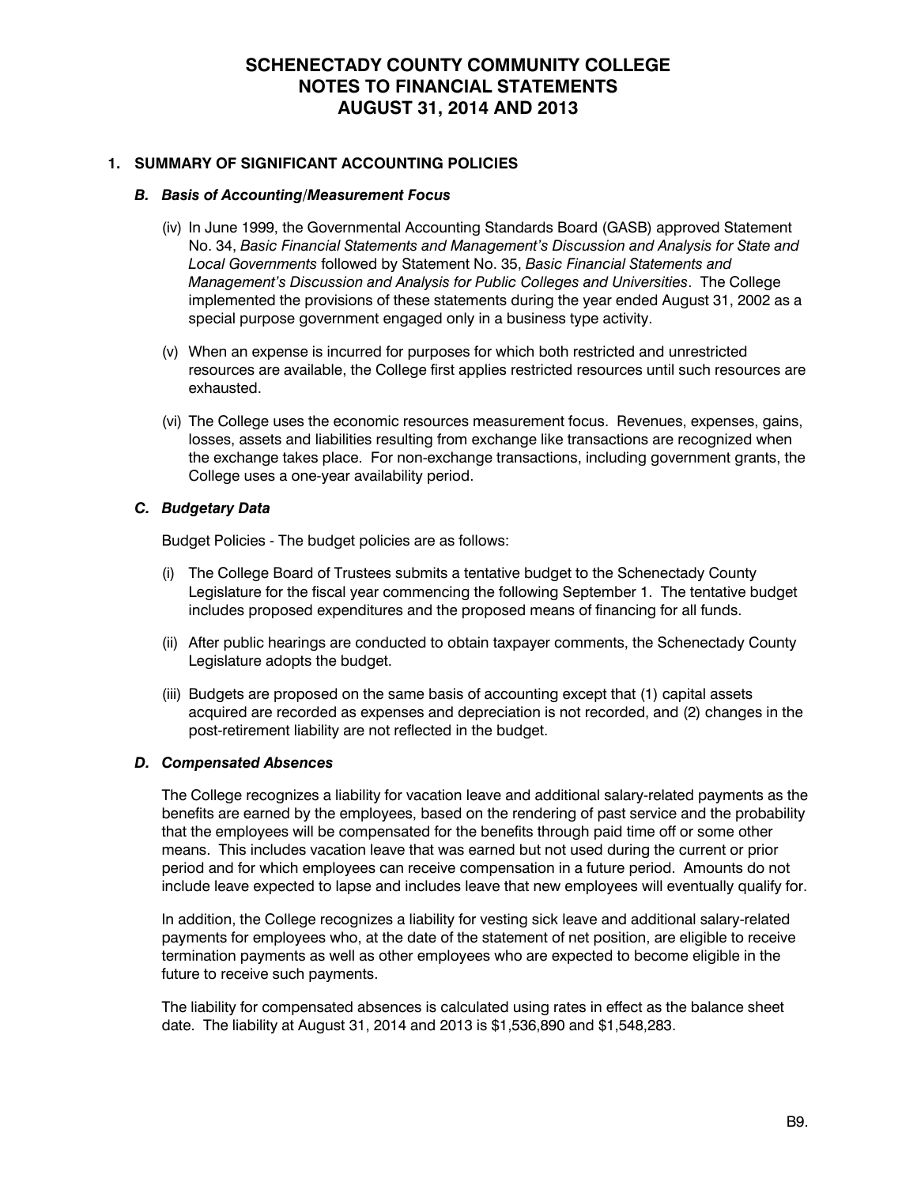# SCHENECTADY COUNTY COMMUNITY COLLEGE
# NOTES TO FINANCIAL STATEMENTS
# AUGUST 31, 2014 AND 2013

## 1. SUMMARY OF SIGNIFICANT ACCOUNTING POLICIES

### *B. Basis of Accounting/Measurement Focus*

(iv) In June 1999, the Governmental Accounting Standards Board (GASB) approved Statement No. 34, *Basic Financial Statements and Management's Discussion and Analysis for State and Local Governments* followed by Statement No. 35, *Basic Financial Statements and Management's Discussion and Analysis for Public Colleges and Universities*. The College implemented the provisions of these statements during the year ended August 31, 2002 as a special purpose government engaged only in a business type activity.

(v) When an expense is incurred for purposes for which both restricted and unrestricted resources are available, the College first applies restricted resources until such resources are exhausted.

(vi) The College uses the economic resources measurement focus. Revenues, expenses, gains, losses, assets and liabilities resulting from exchange like transactions are recognized when the exchange takes place. For non-exchange transactions, including government grants, the College uses a one-year availability period.

### *C. Budgetary Data*

Budget Policies - The budget policies are as follows:

(i) The College Board of Trustees submits a tentative budget to the Schenectady County Legislature for the fiscal year commencing the following September 1. The tentative budget includes proposed expenditures and the proposed means of financing for all funds.

(ii) After public hearings are conducted to obtain taxpayer comments, the Schenectady County Legislature adopts the budget.

(iii) Budgets are proposed on the same basis of accounting except that (1) capital assets acquired are recorded as expenses and depreciation is not recorded, and (2) changes in the post-retirement liability are not reflected in the budget.

### *D. Compensated Absences*

The College recognizes a liability for vacation leave and additional salary-related payments as the benefits are earned by the employees, based on the rendering of past service and the probability that the employees will be compensated for the benefits through paid time off or some other means. This includes vacation leave that was earned but not used during the current or prior period and for which employees can receive compensation in a future period. Amounts do not include leave expected to lapse and includes leave that new employees will eventually qualify for.

In addition, the College recognizes a liability for vesting sick leave and additional salary-related payments for employees who, at the date of the statement of net position, are eligible to receive termination payments as well as other employees who are expected to become eligible in the future to receive such payments.

The liability for compensated absences is calculated using rates in effect as the balance sheet date. The liability at August 31, 2014 and 2013 is $1,536,890 and $1,548,283.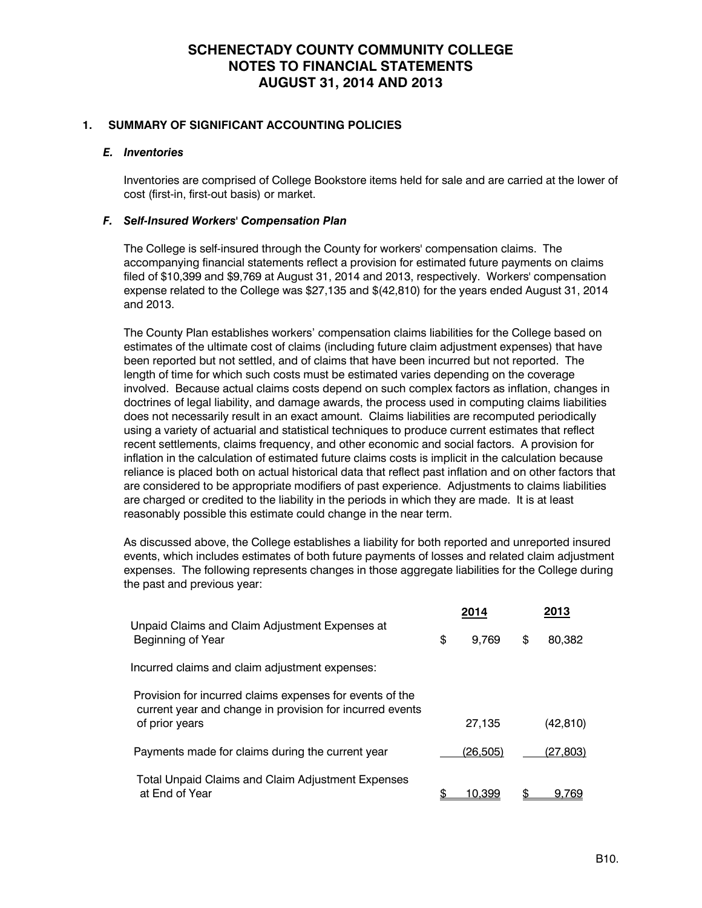# SCHENECTADY COUNTY COMMUNITY COLLEGE
# NOTES TO FINANCIAL STATEMENTS
# AUGUST 31, 2014 AND 2013

## 1. SUMMARY OF SIGNIFICANT ACCOUNTING POLICIES

### *E. Inventories*

Inventories are comprised of College Bookstore items held for sale and are carried at the lower of cost (first-in, first-out basis) or market.

### *F. Self-Insured Workers' Compensation Plan*

The College is self-insured through the County for workers' compensation claims. The accompanying financial statements reflect a provision for estimated future payments on claims filed of $10,399 and $9,769 at August 31, 2014 and 2013, respectively. Workers' compensation expense related to the College was $27,135 and $(42,810) for the years ended August 31, 2014 and 2013.

The County Plan establishes workers' compensation claims liabilities for the College based on estimates of the ultimate cost of claims (including future claim adjustment expenses) that have been reported but not settled, and of claims that have been incurred but not reported. The length of time for which such costs must be estimated varies depending on the coverage involved. Because actual claims costs depend on such complex factors as inflation, changes in doctrines of legal liability, and damage awards, the process used in computing claims liabilities does not necessarily result in an exact amount. Claims liabilities are recomputed periodically using a variety of actuarial and statistical techniques to produce current estimates that reflect recent settlements, claims frequency, and other economic and social factors. A provision for inflation in the calculation of estimated future claims costs is implicit in the calculation because reliance is placed both on actual historical data that reflect past inflation and on other factors that are considered to be appropriate modifiers of past experience. Adjustments to claims liabilities are charged or credited to the liability in the periods in which they are made. It is at least reasonably possible this estimate could change in the near term.

As discussed above, the College establishes a liability for both reported and unreported insured events, which includes estimates of both future payments of losses and related claim adjustment expenses. The following represents changes in those aggregate liabilities for the College during the past and previous year:

| | 2014 | 2013 |
|---|---|---|
| Unpaid Claims and Claim Adjustment Expenses at Beginning of Year | $ 9,769 | $ 80,382 |
| Incurred claims and claim adjustment expenses: | | |
| Provision for incurred claims expenses for events of the current year and change in provision for incurred events of prior years | 27,135 | (42,810) |
| Payments made for claims during the current year | (26,505) | (27,803) |
| Total Unpaid Claims and Claim Adjustment Expenses at End of Year | $ 10,399 | $ 9,769 |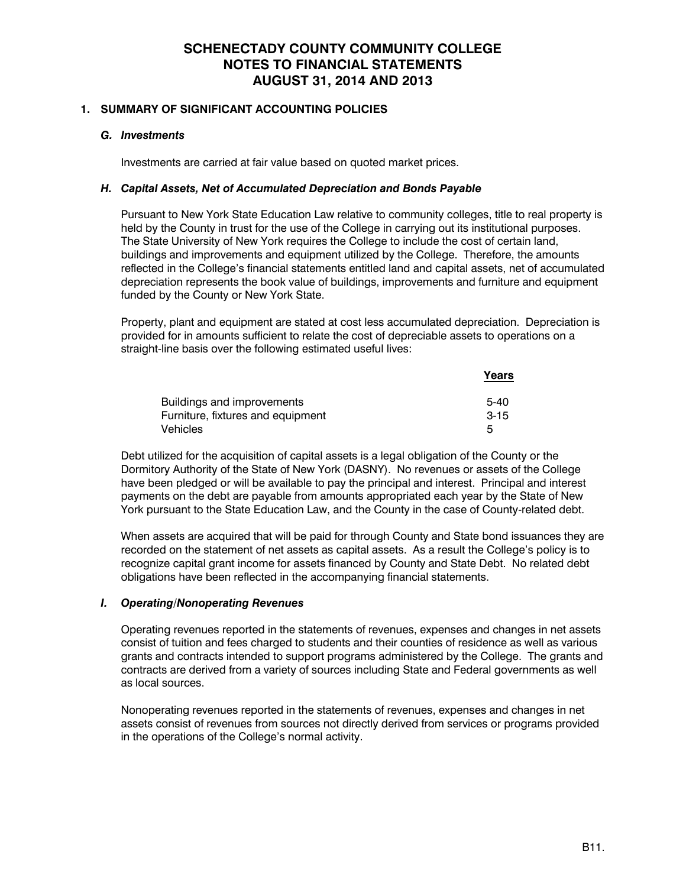# SCHENECTADY COUNTY COMMUNITY COLLEGE
# NOTES TO FINANCIAL STATEMENTS
# AUGUST 31, 2014 AND 2013

## 1. SUMMARY OF SIGNIFICANT ACCOUNTING POLICIES

### *G. Investments*

Investments are carried at fair value based on quoted market prices.

### *H. Capital Assets, Net of Accumulated Depreciation and Bonds Payable*

Pursuant to New York State Education Law relative to community colleges, title to real property is held by the County in trust for the use of the College in carrying out its institutional purposes. The State University of New York requires the College to include the cost of certain land, buildings and improvements and equipment utilized by the College. Therefore, the amounts reflected in the College's financial statements entitled land and capital assets, net of accumulated depreciation represents the book value of buildings, improvements and furniture and equipment funded by the County or New York State.

Property, plant and equipment are stated at cost less accumulated depreciation. Depreciation is provided for in amounts sufficient to relate the cost of depreciable assets to operations on a straight-line basis over the following estimated useful lives:

| | Years |
|---|---|
| Buildings and improvements | 5-40 |
| Furniture, fixtures and equipment | 3-15 |
| Vehicles | 5 |

Debt utilized for the acquisition of capital assets is a legal obligation of the County or the Dormitory Authority of the State of New York (DASNY). No revenues or assets of the College have been pledged or will be available to pay the principal and interest. Principal and interest payments on the debt are payable from amounts appropriated each year by the State of New York pursuant to the State Education Law, and the County in the case of County-related debt.

When assets are acquired that will be paid for through County and State bond issuances they are recorded on the statement of net assets as capital assets. As a result the College's policy is to recognize capital grant income for assets financed by County and State Debt. No related debt obligations have been reflected in the accompanying financial statements.

### *I. Operating/Nonoperating Revenues*

Operating revenues reported in the statements of revenues, expenses and changes in net assets consist of tuition and fees charged to students and their counties of residence as well as various grants and contracts intended to support programs administered by the College. The grants and contracts are derived from a variety of sources including State and Federal governments as well as local sources.

Nonoperating revenues reported in the statements of revenues, expenses and changes in net assets consist of revenues from sources not directly derived from services or programs provided in the operations of the College's normal activity.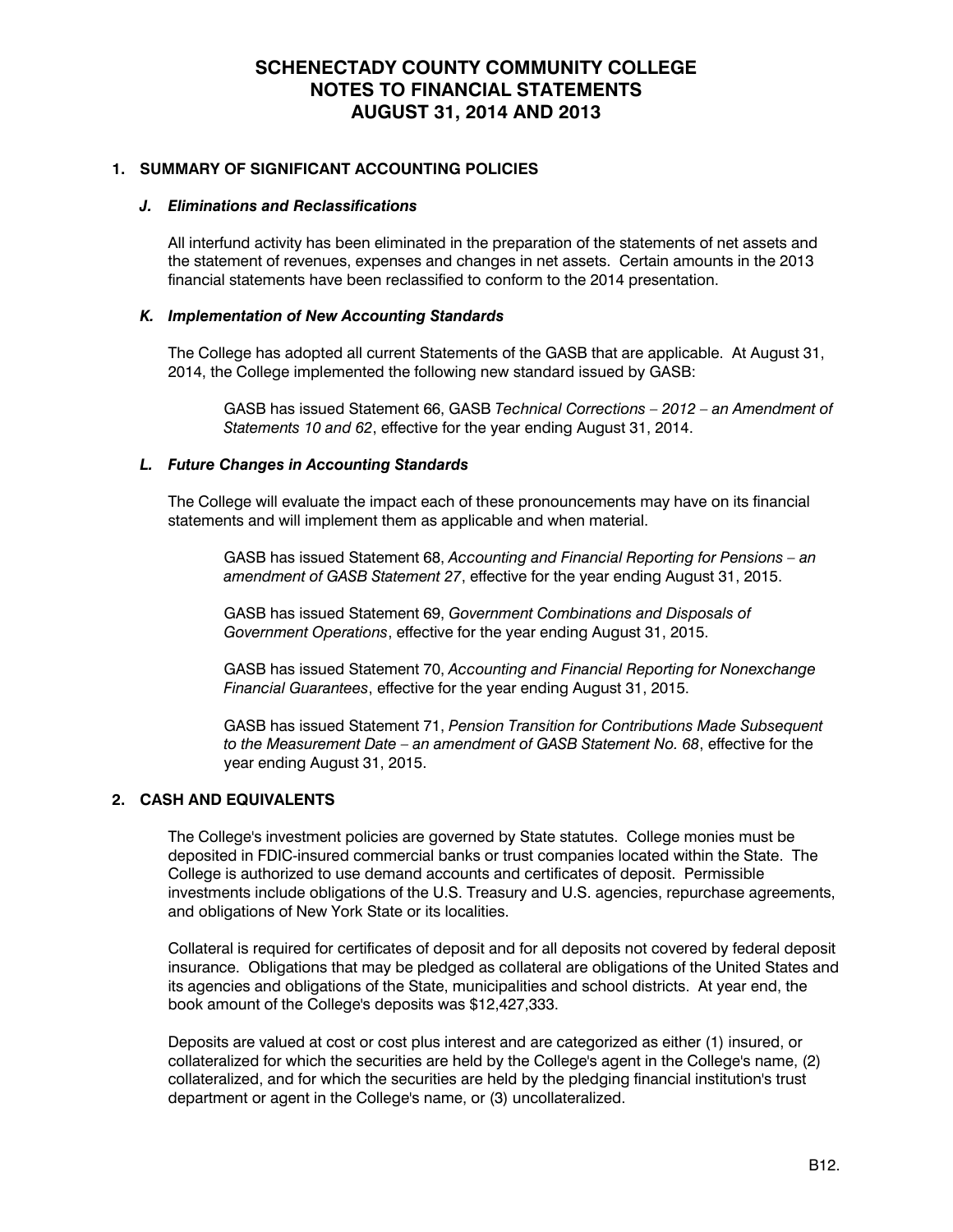# SCHENECTADY COUNTY COMMUNITY COLLEGE
# NOTES TO FINANCIAL STATEMENTS
# AUGUST 31, 2014 AND 2013

## 1. SUMMARY OF SIGNIFICANT ACCOUNTING POLICIES

### *J. Eliminations and Reclassifications*

All interfund activity has been eliminated in the preparation of the statements of net assets and the statement of revenues, expenses and changes in net assets. Certain amounts in the 2013 financial statements have been reclassified to conform to the 2014 presentation.

### *K. Implementation of New Accounting Standards*

The College has adopted all current Statements of the GASB that are applicable. At August 31, 2014, the College implemented the following new standard issued by GASB:

> GASB has issued Statement 66, GASB *Technical Corrections – 2012 – an Amendment of Statements 10 and 62*, effective for the year ending August 31, 2014.

### *L. Future Changes in Accounting Standards*

The College will evaluate the impact each of these pronouncements may have on its financial statements and will implement them as applicable and when material.

> GASB has issued Statement 68, *Accounting and Financial Reporting for Pensions – an amendment of GASB Statement 27*, effective for the year ending August 31, 2015.
>
> GASB has issued Statement 69, *Government Combinations and Disposals of Government Operations*, effective for the year ending August 31, 2015.
>
> GASB has issued Statement 70, *Accounting and Financial Reporting for Nonexchange Financial Guarantees*, effective for the year ending August 31, 2015.
>
> GASB has issued Statement 71, *Pension Transition for Contributions Made Subsequent to the Measurement Date – an amendment of GASB Statement No. 68*, effective for the year ending August 31, 2015.

## 2. CASH AND EQUIVALENTS

The College's investment policies are governed by State statutes. College monies must be deposited in FDIC-insured commercial banks or trust companies located within the State. The College is authorized to use demand accounts and certificates of deposit. Permissible investments include obligations of the U.S. Treasury and U.S. agencies, repurchase agreements, and obligations of New York State or its localities.

Collateral is required for certificates of deposit and for all deposits not covered by federal deposit insurance. Obligations that may be pledged as collateral are obligations of the United States and its agencies and obligations of the State, municipalities and school districts. At year end, the book amount of the College's deposits was $12,427,333.

Deposits are valued at cost or cost plus interest and are categorized as either (1) insured, or collateralized for which the securities are held by the College's agent in the College's name, (2) collateralized, and for which the securities are held by the pledging financial institution's trust department or agent in the College's name, or (3) uncollateralized.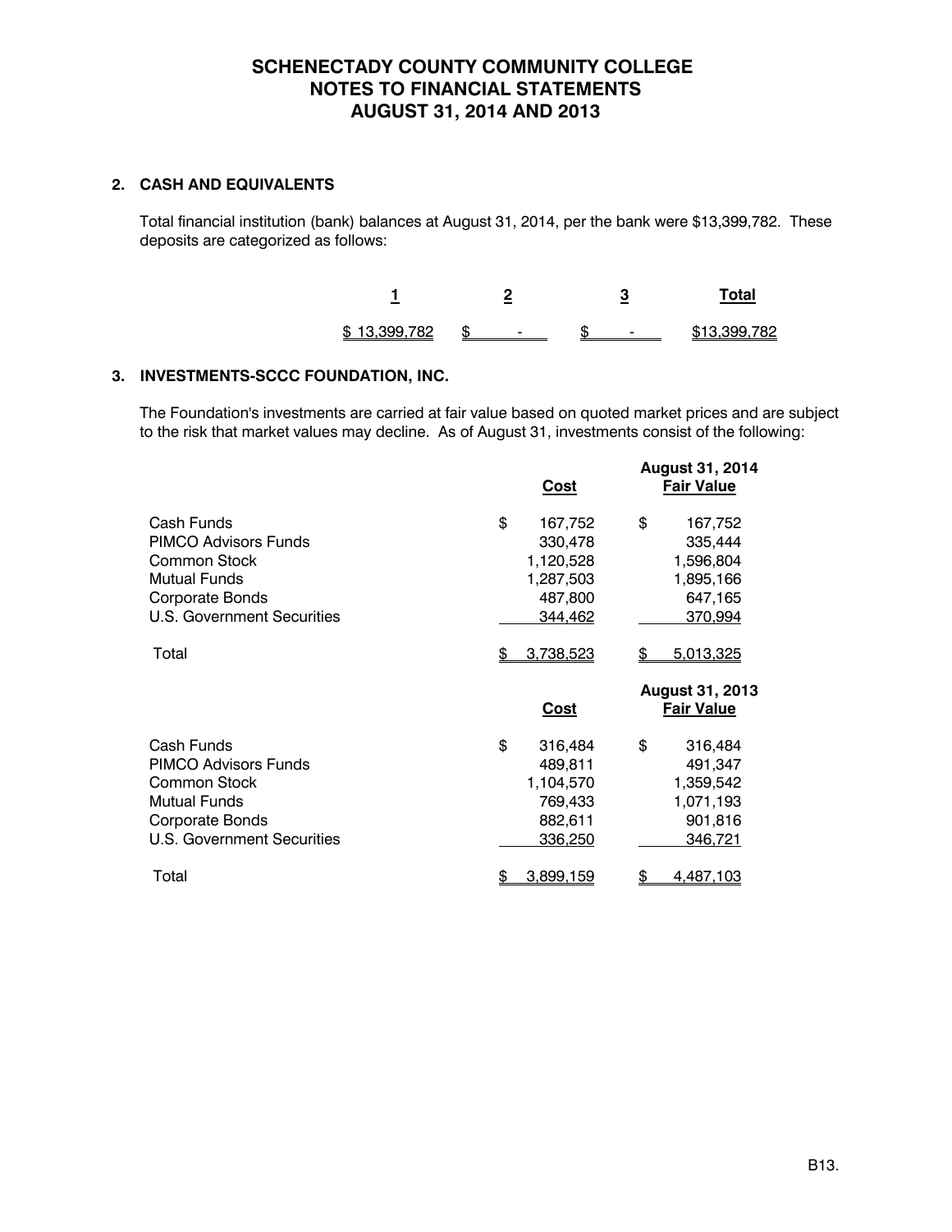# SCHENECTADY COUNTY COMMUNITY COLLEGE
# NOTES TO FINANCIAL STATEMENTS
# AUGUST 31, 2014 AND 2013

## 2. CASH AND EQUIVALENTS

Total financial institution (bank) balances at August 31, 2014, per the bank were $13,399,782. These deposits are categorized as follows:

| 1 | 2 | 3 | Total |
|---|---|---|---|
| $ 13,399,782 | $ - | $ - | $13,399,782 |

## 3. INVESTMENTS-SCCC FOUNDATION, INC.

The Foundation's investments are carried at fair value based on quoted market prices and are subject to the risk that market values may decline. As of August 31, investments consist of the following:

| | | August 31, 2014 |
|---|---|---|
| | **Cost** | **Fair Value** |
| Cash Funds | $ 167,752 | $ 167,752 |
| PIMCO Advisors Funds | 330,478 | 335,444 |
| Common Stock | 1,120,528 | 1,596,804 |
| Mutual Funds | 1,287,503 | 1,895,166 |
| Corporate Bonds | 487,800 | 647,165 |
| U.S. Government Securities | 344,462 | 370,994 |
| Total | $ 3,738,523 | $ 5,013,325 |

| | | August 31, 2013 |
|---|---|---|
| | **Cost** | **Fair Value** |
| Cash Funds | $ 316,484 | $ 316,484 |
| PIMCO Advisors Funds | 489,811 | 491,347 |
| Common Stock | 1,104,570 | 1,359,542 |
| Mutual Funds | 769,433 | 1,071,193 |
| Corporate Bonds | 882,611 | 901,816 |
| U.S. Government Securities | 336,250 | 346,721 |
| Total | $ 3,899,159 | $ 4,487,103 |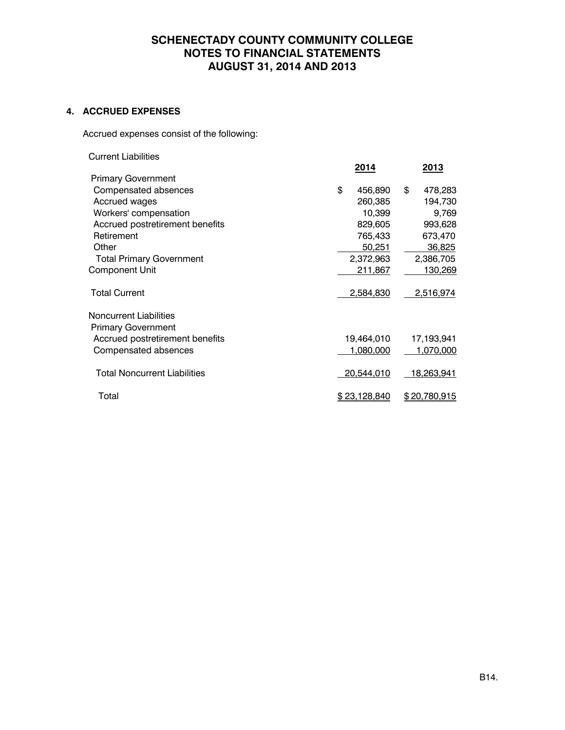# SCHENECTADY COUNTY COMMUNITY COLLEGE
# NOTES TO FINANCIAL STATEMENTS
# AUGUST 31, 2014 AND 2013

## 4. ACCRUED EXPENSES

Accrued expenses consist of the following:

| | 2014 | 2013 |
|---|---|---|
| **Current Liabilities** | | |
| Primary Government | | |
| Compensated absences | $ 456,890 | $ 478,283 |
| Accrued wages | 260,385 | 194,730 |
| Workers' compensation | 10,399 | 9,769 |
| Accrued postretirement benefits | 829,605 | 993,628 |
| Retirement | 765,433 | 673,470 |
| Other | 50,251 | 36,825 |
| Total Primary Government | 2,372,963 | 2,386,705 |
| Component Unit | 211,867 | 130,269 |
| Total Current | 2,584,830 | 2,516,974 |
| **Noncurrent Liabilities** | | |
| Primary Government | | |
| Accrued postretirement benefits | 19,464,010 | 17,193,941 |
| Compensated absences | 1,080,000 | 1,070,000 |
| Total Noncurrent Liabilities | 20,544,010 | 18,263,941 |
| Total | $ 23,128,840 | $ 20,780,915 |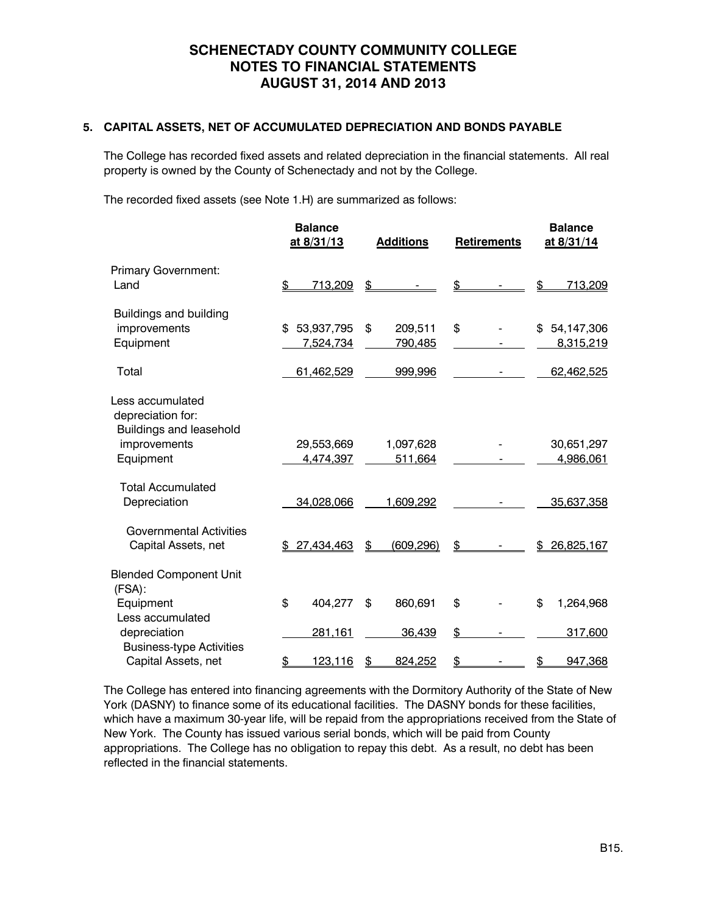# SCHENECTADY COUNTY COMMUNITY COLLEGE
# NOTES TO FINANCIAL STATEMENTS
# AUGUST 31, 2014 AND 2013

## 5. CAPITAL ASSETS, NET OF ACCUMULATED DEPRECIATION AND BONDS PAYABLE

The College has recorded fixed assets and related depreciation in the financial statements. All real property is owned by the County of Schenectady and not by the College.

The recorded fixed assets (see Note 1.H) are summarized as follows:

| | Balance at 8/31/13 | Additions | Retirements | Balance at 8/31/14 |
|---|---|---|---|---|
| Primary Government: | | | | |
| Land | $ 713,209 | $ - | $ - | $ 713,209 |
| Buildings and building improvements | $ 53,937,795 | $ 209,511 | $ - | $ 54,147,306 |
| Equipment | 7,524,734 | 790,485 | - | 8,315,219 |
| Total | 61,462,529 | 999,996 | - | 62,462,525 |
| Less accumulated depreciation for: | | | | |
| Buildings and leasehold improvements | 29,553,669 | 1,097,628 | - | 30,651,297 |
| Equipment | 4,474,397 | 511,664 | - | 4,986,061 |
| Total Accumulated Depreciation | 34,028,066 | 1,609,292 | - | 35,637,358 |
| Governmental Activities Capital Assets, net | $ 27,434,463 | $ (609,296) | $ - | $ 26,825,167 |
| Blended Component Unit (FSA): | | | | |
| Equipment | $ 404,277 | $ 860,691 | $ - | $ 1,264,968 |
| Less accumulated depreciation | 281,161 | 36,439 | $ - | 317,600 |
| Business-type Activities Capital Assets, net | $ 123,116 | $ 824,252 | $ - | $ 947,368 |

The College has entered into financing agreements with the Dormitory Authority of the State of New York (DASNY) to finance some of its educational facilities. The DASNY bonds for these facilities, which have a maximum 30-year life, will be repaid from the appropriations received from the State of New York. The County has issued various serial bonds, which will be paid from County appropriations. The College has no obligation to repay this debt. As a result, no debt has been reflected in the financial statements.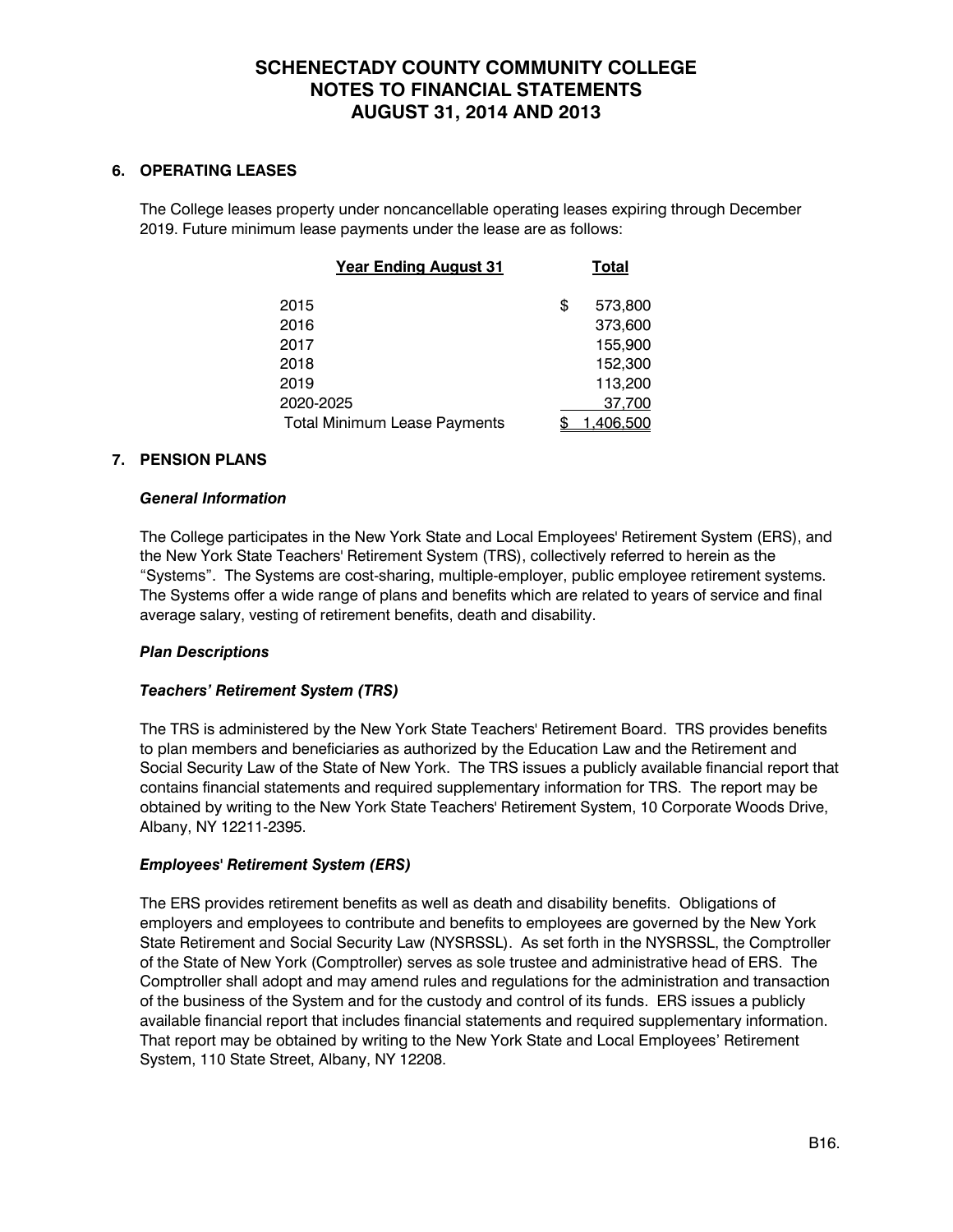# SCHENECTADY COUNTY COMMUNITY COLLEGE
# NOTES TO FINANCIAL STATEMENTS
# AUGUST 31, 2014 AND 2013

## 6. OPERATING LEASES

The College leases property under noncancellable operating leases expiring through December 2019. Future minimum lease payments under the lease are as follows:

| Year Ending August 31 | Total |
|---|---|
| 2015 | $ 573,800 |
| 2016 | 373,600 |
| 2017 | 155,900 |
| 2018 | 152,300 |
| 2019 | 113,200 |
| 2020-2025 | 37,700 |
| Total Minimum Lease Payments | $ 1,406,500 |

## 7. PENSION PLANS

***General Information***

The College participates in the New York State and Local Employees' Retirement System (ERS), and the New York State Teachers' Retirement System (TRS), collectively referred to herein as the "Systems". The Systems are cost-sharing, multiple-employer, public employee retirement systems. The Systems offer a wide range of plans and benefits which are related to years of service and final average salary, vesting of retirement benefits, death and disability.

***Plan Descriptions***

***Teachers' Retirement System (TRS)***

The TRS is administered by the New York State Teachers' Retirement Board. TRS provides benefits to plan members and beneficiaries as authorized by the Education Law and the Retirement and Social Security Law of the State of New York. The TRS issues a publicly available financial report that contains financial statements and required supplementary information for TRS. The report may be obtained by writing to the New York State Teachers' Retirement System, 10 Corporate Woods Drive, Albany, NY 12211-2395.

***Employees' Retirement System (ERS)***

The ERS provides retirement benefits as well as death and disability benefits. Obligations of employers and employees to contribute and benefits to employees are governed by the New York State Retirement and Social Security Law (NYSRSSL). As set forth in the NYSRSSL, the Comptroller of the State of New York (Comptroller) serves as sole trustee and administrative head of ERS. The Comptroller shall adopt and may amend rules and regulations for the administration and transaction of the business of the System and for the custody and control of its funds. ERS issues a publicly available financial report that includes financial statements and required supplementary information. That report may be obtained by writing to the New York State and Local Employees' Retirement System, 110 State Street, Albany, NY 12208.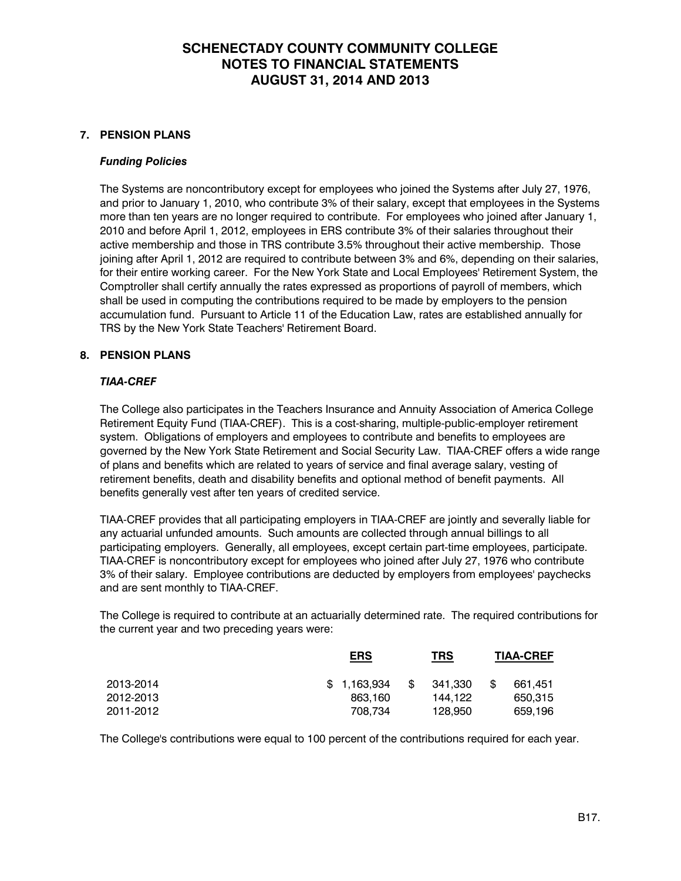# SCHENECTADY COUNTY COMMUNITY COLLEGE
# NOTES TO FINANCIAL STATEMENTS
# AUGUST 31, 2014 AND 2013

## 7. PENSION PLANS

### *Funding Policies*

The Systems are noncontributory except for employees who joined the Systems after July 27, 1976, and prior to January 1, 2010, who contribute 3% of their salary, except that employees in the Systems more than ten years are no longer required to contribute. For employees who joined after January 1, 2010 and before April 1, 2012, employees in ERS contribute 3% of their salaries throughout their active membership and those in TRS contribute 3.5% throughout their active membership. Those joining after April 1, 2012 are required to contribute between 3% and 6%, depending on their salaries, for their entire working career. For the New York State and Local Employees' Retirement System, the Comptroller shall certify annually the rates expressed as proportions of payroll of members, which shall be used in computing the contributions required to be made by employers to the pension accumulation fund. Pursuant to Article 11 of the Education Law, rates are established annually for TRS by the New York State Teachers' Retirement Board.

## 8. PENSION PLANS

### *TIAA-CREF*

The College also participates in the Teachers Insurance and Annuity Association of America College Retirement Equity Fund (TIAA-CREF). This is a cost-sharing, multiple-public-employer retirement system. Obligations of employers and employees to contribute and benefits to employees are governed by the New York State Retirement and Social Security Law. TIAA-CREF offers a wide range of plans and benefits which are related to years of service and final average salary, vesting of retirement benefits, death and disability benefits and optional method of benefit payments. All benefits generally vest after ten years of credited service.

TIAA-CREF provides that all participating employers in TIAA-CREF are jointly and severally liable for any actuarial unfunded amounts. Such amounts are collected through annual billings to all participating employers. Generally, all employees, except certain part-time employees, participate. TIAA-CREF is noncontributory except for employees who joined after July 27, 1976 who contribute 3% of their salary. Employee contributions are deducted by employers from employees' paychecks and are sent monthly to TIAA-CREF.

The College is required to contribute at an actuarially determined rate. The required contributions for the current year and two preceding years were:

| | ERS | TRS | TIAA-CREF |
|---|---|---|---|
| 2013-2014 | $ 1,163,934 | $ 341,330 | $ 661,451 |
| 2012-2013 | 863,160 | 144,122 | 650,315 |
| 2011-2012 | 708,734 | 128,950 | 659,196 |

The College's contributions were equal to 100 percent of the contributions required for each year.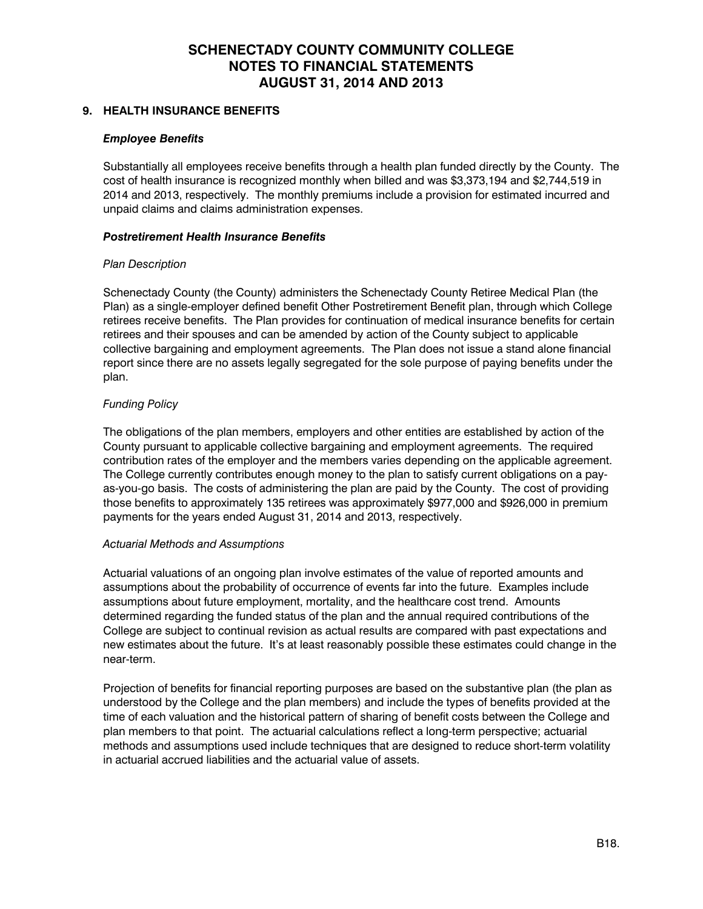# SCHENECTADY COUNTY COMMUNITY COLLEGE
# NOTES TO FINANCIAL STATEMENTS
# AUGUST 31, 2014 AND 2013

## 9. HEALTH INSURANCE BENEFITS

### *Employee Benefits*

Substantially all employees receive benefits through a health plan funded directly by the County. The cost of health insurance is recognized monthly when billed and was $3,373,194 and $2,744,519 in 2014 and 2013, respectively. The monthly premiums include a provision for estimated incurred and unpaid claims and claims administration expenses.

### *Postretirement Health Insurance Benefits*

*Plan Description*

Schenectady County (the County) administers the Schenectady County Retiree Medical Plan (the Plan) as a single-employer defined benefit Other Postretirement Benefit plan, through which College retirees receive benefits. The Plan provides for continuation of medical insurance benefits for certain retirees and their spouses and can be amended by action of the County subject to applicable collective bargaining and employment agreements. The Plan does not issue a stand alone financial report since there are no assets legally segregated for the sole purpose of paying benefits under the plan.

*Funding Policy*

The obligations of the plan members, employers and other entities are established by action of the County pursuant to applicable collective bargaining and employment agreements. The required contribution rates of the employer and the members varies depending on the applicable agreement. The College currently contributes enough money to the plan to satisfy current obligations on a pay-as-you-go basis. The costs of administering the plan are paid by the County. The cost of providing those benefits to approximately 135 retirees was approximately $977,000 and $926,000 in premium payments for the years ended August 31, 2014 and 2013, respectively.

*Actuarial Methods and Assumptions*

Actuarial valuations of an ongoing plan involve estimates of the value of reported amounts and assumptions about the probability of occurrence of events far into the future. Examples include assumptions about future employment, mortality, and the healthcare cost trend. Amounts determined regarding the funded status of the plan and the annual required contributions of the College are subject to continual revision as actual results are compared with past expectations and new estimates about the future. It's at least reasonably possible these estimates could change in the near-term.

Projection of benefits for financial reporting purposes are based on the substantive plan (the plan as understood by the College and the plan members) and include the types of benefits provided at the time of each valuation and the historical pattern of sharing of benefit costs between the College and plan members to that point. The actuarial calculations reflect a long-term perspective; actuarial methods and assumptions used include techniques that are designed to reduce short-term volatility in actuarial accrued liabilities and the actuarial value of assets.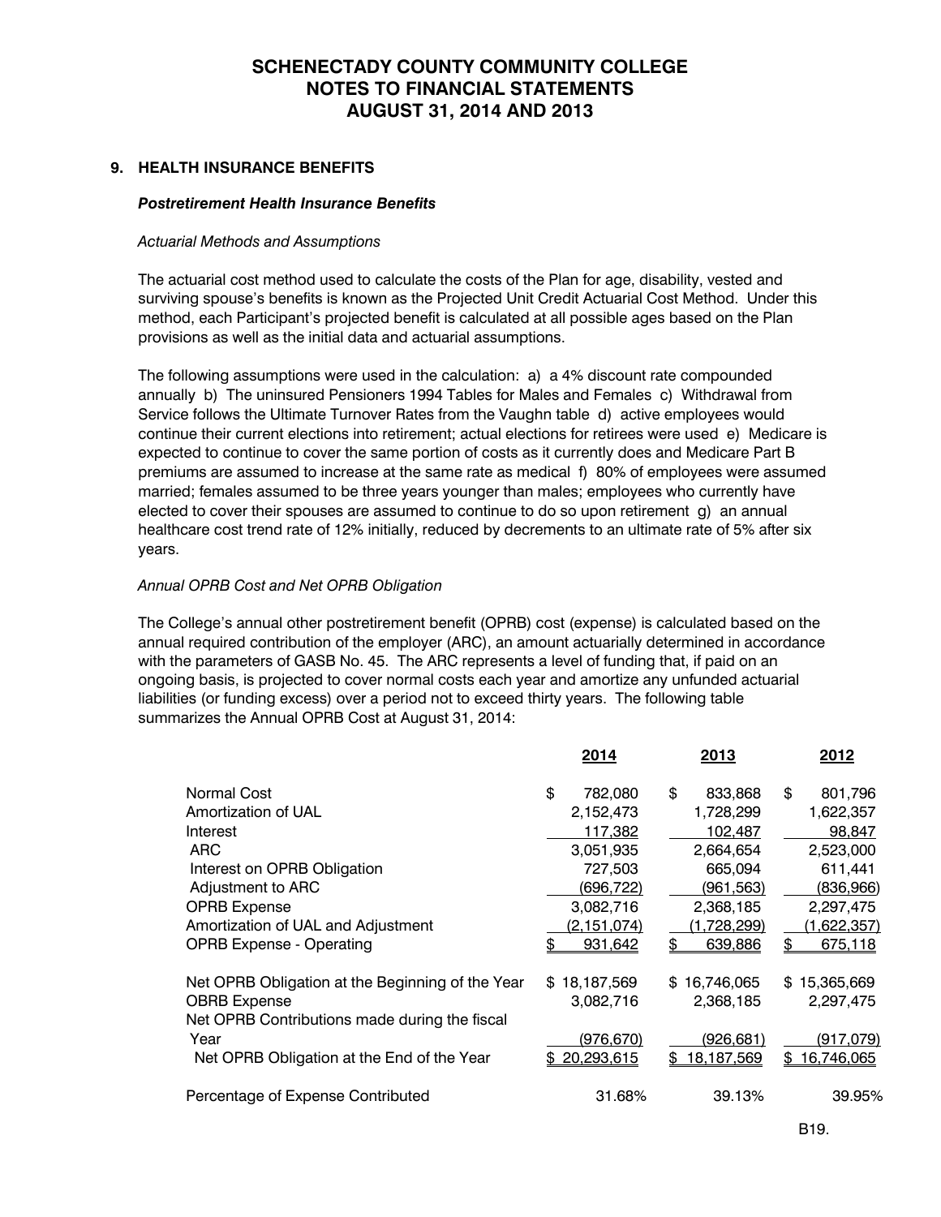# SCHENECTADY COUNTY COMMUNITY COLLEGE
# NOTES TO FINANCIAL STATEMENTS
# AUGUST 31, 2014 AND 2013

## 9. HEALTH INSURANCE BENEFITS

### *Postretirement Health Insurance Benefits*

*Actuarial Methods and Assumptions*

The actuarial cost method used to calculate the costs of the Plan for age, disability, vested and surviving spouse's benefits is known as the Projected Unit Credit Actuarial Cost Method. Under this method, each Participant's projected benefit is calculated at all possible ages based on the Plan provisions as well as the initial data and actuarial assumptions.

The following assumptions were used in the calculation: a) a 4% discount rate compounded annually b) The uninsured Pensioners 1994 Tables for Males and Females c) Withdrawal from Service follows the Ultimate Turnover Rates from the Vaughn table d) active employees would continue their current elections into retirement; actual elections for retirees were used e) Medicare is expected to continue to cover the same portion of costs as it currently does and Medicare Part B premiums are assumed to increase at the same rate as medical f) 80% of employees were assumed married; females assumed to be three years younger than males; employees who currently have elected to cover their spouses are assumed to continue to do so upon retirement g) an annual healthcare cost trend rate of 12% initially, reduced by decrements to an ultimate rate of 5% after six years.

*Annual OPRB Cost and Net OPRB Obligation*

The College's annual other postretirement benefit (OPRB) cost (expense) is calculated based on the annual required contribution of the employer (ARC), an amount actuarially determined in accordance with the parameters of GASB No. 45. The ARC represents a level of funding that, if paid on an ongoing basis, is projected to cover normal costs each year and amortize any unfunded actuarial liabilities (or funding excess) over a period not to exceed thirty years. The following table summarizes the Annual OPRB Cost at August 31, 2014:

| | 2014 | 2013 | 2012 |
|---|---|---|---|
| Normal Cost | $ 782,080 | $ 833,868 | $ 801,796 |
| Amortization of UAL | 2,152,473 | 1,728,299 | 1,622,357 |
| Interest | 117,382 | 102,487 | 98,847 |
| ARC | 3,051,935 | 2,664,654 | 2,523,000 |
| Interest on OPRB Obligation | 727,503 | 665,094 | 611,441 |
| Adjustment to ARC | (696,722) | (961,563) | (836,966) |
| OPRB Expense | 3,082,716 | 2,368,185 | 2,297,475 |
| Amortization of UAL and Adjustment | (2,151,074) | (1,728,299) | (1,622,357) |
| OPRB Expense - Operating | $ 931,642 | $ 639,886 | $ 675,118 |
| | | | |
| Net OPRB Obligation at the Beginning of the Year | $ 18,187,569 | $ 16,746,065 | $ 15,365,669 |
| OBRB Expense | 3,082,716 | 2,368,185 | 2,297,475 |
| Net OPRB Contributions made during the fiscal Year | (976,670) | (926,681) | (917,079) |
| Net OPRB Obligation at the End of the Year | $ 20,293,615 | $ 18,187,569 | $ 16,746,065 |
| | | | |
| Percentage of Expense Contributed | 31.68% | 39.13% | 39.95% |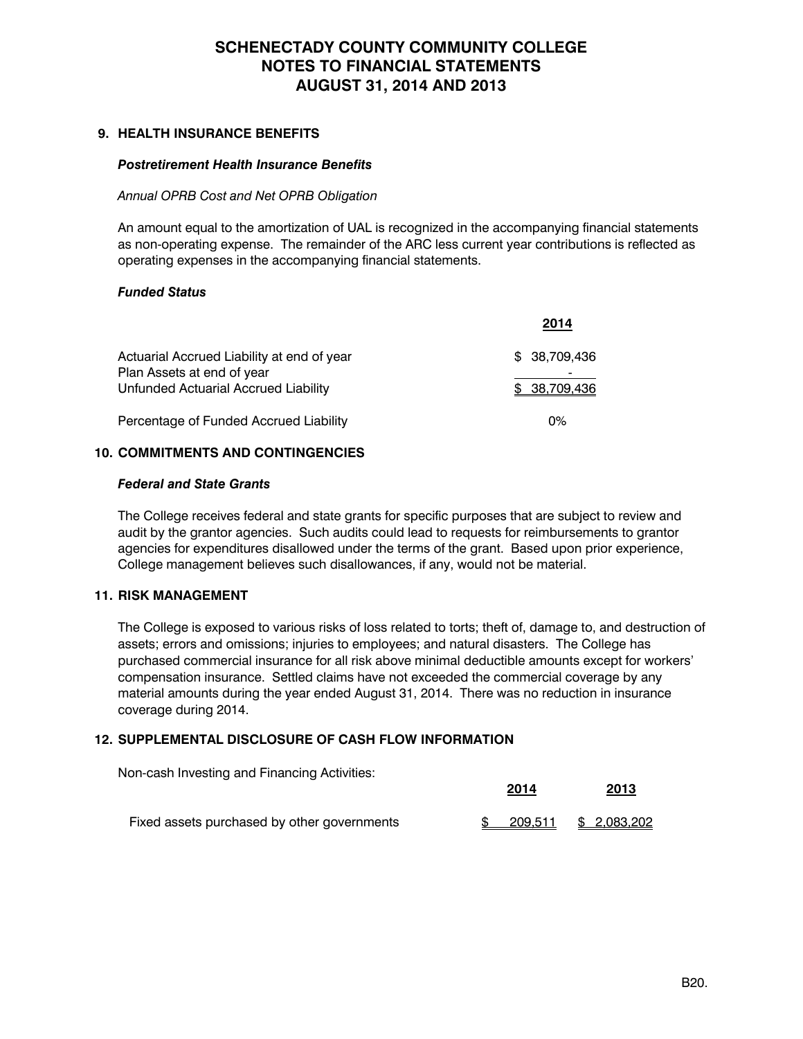# SCHENECTADY COUNTY COMMUNITY COLLEGE
# NOTES TO FINANCIAL STATEMENTS
# AUGUST 31, 2014 AND 2013

## 9. HEALTH INSURANCE BENEFITS

### *Postretirement Health Insurance Benefits*

*Annual OPRB Cost and Net OPRB Obligation*

An amount equal to the amortization of UAL is recognized in the accompanying financial statements as non-operating expense. The remainder of the ARC less current year contributions is reflected as operating expenses in the accompanying financial statements.

### *Funded Status*

| | 2014 |
|---|---|
| Actuarial Accrued Liability at end of year | $ 38,709,436 |
| Plan Assets at end of year | - |
| Unfunded Actuarial Accrued Liability | $ 38,709,436 |
| Percentage of Funded Accrued Liability | 0% |

## 10. COMMITMENTS AND CONTINGENCIES

### *Federal and State Grants*

The College receives federal and state grants for specific purposes that are subject to review and audit by the grantor agencies. Such audits could lead to requests for reimbursements to grantor agencies for expenditures disallowed under the terms of the grant. Based upon prior experience, College management believes such disallowances, if any, would not be material.

## 11. RISK MANAGEMENT

The College is exposed to various risks of loss related to torts; theft of, damage to, and destruction of assets; errors and omissions; injuries to employees; and natural disasters. The College has purchased commercial insurance for all risk above minimal deductible amounts except for workers' compensation insurance. Settled claims have not exceeded the commercial coverage by any material amounts during the year ended August 31, 2014. There was no reduction in insurance coverage during 2014.

## 12. SUPPLEMENTAL DISCLOSURE OF CASH FLOW INFORMATION

Non-cash Investing and Financing Activities:

| | 2014 | 2013 |
|---|---|---|
| Fixed assets purchased by other governments | $ 209,511 | $ 2,083,202 |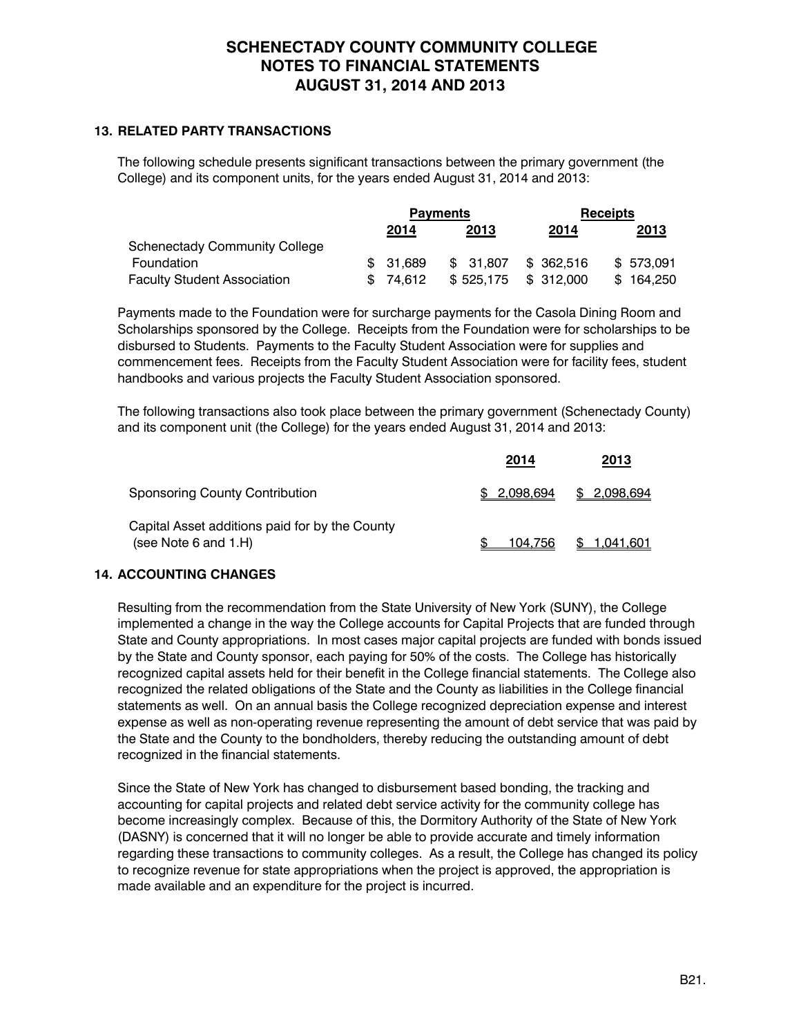# SCHENECTADY COUNTY COMMUNITY COLLEGE
## NOTES TO FINANCIAL STATEMENTS
## AUGUST 31, 2014 AND 2013

### 13. RELATED PARTY TRANSACTIONS

The following schedule presents significant transactions between the primary government (the College) and its component units, for the years ended August 31, 2014 and 2013:

| | Payments | | Receipts | |
|---|---|---|---|---|
| | 2014 | 2013 | 2014 | 2013 |
| Schenectady Community College Foundation | $ 31,689 | $ 31,807 | $ 362,516 | $ 573,091 |
| Faculty Student Association | $ 74,612 | $ 525,175 | $ 312,000 | $ 164,250 |

Payments made to the Foundation were for surcharge payments for the Casola Dining Room and Scholarships sponsored by the College. Receipts from the Foundation were for scholarships to be disbursed to Students. Payments to the Faculty Student Association were for supplies and commencement fees. Receipts from the Faculty Student Association were for facility fees, student handbooks and various projects the Faculty Student Association sponsored.

The following transactions also took place between the primary government (Schenectady County) and its component unit (the College) for the years ended August 31, 2014 and 2013:

| | 2014 | 2013 |
|---|---|---|
| Sponsoring County Contribution | $ 2,098,694 | $ 2,098,694 |
| Capital Asset additions paid for by the County (see Note 6 and 1.H) | $ 104,756 | $ 1,041,601 |

### 14. ACCOUNTING CHANGES

Resulting from the recommendation from the State University of New York (SUNY), the College implemented a change in the way the College accounts for Capital Projects that are funded through State and County appropriations. In most cases major capital projects are funded with bonds issued by the State and County sponsor, each paying for 50% of the costs. The College has historically recognized capital assets held for their benefit in the College financial statements. The College also recognized the related obligations of the State and the County as liabilities in the College financial statements as well. On an annual basis the College recognized depreciation expense and interest expense as well as non-operating revenue representing the amount of debt service that was paid by the State and the County to the bondholders, thereby reducing the outstanding amount of debt recognized in the financial statements.

Since the State of New York has changed to disbursement based bonding, the tracking and accounting for capital projects and related debt service activity for the community college has become increasingly complex. Because of this, the Dormitory Authority of the State of New York (DASNY) is concerned that it will no longer be able to provide accurate and timely information regarding these transactions to community colleges. As a result, the College has changed its policy to recognize revenue for state appropriations when the project is approved, the appropriation is made available and an expenditure for the project is incurred.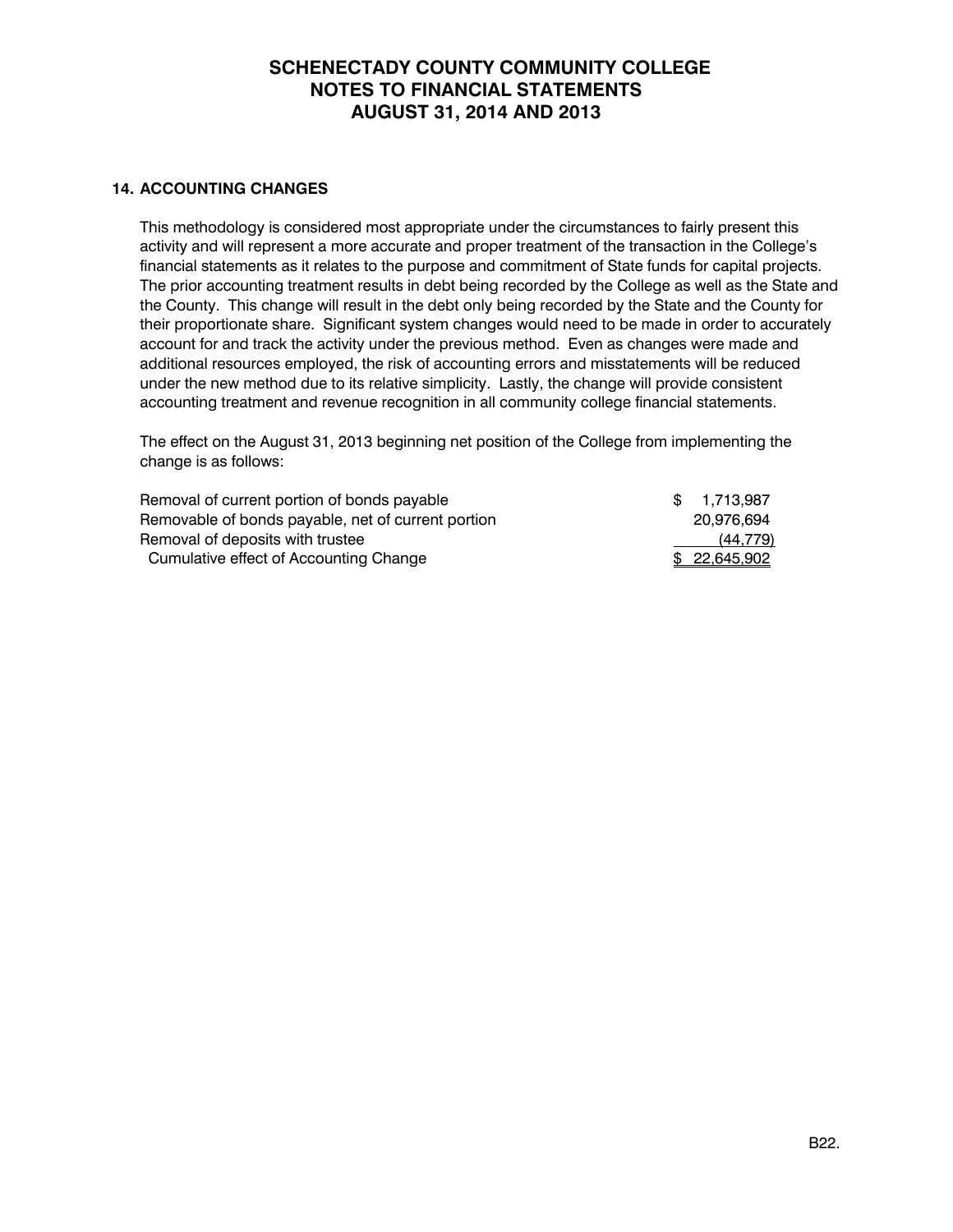**SCHENECTADY COUNTY COMMUNITY COLLEGE**
**NOTES TO FINANCIAL STATEMENTS**
**AUGUST 31, 2014 AND 2013**

### 14. ACCOUNTING CHANGES

This methodology is considered most appropriate under the circumstances to fairly present this activity and will represent a more accurate and proper treatment of the transaction in the College's financial statements as it relates to the purpose and commitment of State funds for capital projects. The prior accounting treatment results in debt being recorded by the College as well as the State and the County. This change will result in the debt only being recorded by the State and the County for their proportionate share. Significant system changes would need to be made in order to accurately account for and track the activity under the previous method. Even as changes were made and additional resources employed, the risk of accounting errors and misstatements will be reduced under the new method due to its relative simplicity. Lastly, the change will provide consistent accounting treatment and revenue recognition in all community college financial statements.

The effect on the August 31, 2013 beginning net position of the College from implementing the change is as follows:

| | |
|---|---|
| Removal of current portion of bonds payable | $ 1,713,987 |
| Removable of bonds payable, net of current portion | 20,976,694 |
| Removal of deposits with trustee | (44,779) |
| Cumulative effect of Accounting Change | $ 22,645,902 |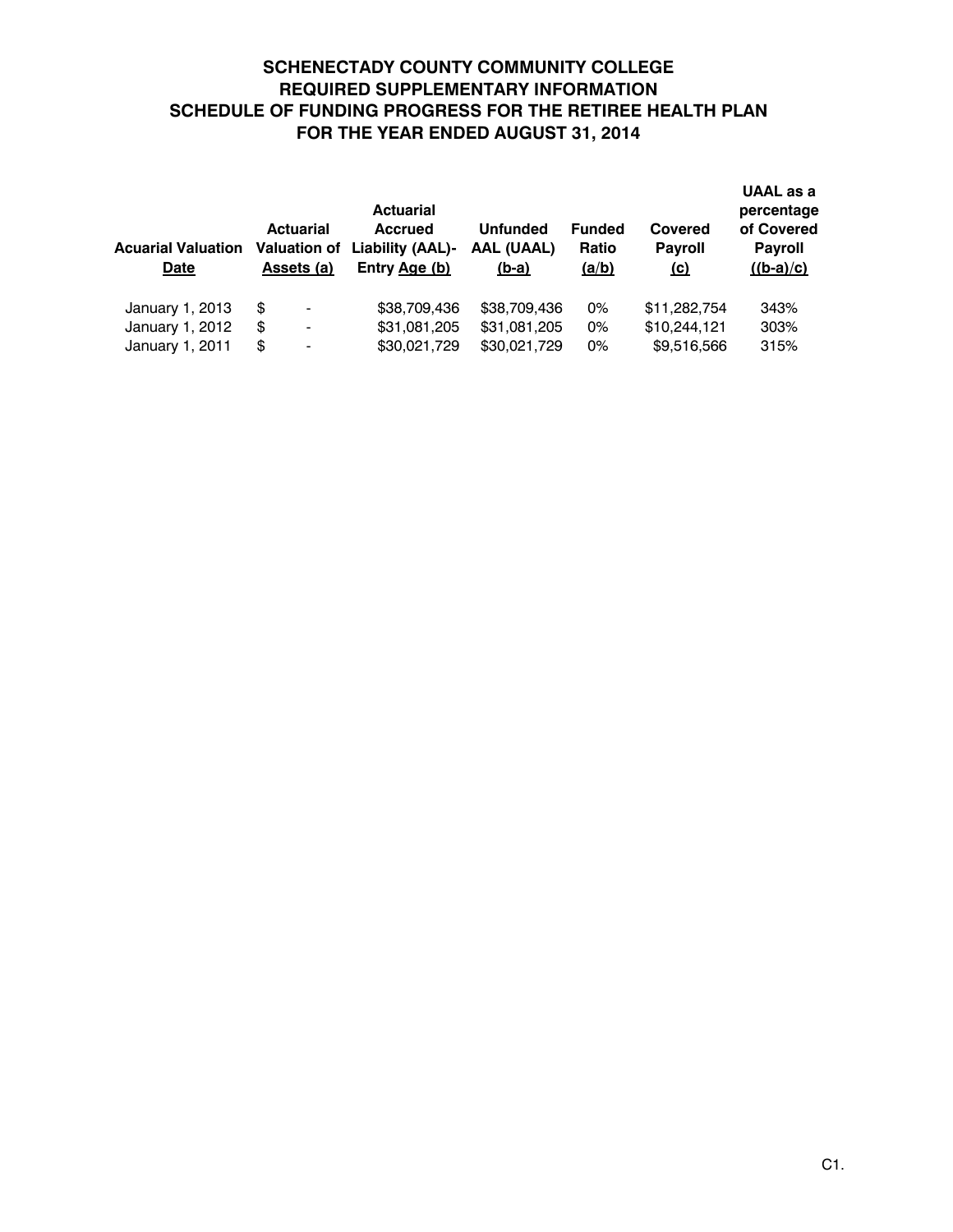# SCHENECTADY COUNTY COMMUNITY COLLEGE
## REQUIRED SUPPLEMENTARY INFORMATION
## SCHEDULE OF FUNDING PROGRESS FOR THE RETIREE HEALTH PLAN
## FOR THE YEAR ENDED AUGUST 31, 2014

| Acuarial Valuation Date | Actuarial Valuation of Assets (a) | Actuarial Accrued Liability (AAL)- Entry Age (b) | Unfunded AAL (UAAL) (b-a) | Funded Ratio (a/b) | Covered Payroll (c) | UAAL as a percentage of Covered Payroll ((b-a)/c) |
|---|---|---|---|---|---|---|
| January 1, 2013 | $ - | $38,709,436 | $38,709,436 | 0% | $11,282,754 | 343% |
| January 1, 2012 | $ - | $31,081,205 | $31,081,205 | 0% | $10,244,121 | 303% |
| January 1, 2011 | $ - | $30,021,729 | $30,021,729 | 0% | $9,516,566 | 315% |

C1.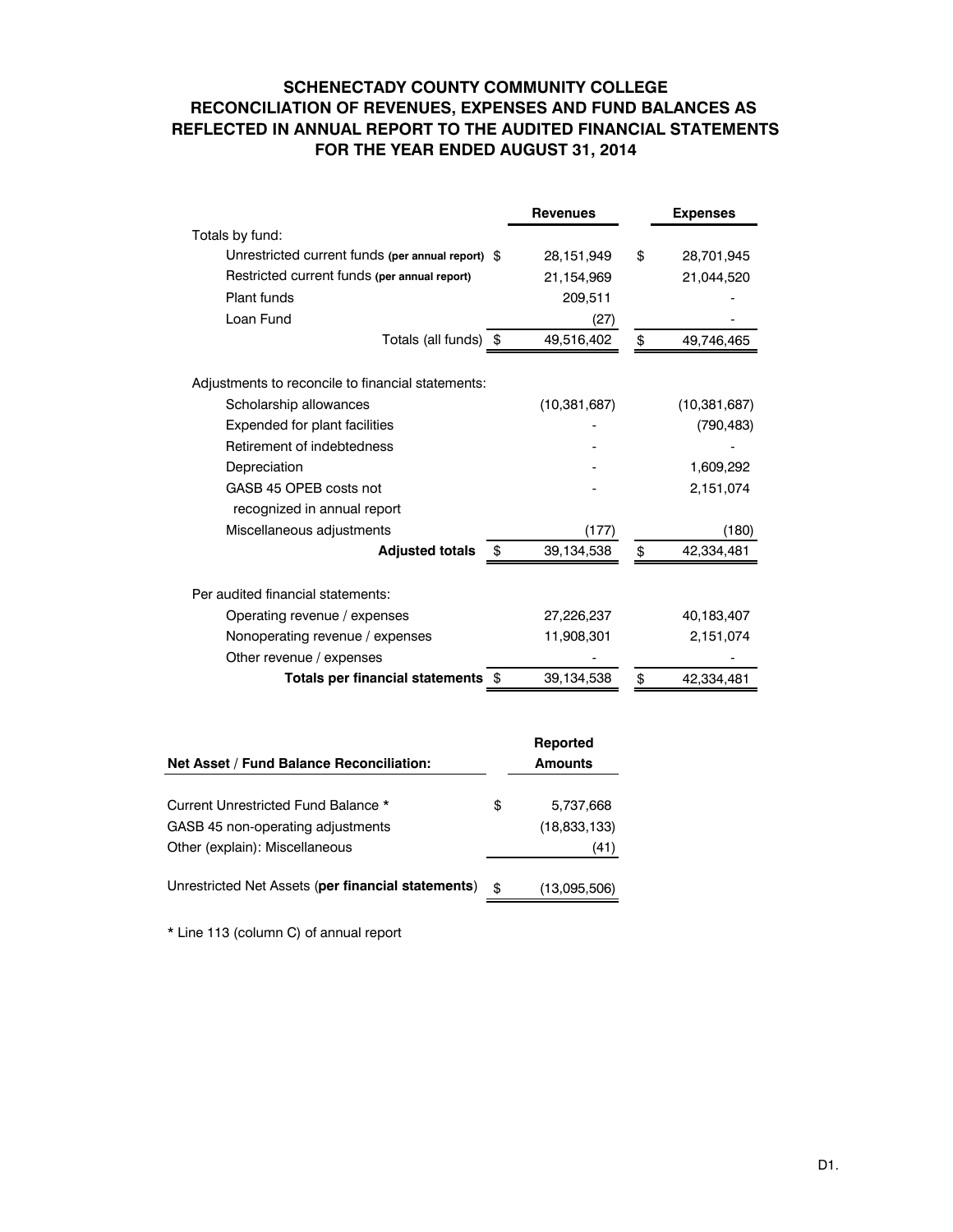# SCHENECTADY COUNTY COMMUNITY COLLEGE
## RECONCILIATION OF REVENUES, EXPENSES AND FUND BALANCES AS REFLECTED IN ANNUAL REPORT TO THE AUDITED FINANCIAL STATEMENTS
## FOR THE YEAR ENDED AUGUST 31, 2014

| | Revenues | Expenses |
|---|---|---|
| Totals by fund: | | |
| Unrestricted current funds **(per annual report)** | $ 28,151,949 | $ 28,701,945 |
| Restricted current funds **(per annual report)** | 21,154,969 | 21,044,520 |
| Plant funds | 209,511 | - |
| Loan Fund | (27) | - |
| Totals (all funds) | $ 49,516,402 | $ 49,746,465 |
| | | |
| Adjustments to reconcile to financial statements: | | |
| Scholarship allowances | (10,381,687) | (10,381,687) |
| Expended for plant facilities | - | (790,483) |
| Retirement of indebtedness | - | - |
| Depreciation | - | 1,609,292 |
| GASB 45 OPEB costs not recognized in annual report | - | 2,151,074 |
| Miscellaneous adjustments | (177) | (180) |
| **Adjusted totals** | $ 39,134,538 | $ 42,334,481 |
| | | |
| Per audited financial statements: | | |
| Operating revenue / expenses | 27,226,237 | 40,183,407 |
| Nonoperating revenue / expenses | 11,908,301 | 2,151,074 |
| Other revenue / expenses | - | - |
| **Totals per financial statements** | $ 39,134,538 | $ 42,334,481 |

| **Net Asset / Fund Balance Reconciliation:** | **Reported Amounts** |
|---|---|
| Current Unrestricted Fund Balance * | $ 5,737,668 |
| GASB 45 non-operating adjustments | (18,833,133) |
| Other (explain): Miscellaneous | (41) |
| Unrestricted Net Assets (**per financial statements**) | $ (13,095,506) |

\* Line 113 (column C) of annual report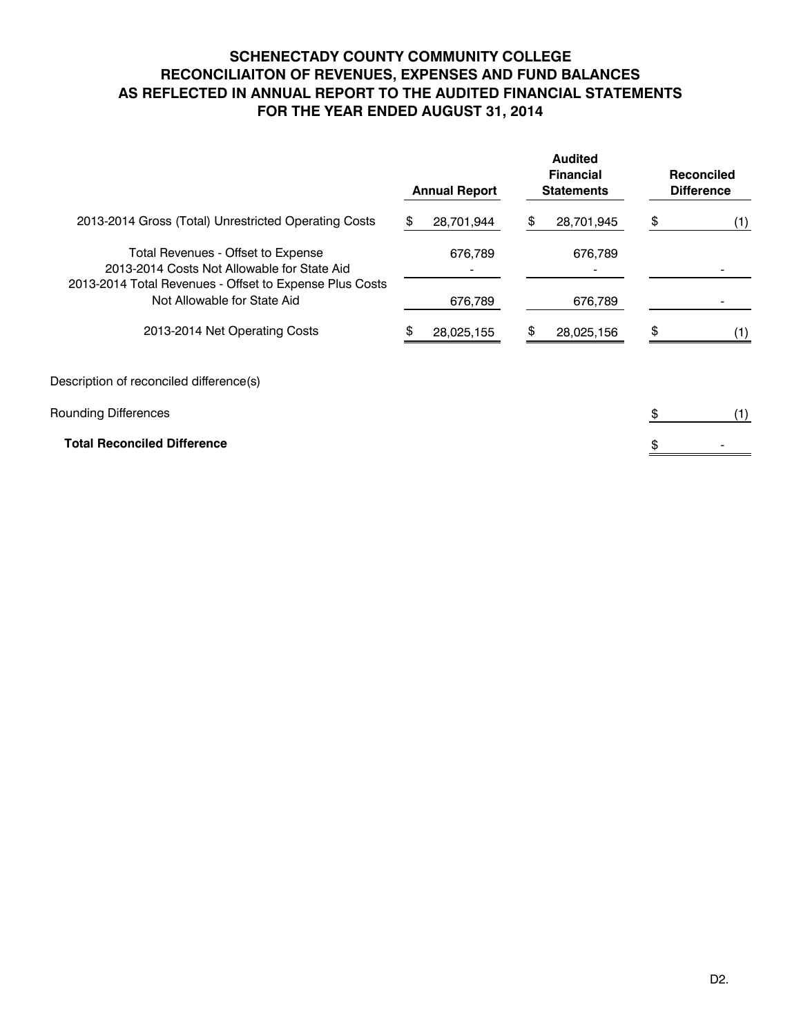# SCHENECTADY COUNTY COMMUNITY COLLEGE
# RECONCILIAITON OF REVENUES, EXPENSES AND FUND BALANCES
# AS REFLECTED IN ANNUAL REPORT TO THE AUDITED FINANCIAL STATEMENTS
# FOR THE YEAR ENDED AUGUST 31, 2014

| | Annual Report | Audited Financial Statements | Reconciled Difference |
|---|---|---|---|
| 2013-2014 Gross (Total) Unrestricted Operating Costs | $ 28,701,944 | $ 28,701,945 | $ (1) |
| Total Revenues - Offset to Expense | 676,789 | 676,789 | |
| 2013-2014 Costs Not Allowable for State Aid | - | - | - |
| 2013-2014 Total Revenues - Offset to Expense Plus Costs Not Allowable for State Aid | 676,789 | 676,789 | - |
| 2013-2014 Net Operating Costs | $ 28,025,155 | $ 28,025,156 | $ (1) |

Description of reconciled difference(s)

| | |
|---|---|
| Rounding Differences | $ (1) |
| **Total Reconciled Difference** | $ - |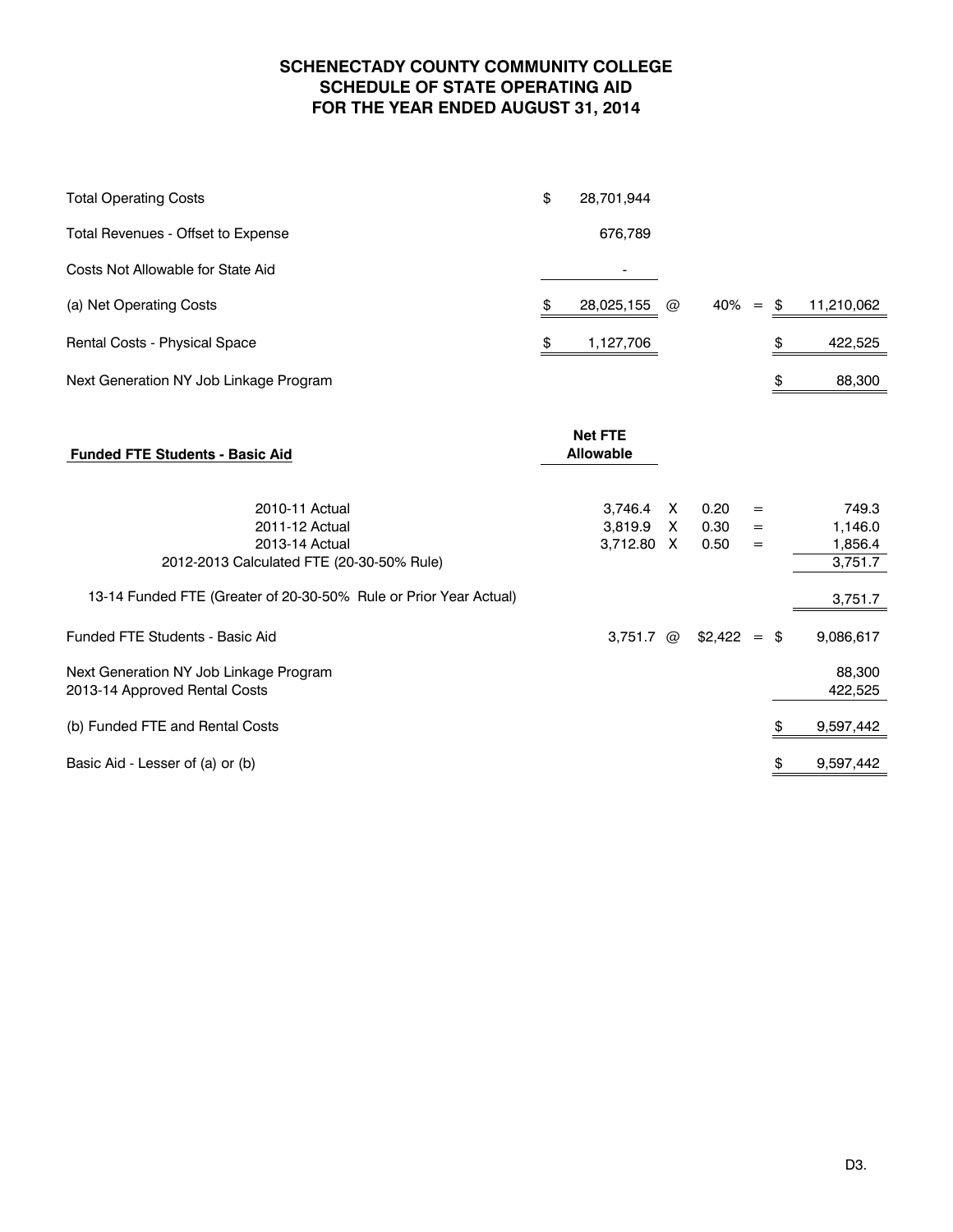# SCHENECTADY COUNTY COMMUNITY COLLEGE
## SCHEDULE OF STATE OPERATING AID
## FOR THE YEAR ENDED AUGUST 31, 2014

| | | | | | |
|---|---|---|---|---|---|
| Total Operating Costs | $ 28,701,944 | | | | |
| Total Revenues - Offset to Expense | 676,789 | | | | |
| Costs Not Allowable for State Aid | - | | | | |
| (a) Net Operating Costs | $ 28,025,155 | @ | 40% | = | $ 11,210,062 |
| Rental Costs - Physical Space | $ 1,127,706 | | | | $ 422,525 |
| Next Generation NY Job Linkage Program | | | | | $ 88,300 |

| **Funded FTE Students - Basic Aid** | **Net FTE Allowable** | | | | |
|---|---|---|---|---|---|
| 2010-11 Actual | 3,746.4 | X | 0.20 | = | 749.3 |
| 2011-12 Actual | 3,819.9 | X | 0.30 | = | 1,146.0 |
| 2013-14 Actual | 3,712.80 | X | 0.50 | = | 1,856.4 |
| 2012-2013 Calculated FTE (20-30-50% Rule) | | | | | 3,751.7 |
| 13-14 Funded FTE (Greater of 20-30-50% Rule or Prior Year Actual) | | | | | 3,751.7 |
| Funded FTE Students - Basic Aid | 3,751.7 | @ | $2,422 | = | $ 9,086,617 |
| Next Generation NY Job Linkage Program | | | | | 88,300 |
| 2013-14 Approved Rental Costs | | | | | 422,525 |
| (b) Funded FTE and Rental Costs | | | | | $ 9,597,442 |
| Basic Aid - Lesser of (a) or (b) | | | | | $ 9,597,442 |

D3.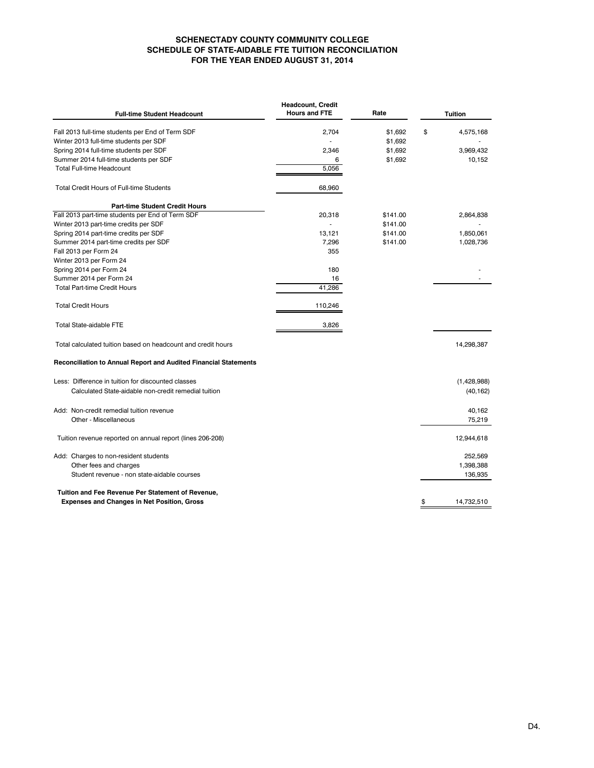# SCHENECTADY COUNTY COMMUNITY COLLEGE
## SCHEDULE OF STATE-AIDABLE FTE TUITION RECONCILIATION
## FOR THE YEAR ENDED AUGUST 31, 2014

| Full-time Student Headcount | Headcount, Credit Hours and FTE | Rate | Tuition |
|---|---|---|---|
| Fall 2013 full-time students per End of Term SDF | 2,704 | $1,692 | $ 4,575,168 |
| Winter 2013 full-time students per SDF | - | $1,692 | - |
| Spring 2014 full-time students per SDF | 2,346 | $1,692 | 3,969,432 |
| Summer 2014 full-time students per SDF | 6 | $1,692 | 10,152 |
| Total Full-time Headcount | 5,056 | | |
| Total Credit Hours of Full-time Students | 68,960 | | |
| **Part-time Student Credit Hours** | | | |
| Fall 2013 part-time students per End of Term SDF | 20,318 | $141.00 | 2,864,838 |
| Winter 2013 part-time credits per SDF | - | $141.00 | - |
| Spring 2014 part-time credits per SDF | 13,121 | $141.00 | 1,850,061 |
| Summer 2014 part-time credits per SDF | 7,296 | $141.00 | 1,028,736 |
| Fall 2013 per Form 24 | 355 | | |
| Winter 2013 per Form 24 | | | |
| Spring 2014 per Form 24 | 180 | | - |
| Summer 2014 per Form 24 | 16 | | - |
| Total Part-time Credit Hours | 41,286 | | |
| Total Credit Hours | 110,246 | | |
| Total State-aidable FTE | 3,826 | | |
| Total calculated tuition based on headcount and credit hours | | | 14,298,387 |
| **Reconciliation to Annual Report and Audited Financial Statements** | | | |
| Less: Difference in tuition for discounted classes | | | (1,428,988) |
| Calculated State-aidable non-credit remedial tuition | | | (40,162) |
| Add: Non-credit remedial tuition revenue | | | 40,162 |
| Other - Miscellaneous | | | 75,219 |
| Tuition revenue reported on annual report (lines 206-208) | | | 12,944,618 |
| Add: Charges to non-resident students | | | 252,569 |
| Other fees and charges | | | 1,398,388 |
| Student revenue - non state-aidable courses | | | 136,935 |
| **Tuition and Fee Revenue Per Statement of Revenue, Expenses and Changes in Net Position, Gross** | | | $ 14,732,510 |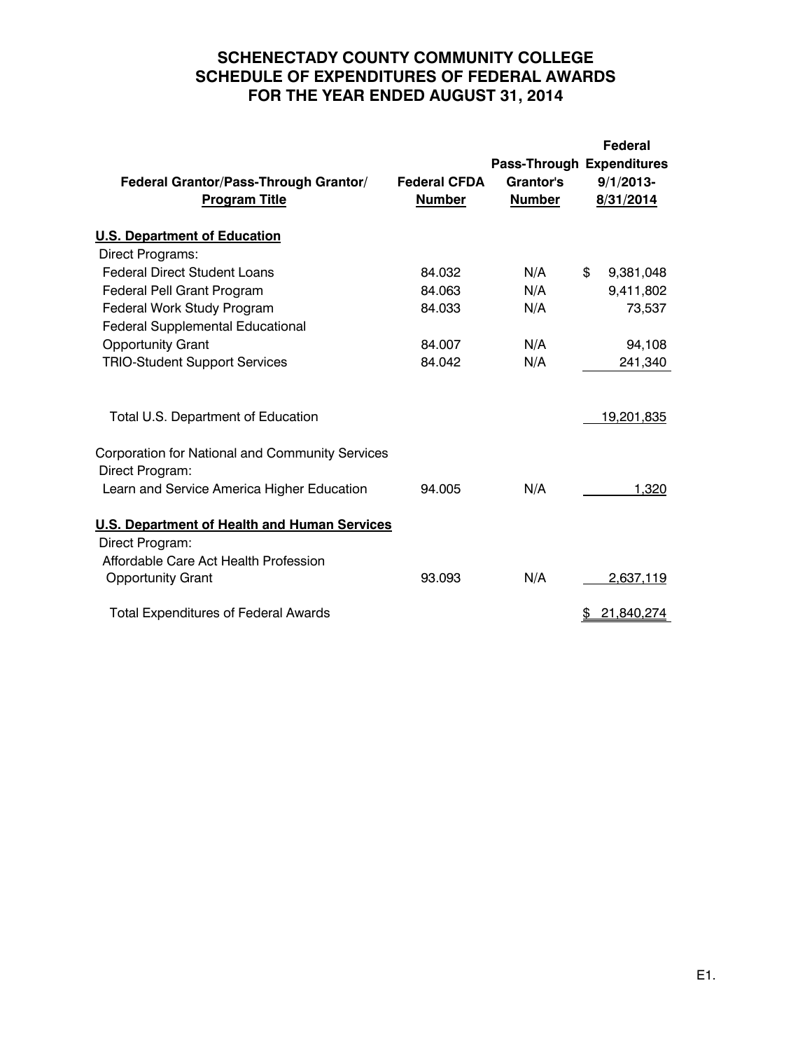# SCHENECTADY COUNTY COMMUNITY COLLEGE
## SCHEDULE OF EXPENDITURES OF FEDERAL AWARDS
## FOR THE YEAR ENDED AUGUST 31, 2014

| Federal Grantor/Pass-Through Grantor/ Program Title | Federal CFDA Number | Pass-Through Grantor's Number | Federal Expenditures 9/1/2013-8/31/2014 |
|---|---|---|---|
| **U.S. Department of Education** | | | |
| Direct Programs: | | | |
| Federal Direct Student Loans | 84.032 | N/A | $ 9,381,048 |
| Federal Pell Grant Program | 84.063 | N/A | 9,411,802 |
| Federal Work Study Program | 84.033 | N/A | 73,537 |
| Federal Supplemental Educational Opportunity Grant | 84.007 | N/A | 94,108 |
| TRIO-Student Support Services | 84.042 | N/A | 241,340 |
| Total U.S. Department of Education | | | 19,201,835 |
| Corporation for National and Community Services | | | |
| Direct Program: | | | |
| Learn and Service America Higher Education | 94.005 | N/A | 1,320 |
| **U.S. Department of Health and Human Services** | | | |
| Direct Program: | | | |
| Affordable Care Act Health Profession Opportunity Grant | 93.093 | N/A | 2,637,119 |
| Total Expenditures of Federal Awards | | | $ 21,840,274 |

E1.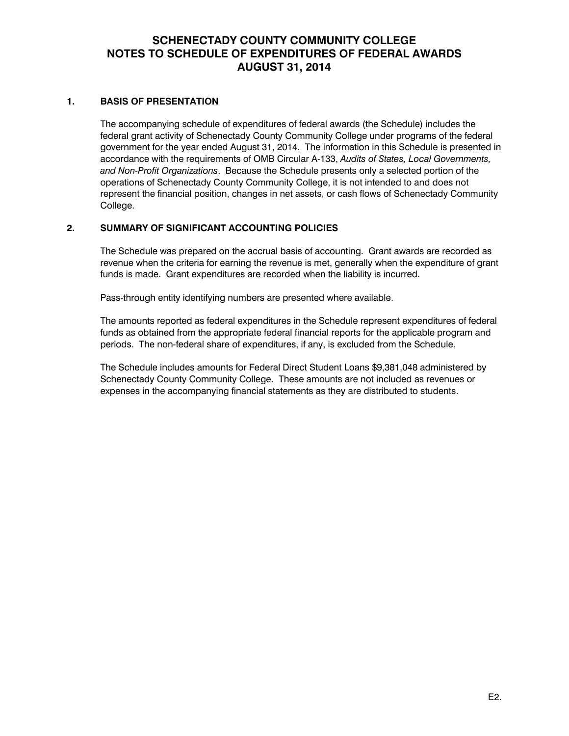# SCHENECTADY COUNTY COMMUNITY COLLEGE
# NOTES TO SCHEDULE OF EXPENDITURES OF FEDERAL AWARDS
# AUGUST 31, 2014

## 1. BASIS OF PRESENTATION

The accompanying schedule of expenditures of federal awards (the Schedule) includes the federal grant activity of Schenectady County Community College under programs of the federal government for the year ended August 31, 2014. The information in this Schedule is presented in accordance with the requirements of OMB Circular A-133, *Audits of States, Local Governments, and Non-Profit Organizations*. Because the Schedule presents only a selected portion of the operations of Schenectady County Community College, it is not intended to and does not represent the financial position, changes in net assets, or cash flows of Schenectady Community College.

## 2. SUMMARY OF SIGNIFICANT ACCOUNTING POLICIES

The Schedule was prepared on the accrual basis of accounting. Grant awards are recorded as revenue when the criteria for earning the revenue is met, generally when the expenditure of grant funds is made. Grant expenditures are recorded when the liability is incurred.

Pass-through entity identifying numbers are presented where available.

The amounts reported as federal expenditures in the Schedule represent expenditures of federal funds as obtained from the appropriate federal financial reports for the applicable program and periods. The non-federal share of expenditures, if any, is excluded from the Schedule.

The Schedule includes amounts for Federal Direct Student Loans $9,381,048 administered by Schenectady County Community College. These amounts are not included as revenues or expenses in the accompanying financial statements as they are distributed to students.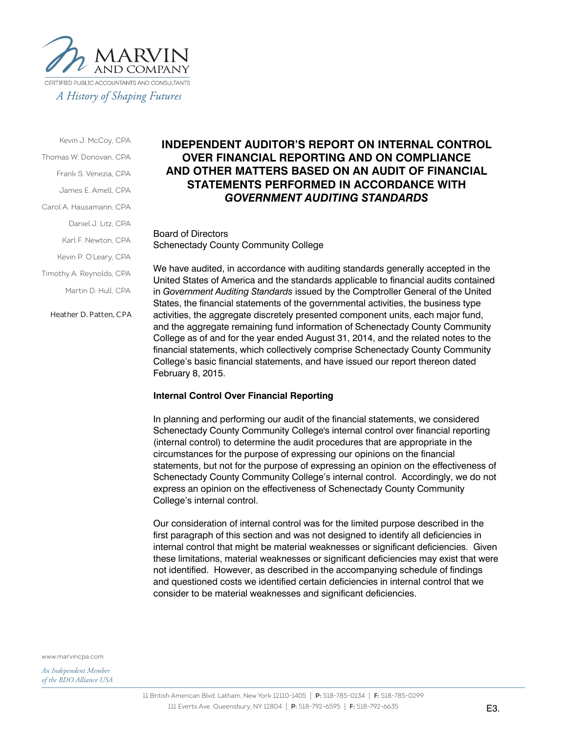MARVIN AND COMPANY

CERTIFIED PUBLIC ACCOUNTANTS AND CONSULTANTS

*A History of Shaping Futures*

Kevin J. McCoy, CPA
Thomas W. Donovan, CPA
Frank S. Venezia, CPA
James E. Amell, CPA
Carol A. Hausamann, CPA
Daniel J. Litz, CPA
Karl F. Newton, CPA
Kevin P. O'Leary, CPA
Timothy A. Reynolds, CPA
Martin D. Hull, CPA
Heather D. Patten, CPA

# INDEPENDENT AUDITOR'S REPORT ON INTERNAL CONTROL OVER FINANCIAL REPORTING AND ON COMPLIANCE AND OTHER MATTERS BASED ON AN AUDIT OF FINANCIAL STATEMENTS PERFORMED IN ACCORDANCE WITH *GOVERNMENT AUDITING STANDARDS*

Board of Directors
Schenectady County Community College

We have audited, in accordance with auditing standards generally accepted in the United States of America and the standards applicable to financial audits contained in *Government Auditing Standards* issued by the Comptroller General of the United States, the financial statements of the governmental activities, the business type activities, the aggregate discretely presented component units, each major fund, and the aggregate remaining fund information of Schenectady County Community College as of and for the year ended August 31, 2014, and the related notes to the financial statements, which collectively comprise Schenectady County Community College's basic financial statements, and have issued our report thereon dated February 8, 2015.

**Internal Control Over Financial Reporting**

In planning and performing our audit of the financial statements, we considered Schenectady County Community College's internal control over financial reporting (internal control) to determine the audit procedures that are appropriate in the circumstances for the purpose of expressing our opinions on the financial statements, but not for the purpose of expressing an opinion on the effectiveness of Schenectady County Community College's internal control. Accordingly, we do not express an opinion on the effectiveness of Schenectady County Community College's internal control.

Our consideration of internal control was for the limited purpose described in the first paragraph of this section and was not designed to identify all deficiencies in internal control that might be material weaknesses or significant deficiencies. Given these limitations, material weaknesses or significant deficiencies may exist that were not identified. However, as described in the accompanying schedule of findings and questioned costs we identified certain deficiencies in internal control that we consider to be material weaknesses and significant deficiencies.

www.marvincpa.com

*An Independent Member of the BDO Alliance USA*

11 British American Blvd. Latham, New York 12110-1405 | **P:** 518-785-0134 | **F:** 518-785-0299
111 Everts Ave. Queensbury, NY 12804 | **P:** 518-792-6595 | **F:** 518-792-6635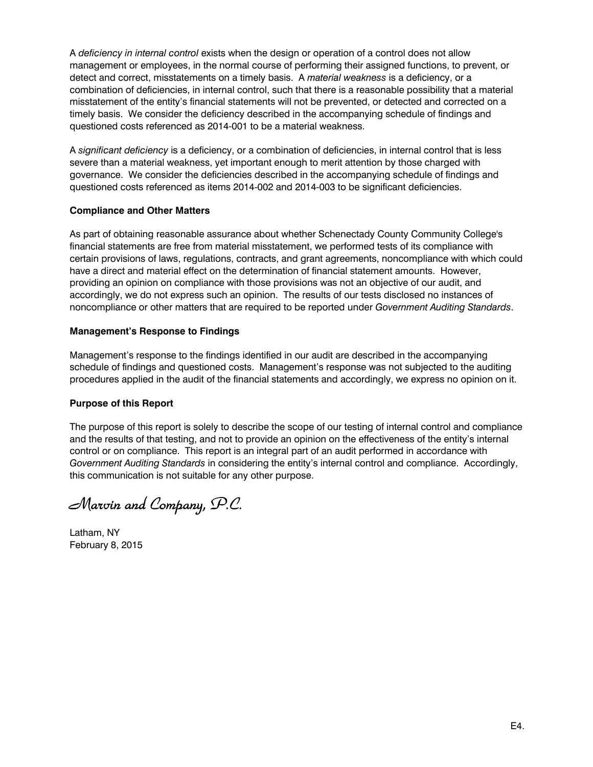A *deficiency in internal control* exists when the design or operation of a control does not allow management or employees, in the normal course of performing their assigned functions, to prevent, or detect and correct, misstatements on a timely basis. A *material weakness* is a deficiency, or a combination of deficiencies, in internal control, such that there is a reasonable possibility that a material misstatement of the entity's financial statements will not be prevented, or detected and corrected on a timely basis. We consider the deficiency described in the accompanying schedule of findings and questioned costs referenced as 2014-001 to be a material weakness.

A *significant deficiency* is a deficiency, or a combination of deficiencies, in internal control that is less severe than a material weakness, yet important enough to merit attention by those charged with governance. We consider the deficiencies described in the accompanying schedule of findings and questioned costs referenced as items 2014-002 and 2014-003 to be significant deficiencies.

**Compliance and Other Matters**

As part of obtaining reasonable assurance about whether Schenectady County Community College's financial statements are free from material misstatement, we performed tests of its compliance with certain provisions of laws, regulations, contracts, and grant agreements, noncompliance with which could have a direct and material effect on the determination of financial statement amounts. However, providing an opinion on compliance with those provisions was not an objective of our audit, and accordingly, we do not express such an opinion. The results of our tests disclosed no instances of noncompliance or other matters that are required to be reported under *Government Auditing Standards*.

**Management's Response to Findings**

Management's response to the findings identified in our audit are described in the accompanying schedule of findings and questioned costs. Management's response was not subjected to the auditing procedures applied in the audit of the financial statements and accordingly, we express no opinion on it.

**Purpose of this Report**

The purpose of this report is solely to describe the scope of our testing of internal control and compliance and the results of that testing, and not to provide an opinion on the effectiveness of the entity's internal control or on compliance. This report is an integral part of an audit performed in accordance with *Government Auditing Standards* in considering the entity's internal control and compliance. Accordingly, this communication is not suitable for any other purpose.

*Marvin and Company, P.C.*

Latham, NY
February 8, 2015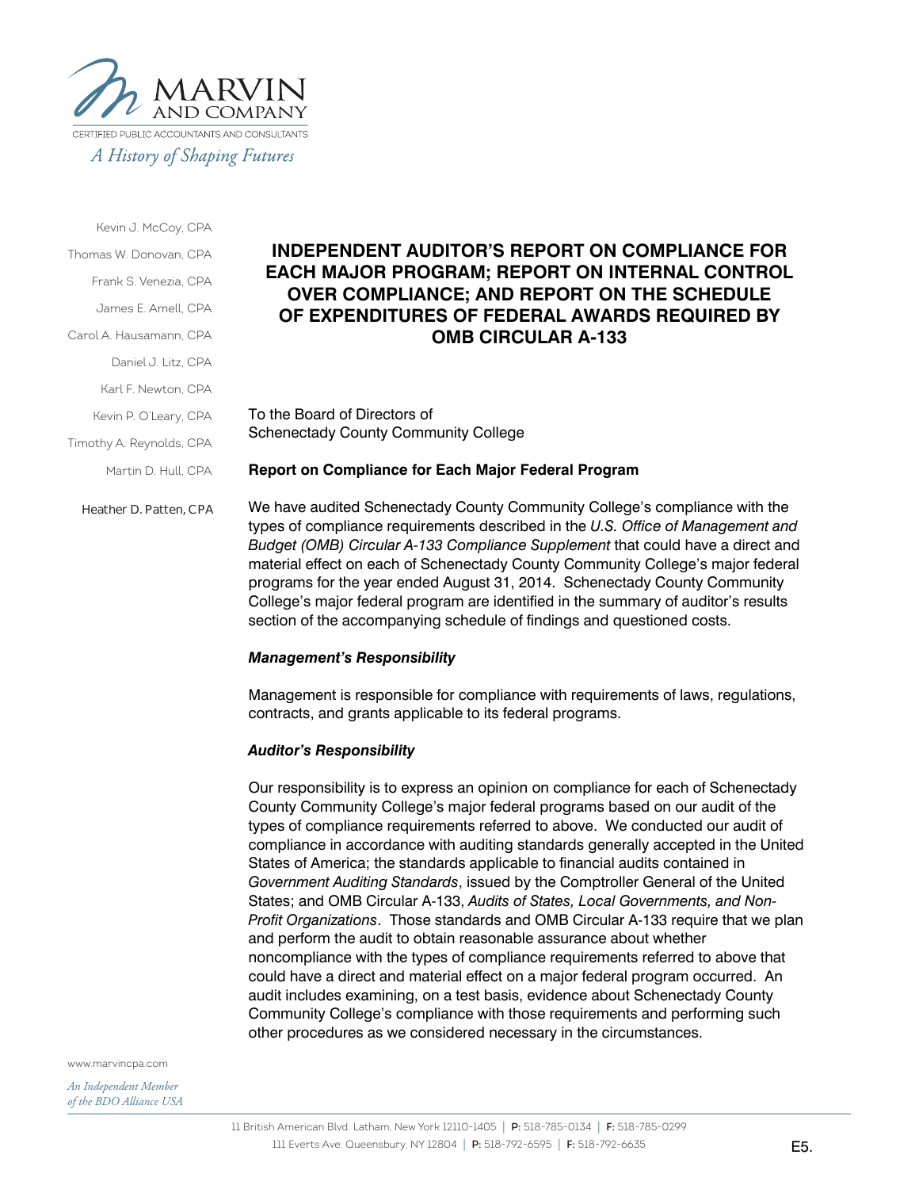# INDEPENDENT AUDITOR'S REPORT ON COMPLIANCE FOR EACH MAJOR PROGRAM; REPORT ON INTERNAL CONTROL OVER COMPLIANCE; AND REPORT ON THE SCHEDULE OF EXPENDITURES OF FEDERAL AWARDS REQUIRED BY OMB CIRCULAR A-133

To the Board of Directors of
Schenectady County Community College

## Report on Compliance for Each Major Federal Program

We have audited Schenectady County Community College's compliance with the types of compliance requirements described in the *U.S. Office of Management and Budget (OMB) Circular A-133 Compliance Supplement* that could have a direct and material effect on each of Schenectady County Community College's major federal programs for the year ended August 31, 2014. Schenectady County Community College's major federal program are identified in the summary of auditor's results section of the accompanying schedule of findings and questioned costs.

### *Management's Responsibility*

Management is responsible for compliance with requirements of laws, regulations, contracts, and grants applicable to its federal programs.

### *Auditor's Responsibility*

Our responsibility is to express an opinion on compliance for each of Schenectady County Community College's major federal programs based on our audit of the types of compliance requirements referred to above. We conducted our audit of compliance in accordance with auditing standards generally accepted in the United States of America; the standards applicable to financial audits contained in *Government Auditing Standards*, issued by the Comptroller General of the United States; and OMB Circular A-133, *Audits of States, Local Governments, and Non-Profit Organizations*. Those standards and OMB Circular A-133 require that we plan and perform the audit to obtain reasonable assurance about whether noncompliance with the types of compliance requirements referred to above that could have a direct and material effect on a major federal program occurred. An audit includes examining, on a test basis, evidence about Schenectady County Community College's compliance with those requirements and performing such other procedures as we considered necessary in the circumstances.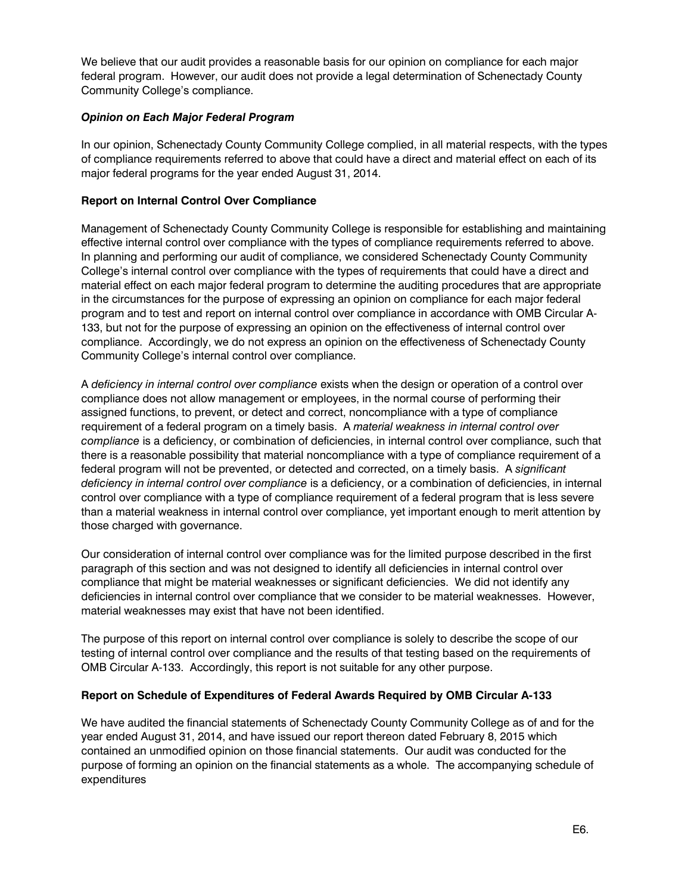We believe that our audit provides a reasonable basis for our opinion on compliance for each major federal program. However, our audit does not provide a legal determination of Schenectady County Community College's compliance.

***Opinion on Each Major Federal Program***

In our opinion, Schenectady County Community College complied, in all material respects, with the types of compliance requirements referred to above that could have a direct and material effect on each of its major federal programs for the year ended August 31, 2014.

**Report on Internal Control Over Compliance**

Management of Schenectady County Community College is responsible for establishing and maintaining effective internal control over compliance with the types of compliance requirements referred to above. In planning and performing our audit of compliance, we considered Schenectady County Community College's internal control over compliance with the types of requirements that could have a direct and material effect on each major federal program to determine the auditing procedures that are appropriate in the circumstances for the purpose of expressing an opinion on compliance for each major federal program and to test and report on internal control over compliance in accordance with OMB Circular A-133, but not for the purpose of expressing an opinion on the effectiveness of internal control over compliance. Accordingly, we do not express an opinion on the effectiveness of Schenectady County Community College's internal control over compliance.

A *deficiency in internal control over compliance* exists when the design or operation of a control over compliance does not allow management or employees, in the normal course of performing their assigned functions, to prevent, or detect and correct, noncompliance with a type of compliance requirement of a federal program on a timely basis. A *material weakness in internal control over compliance* is a deficiency, or combination of deficiencies, in internal control over compliance, such that there is a reasonable possibility that material noncompliance with a type of compliance requirement of a federal program will not be prevented, or detected and corrected, on a timely basis. A *significant deficiency in internal control over compliance* is a deficiency, or a combination of deficiencies, in internal control over compliance with a type of compliance requirement of a federal program that is less severe than a material weakness in internal control over compliance, yet important enough to merit attention by those charged with governance.

Our consideration of internal control over compliance was for the limited purpose described in the first paragraph of this section and was not designed to identify all deficiencies in internal control over compliance that might be material weaknesses or significant deficiencies. We did not identify any deficiencies in internal control over compliance that we consider to be material weaknesses. However, material weaknesses may exist that have not been identified.

The purpose of this report on internal control over compliance is solely to describe the scope of our testing of internal control over compliance and the results of that testing based on the requirements of OMB Circular A-133. Accordingly, this report is not suitable for any other purpose.

**Report on Schedule of Expenditures of Federal Awards Required by OMB Circular A-133**

We have audited the financial statements of Schenectady County Community College as of and for the year ended August 31, 2014, and have issued our report thereon dated February 8, 2015 which contained an unmodified opinion on those financial statements. Our audit was conducted for the purpose of forming an opinion on the financial statements as a whole. The accompanying schedule of expenditures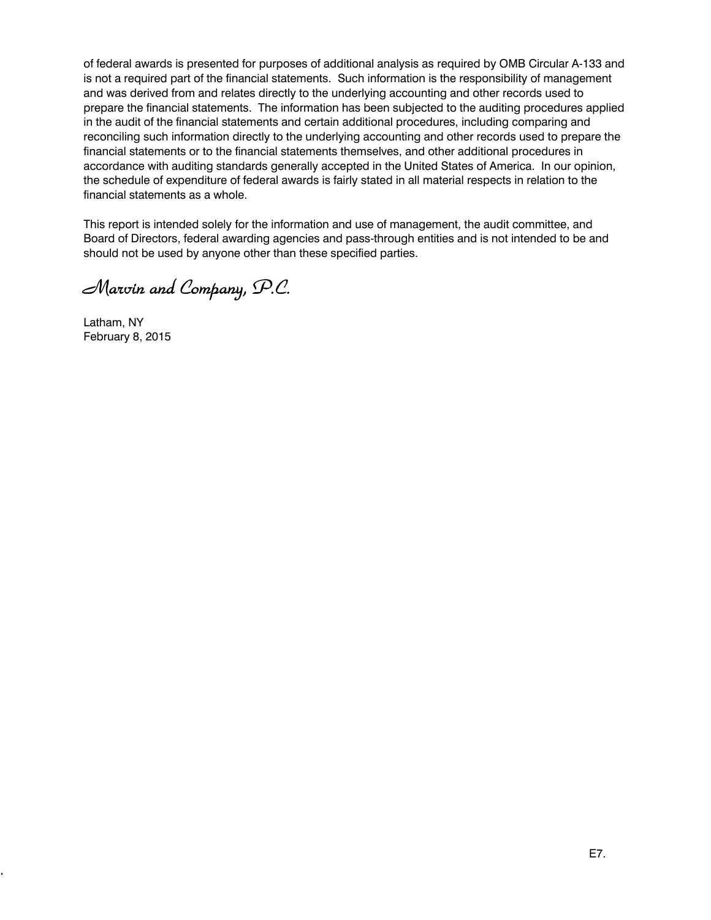of federal awards is presented for purposes of additional analysis as required by OMB Circular A-133 and is not a required part of the financial statements. Such information is the responsibility of management and was derived from and relates directly to the underlying accounting and other records used to prepare the financial statements. The information has been subjected to the auditing procedures applied in the audit of the financial statements and certain additional procedures, including comparing and reconciling such information directly to the underlying accounting and other records used to prepare the financial statements or to the financial statements themselves, and other additional procedures in accordance with auditing standards generally accepted in the United States of America. In our opinion, the schedule of expenditure of federal awards is fairly stated in all material respects in relation to the financial statements as a whole.

This report is intended solely for the information and use of management, the audit committee, and Board of Directors, federal awarding agencies and pass-through entities and is not intended to be and should not be used by anyone other than these specified parties.

*Marvin and Company, P.C.*

Latham, NY
February 8, 2015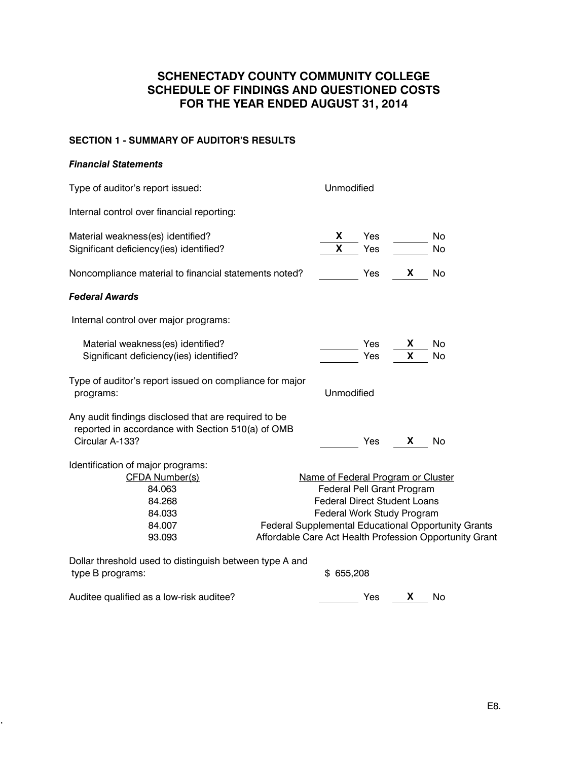# SCHENECTADY COUNTY COMMUNITY COLLEGE
# SCHEDULE OF FINDINGS AND QUESTIONED COSTS
# FOR THE YEAR ENDED AUGUST 31, 2014

## SECTION 1 - SUMMARY OF AUDITOR'S RESULTS

***Financial Statements***

Type of auditor's report issued: Unmodified

Internal control over financial reporting:

| | | | | |
|---|---|---|---|---|
| Material weakness(es) identified? | X | Yes | | No |
| Significant deficiency(ies) identified? | X | Yes | | No |
| Noncompliance material to financial statements noted? | | Yes | X | No |

***Federal Awards***

Internal control over major programs:

| | | | | |
|---|---|---|---|---|
| Material weakness(es) identified? | | Yes | X | No |
| Significant deficiency(ies) identified? | | Yes | X | No |

Type of auditor's report issued on compliance for major programs: Unmodified

| | | | | |
|---|---|---|---|---|
| Any audit findings disclosed that are required to be reported in accordance with Section 510(a) of OMB Circular A-133? | | Yes | X | No |

Identification of major programs:

| CFDA Number(s) | Name of Federal Program or Cluster |
|---|---|
| 84.063 | Federal Pell Grant Program |
| 84.268 | Federal Direct Student Loans |
| 84.033 | Federal Work Study Program |
| 84.007 | Federal Supplemental Educational Opportunity Grants |
| 93.093 | Affordable Care Act Health Profession Opportunity Grant |

Dollar threshold used to distinguish between type A and type B programs: $ 655,208

| | | | | |
|---|---|---|---|---|
| Auditee qualified as a low-risk auditee? | | Yes | X | No |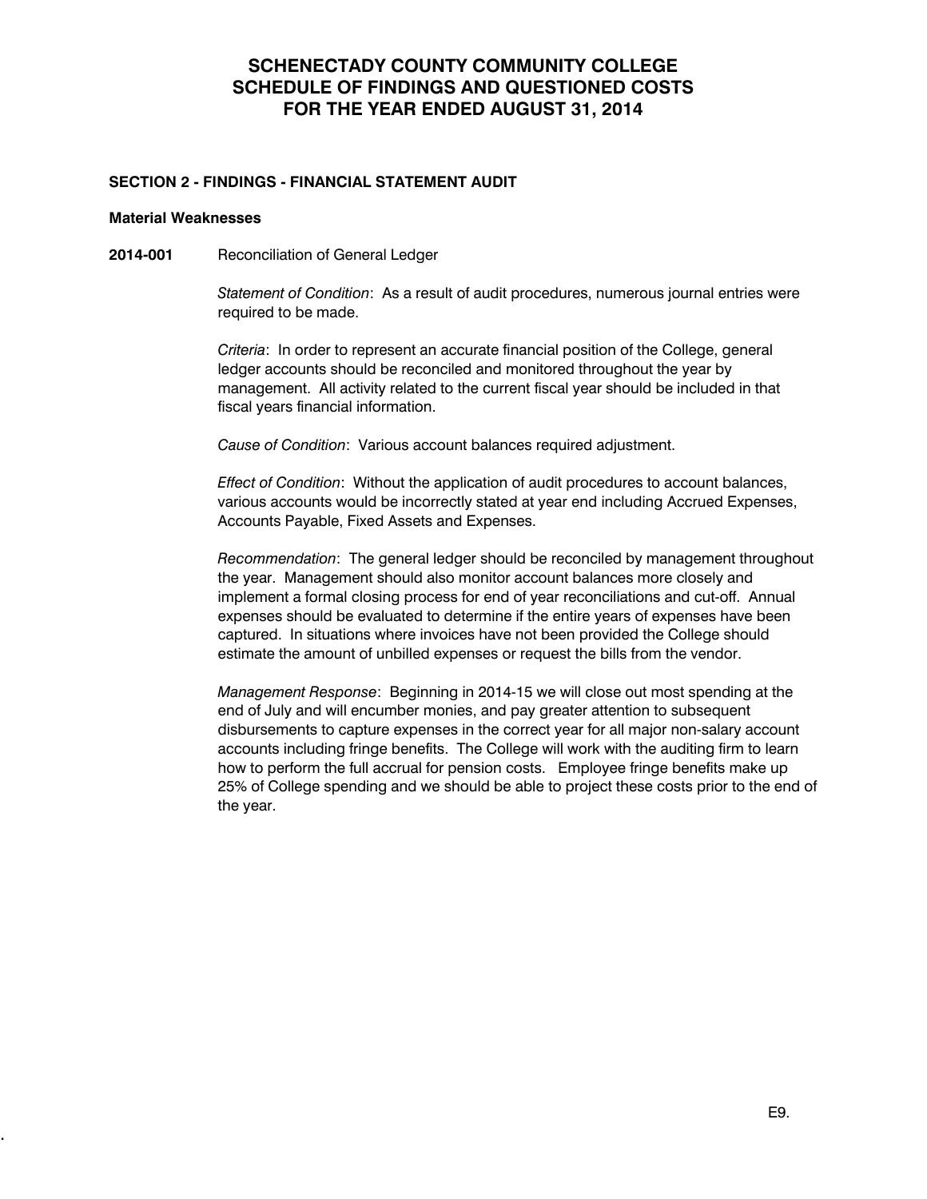# SCHENECTADY COUNTY COMMUNITY COLLEGE
# SCHEDULE OF FINDINGS AND QUESTIONED COSTS
# FOR THE YEAR ENDED AUGUST 31, 2014

## SECTION 2 - FINDINGS - FINANCIAL STATEMENT AUDIT

### Material Weaknesses

**2014-001** Reconciliation of General Ledger

*Statement of Condition*: As a result of audit procedures, numerous journal entries were required to be made.

*Criteria*: In order to represent an accurate financial position of the College, general ledger accounts should be reconciled and monitored throughout the year by management. All activity related to the current fiscal year should be included in that fiscal years financial information.

*Cause of Condition*: Various account balances required adjustment.

*Effect of Condition*: Without the application of audit procedures to account balances, various accounts would be incorrectly stated at year end including Accrued Expenses, Accounts Payable, Fixed Assets and Expenses.

*Recommendation*: The general ledger should be reconciled by management throughout the year. Management should also monitor account balances more closely and implement a formal closing process for end of year reconciliations and cut-off. Annual expenses should be evaluated to determine if the entire years of expenses have been captured. In situations where invoices have not been provided the College should estimate the amount of unbilled expenses or request the bills from the vendor.

*Management Response*: Beginning in 2014-15 we will close out most spending at the end of July and will encumber monies, and pay greater attention to subsequent disbursements to capture expenses in the correct year for all major non-salary account accounts including fringe benefits. The College will work with the auditing firm to learn how to perform the full accrual for pension costs. Employee fringe benefits make up 25% of College spending and we should be able to project these costs prior to the end of the year.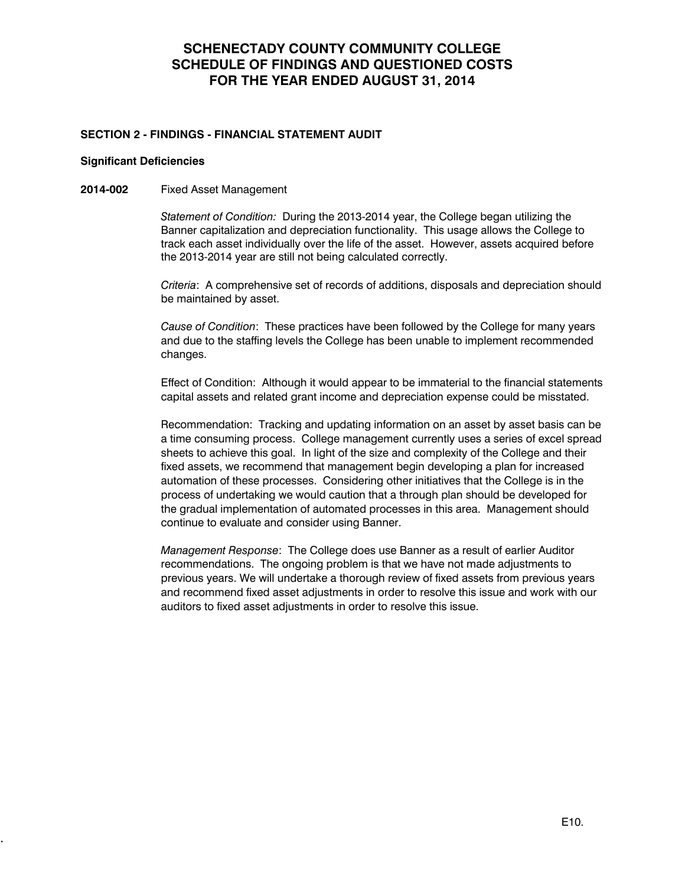# SCHENECTADY COUNTY COMMUNITY COLLEGE
# SCHEDULE OF FINDINGS AND QUESTIONED COSTS
# FOR THE YEAR ENDED AUGUST 31, 2014

### SECTION 2 - FINDINGS - FINANCIAL STATEMENT AUDIT

**Significant Deficiencies**

**2014-002** Fixed Asset Management

*Statement of Condition:* During the 2013-2014 year, the College began utilizing the Banner capitalization and depreciation functionality. This usage allows the College to track each asset individually over the life of the asset. However, assets acquired before the 2013-2014 year are still not being calculated correctly.

*Criteria*: A comprehensive set of records of additions, disposals and depreciation should be maintained by asset.

*Cause of Condition*: These practices have been followed by the College for many years and due to the staffing levels the College has been unable to implement recommended changes.

Effect of Condition: Although it would appear to be immaterial to the financial statements capital assets and related grant income and depreciation expense could be misstated.

Recommendation: Tracking and updating information on an asset by asset basis can be a time consuming process. College management currently uses a series of excel spread sheets to achieve this goal. In light of the size and complexity of the College and their fixed assets, we recommend that management begin developing a plan for increased automation of these processes. Considering other initiatives that the College is in the process of undertaking we would caution that a through plan should be developed for the gradual implementation of automated processes in this area. Management should continue to evaluate and consider using Banner.

*Management Response*: The College does use Banner as a result of earlier Auditor recommendations. The ongoing problem is that we have not made adjustments to previous years. We will undertake a thorough review of fixed assets from previous years and recommend fixed asset adjustments in order to resolve this issue and work with our auditors to fixed asset adjustments in order to resolve this issue.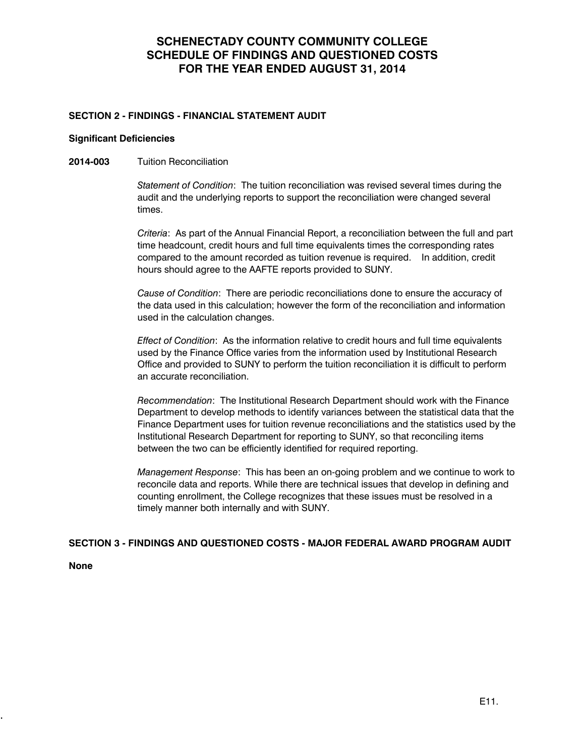# SCHENECTADY COUNTY COMMUNITY COLLEGE
# SCHEDULE OF FINDINGS AND QUESTIONED COSTS
# FOR THE YEAR ENDED AUGUST 31, 2014

## SECTION 2 - FINDINGS - FINANCIAL STATEMENT AUDIT

### Significant Deficiencies

**2014-003** Tuition Reconciliation

*Statement of Condition*: The tuition reconciliation was revised several times during the audit and the underlying reports to support the reconciliation were changed several times.

*Criteria*: As part of the Annual Financial Report, a reconciliation between the full and part time headcount, credit hours and full time equivalents times the corresponding rates compared to the amount recorded as tuition revenue is required. In addition, credit hours should agree to the AAFTE reports provided to SUNY.

*Cause of Condition*: There are periodic reconciliations done to ensure the accuracy of the data used in this calculation; however the form of the reconciliation and information used in the calculation changes.

*Effect of Condition*: As the information relative to credit hours and full time equivalents used by the Finance Office varies from the information used by Institutional Research Office and provided to SUNY to perform the tuition reconciliation it is difficult to perform an accurate reconciliation.

*Recommendation*: The Institutional Research Department should work with the Finance Department to develop methods to identify variances between the statistical data that the Finance Department uses for tuition revenue reconciliations and the statistics used by the Institutional Research Department for reporting to SUNY, so that reconciling items between the two can be efficiently identified for required reporting.

*Management Response*: This has been an on-going problem and we continue to work to reconcile data and reports. While there are technical issues that develop in defining and counting enrollment, the College recognizes that these issues must be resolved in a timely manner both internally and with SUNY.

## SECTION 3 - FINDINGS AND QUESTIONED COSTS - MAJOR FEDERAL AWARD PROGRAM AUDIT

**None**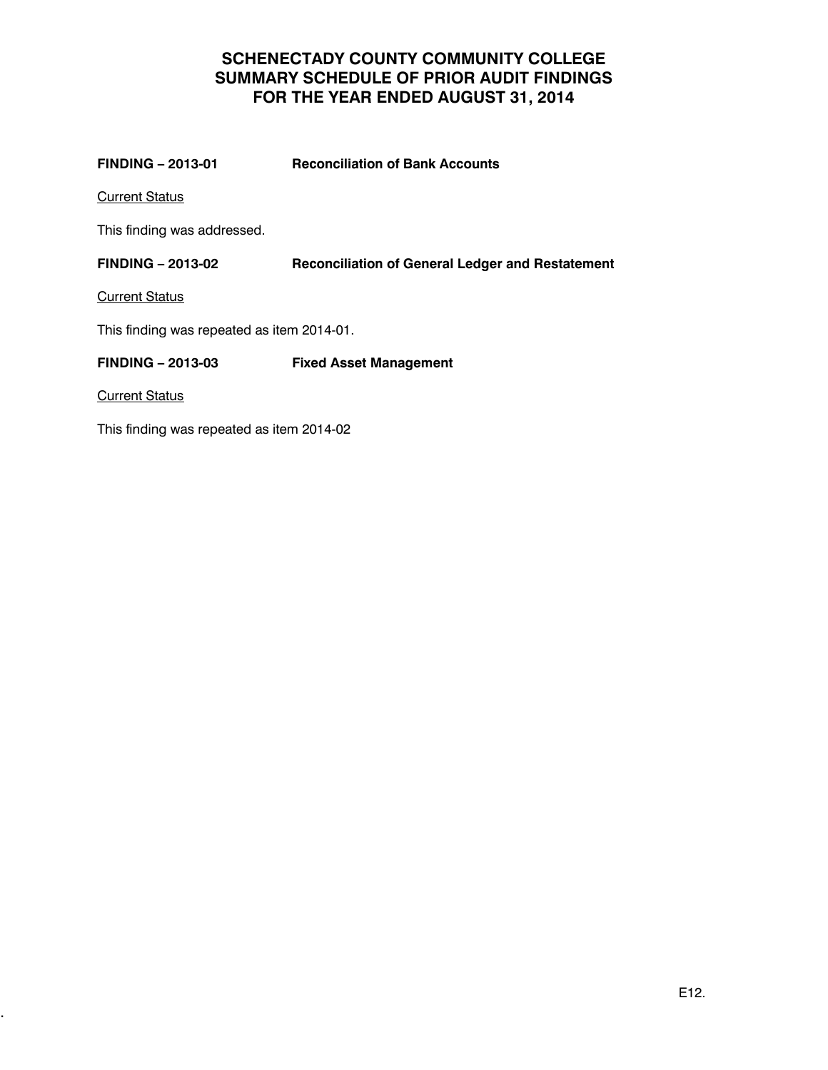# SCHENECTADY COUNTY COMMUNITY COLLEGE
# SUMMARY SCHEDULE OF PRIOR AUDIT FINDINGS
# FOR THE YEAR ENDED AUGUST 31, 2014

**FINDING – 2013-01 Reconciliation of Bank Accounts**

Current Status

This finding was addressed.

**FINDING – 2013-02 Reconciliation of General Ledger and Restatement**

Current Status

This finding was repeated as item 2014-01.

**FINDING – 2013-03 Fixed Asset Management**

Current Status

This finding was repeated as item 2014-02